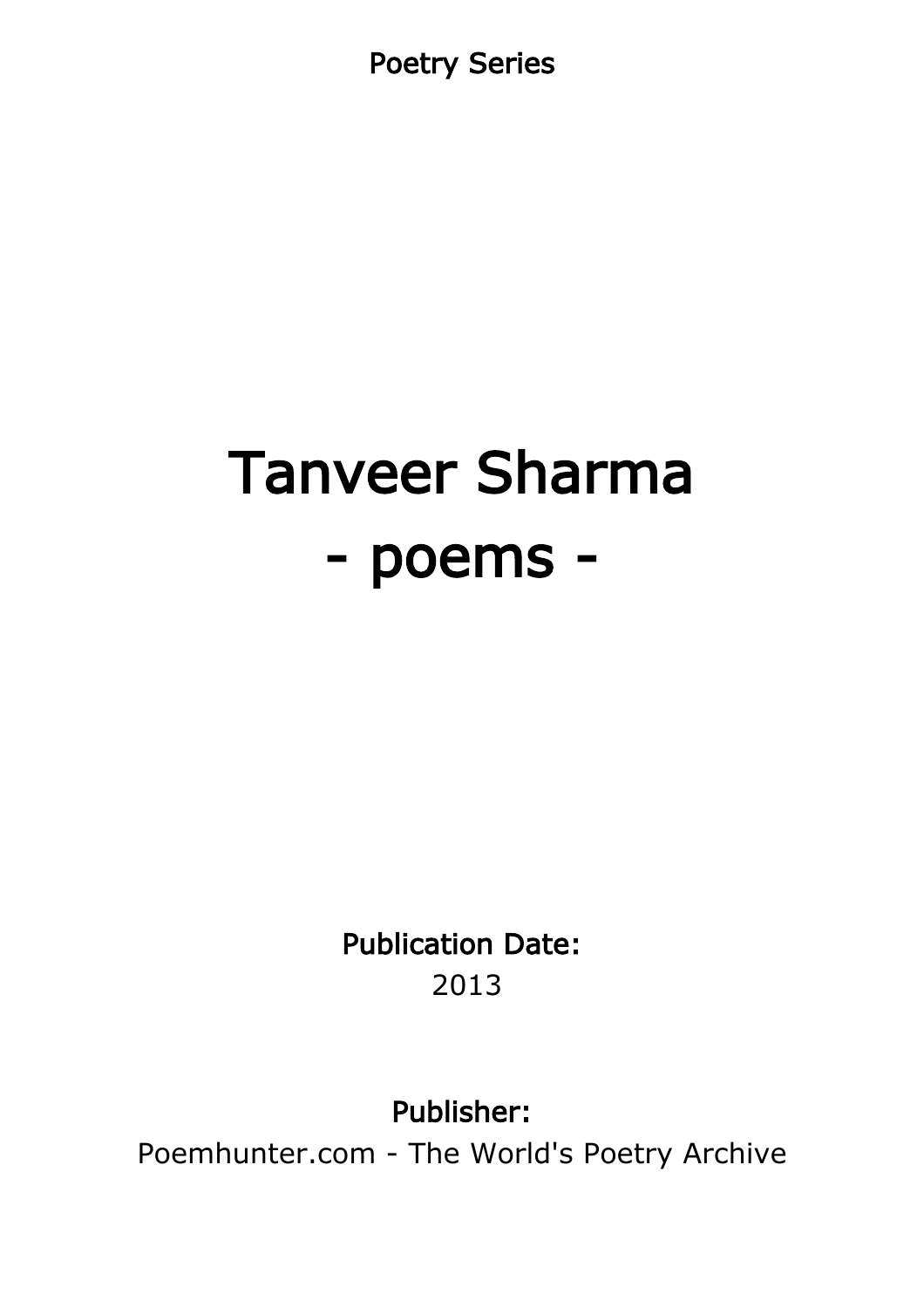Poetry Series

# Tanveer Sharma
# - poems -

**Publication Date:**
2013

**Publisher:**
Poemhunter.com - The World's Poetry Archive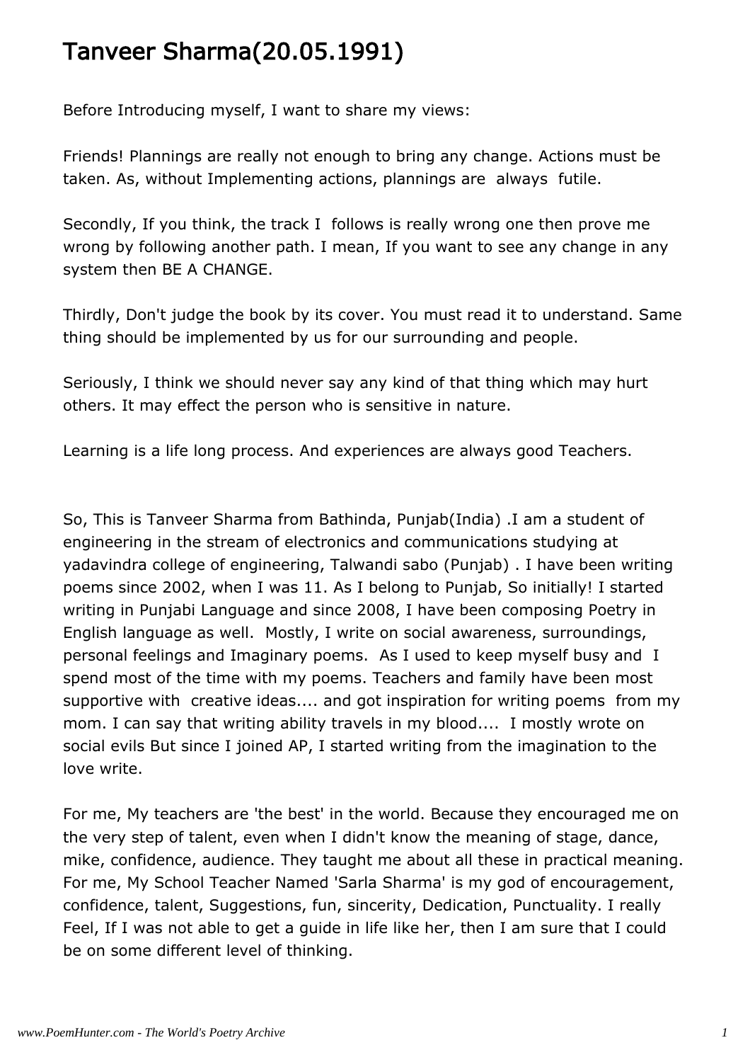# Tanveer Sharma(20.05.1991)

Before Introducing myself, I want to share my views:

Friends! Plannings are really not enough to bring any change. Actions must be taken. As, without Implementing actions, plannings are always futile.

Secondly, If you think, the track I follows is really wrong one then prove me wrong by following another path. I mean, If you want to see any change in any system then BE A CHANGE.

Thirdly, Don't judge the book by its cover. You must read it to understand. Same thing should be implemented by us for our surrounding and people.

Seriously, I think we should never say any kind of that thing which may hurt others. It may effect the person who is sensitive in nature.

Learning is a life long process. And experiences are always good Teachers.

So, This is Tanveer Sharma from Bathinda, Punjab(India) .I am a student of engineering in the stream of electronics and communications studying at yadavindra college of engineering, Talwandi sabo (Punjab) . I have been writing poems since 2002, when I was 11. As I belong to Punjab, So initially! I started writing in Punjabi Language and since 2008, I have been composing Poetry in English language as well. Mostly, I write on social awareness, surroundings, personal feelings and Imaginary poems. As I used to keep myself busy and I spend most of the time with my poems. Teachers and family have been most supportive with creative ideas.... and got inspiration for writing poems from my mom. I can say that writing ability travels in my blood.... I mostly wrote on social evils But since I joined AP, I started writing from the imagination to the love write.

For me, My teachers are 'the best' in the world. Because they encouraged me on the very step of talent, even when I didn't know the meaning of stage, dance, mike, confidence, audience. They taught me about all these in practical meaning. For me, My School Teacher Named 'Sarla Sharma' is my god of encouragement, confidence, talent, Suggestions, fun, sincerity, Dedication, Punctuality. I really Feel, If I was not able to get a guide in life like her, then I am sure that I could be on some different level of thinking.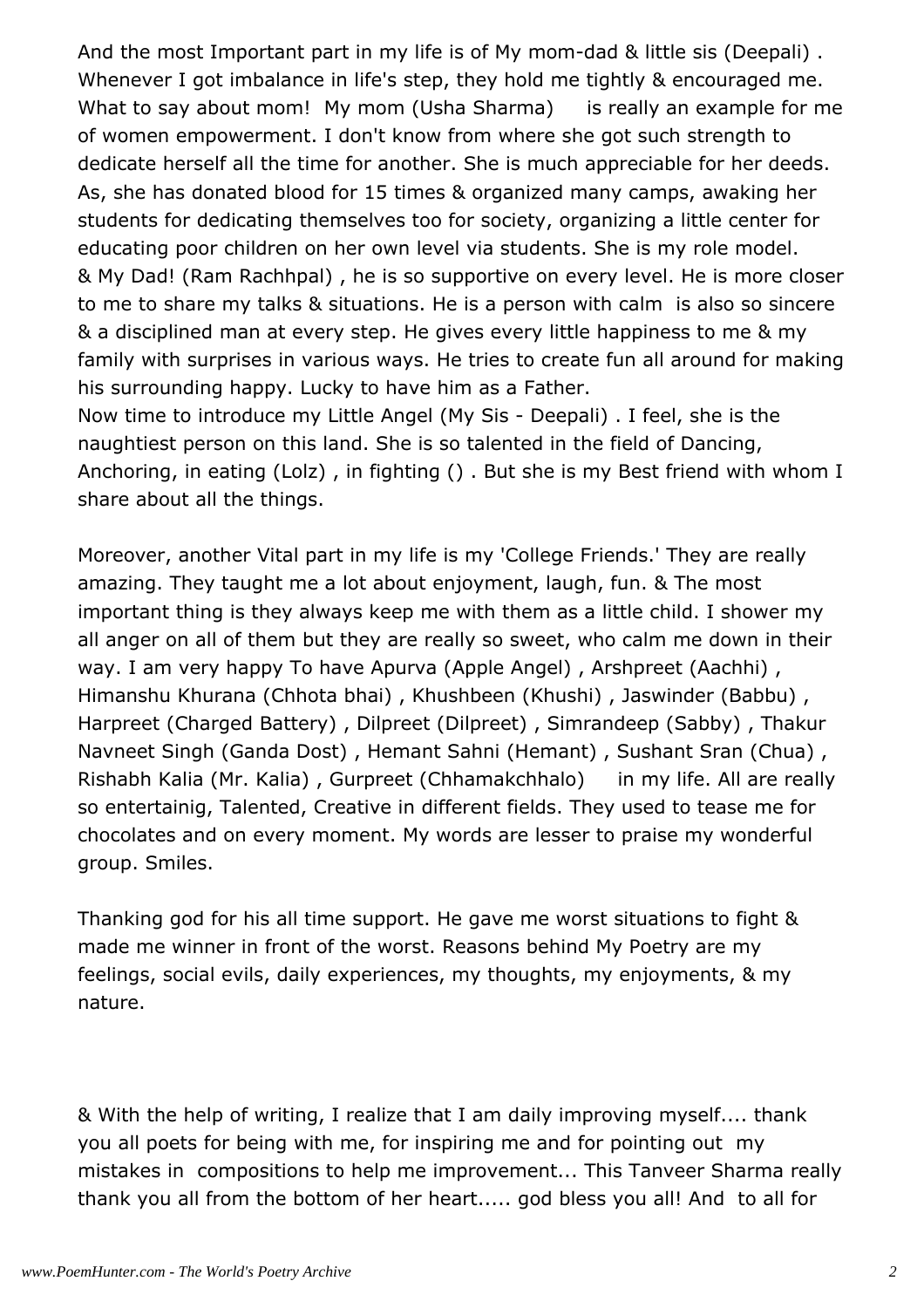And the most Important part in my life is of My mom-dad & little sis (Deepali) . Whenever I got imbalance in life's step, they hold me tightly & encouraged me. What to say about mom! My mom (Usha Sharma) is really an example for me of women empowerment. I don't know from where she got such strength to dedicate herself all the time for another. She is much appreciable for her deeds. As, she has donated blood for 15 times & organized many camps, awaking her students for dedicating themselves too for society, organizing a little center for educating poor children on her own level via students. She is my role model. & My Dad! (Ram Rachhpal) , he is so supportive on every level. He is more closer to me to share my talks & situations. He is a person with calm is also so sincere & a disciplined man at every step. He gives every little happiness to me & my family with surprises in various ways. He tries to create fun all around for making his surrounding happy. Lucky to have him as a Father.
Now time to introduce my Little Angel (My Sis - Deepali) . I feel, she is the naughtiest person on this land. She is so talented in the field of Dancing, Anchoring, in eating (Lolz) , in fighting () . But she is my Best friend with whom I share about all the things.

Moreover, another Vital part in my life is my 'College Friends.' They are really amazing. They taught me a lot about enjoyment, laugh, fun. & The most important thing is they always keep me with them as a little child. I shower my all anger on all of them but they are really so sweet, who calm me down in their way. I am very happy To have Apurva (Apple Angel) , Arshpreet (Aachhi) , Himanshu Khurana (Chhota bhai) , Khushbeen (Khushi) , Jaswinder (Babbu) , Harpreet (Charged Battery) , Dilpreet (Dilpreet) , Simrandeep (Sabby) , Thakur Navneet Singh (Ganda Dost) , Hemant Sahni (Hemant) , Sushant Sran (Chua) , Rishabh Kalia (Mr. Kalia) , Gurpreet (Chhamakchhalo) in my life. All are really so entertainig, Talented, Creative in different fields. They used to tease me for chocolates and on every moment. My words are lesser to praise my wonderful group. Smiles.

Thanking god for his all time support. He gave me worst situations to fight & made me winner in front of the worst. Reasons behind My Poetry are my feelings, social evils, daily experiences, my thoughts, my enjoyments, & my nature.

& With the help of writing, I realize that I am daily improving myself.... thank you all poets for being with me, for inspiring me and for pointing out my mistakes in compositions to help me improvement... This Tanveer Sharma really thank you all from the bottom of her heart..... god bless you all! And to all for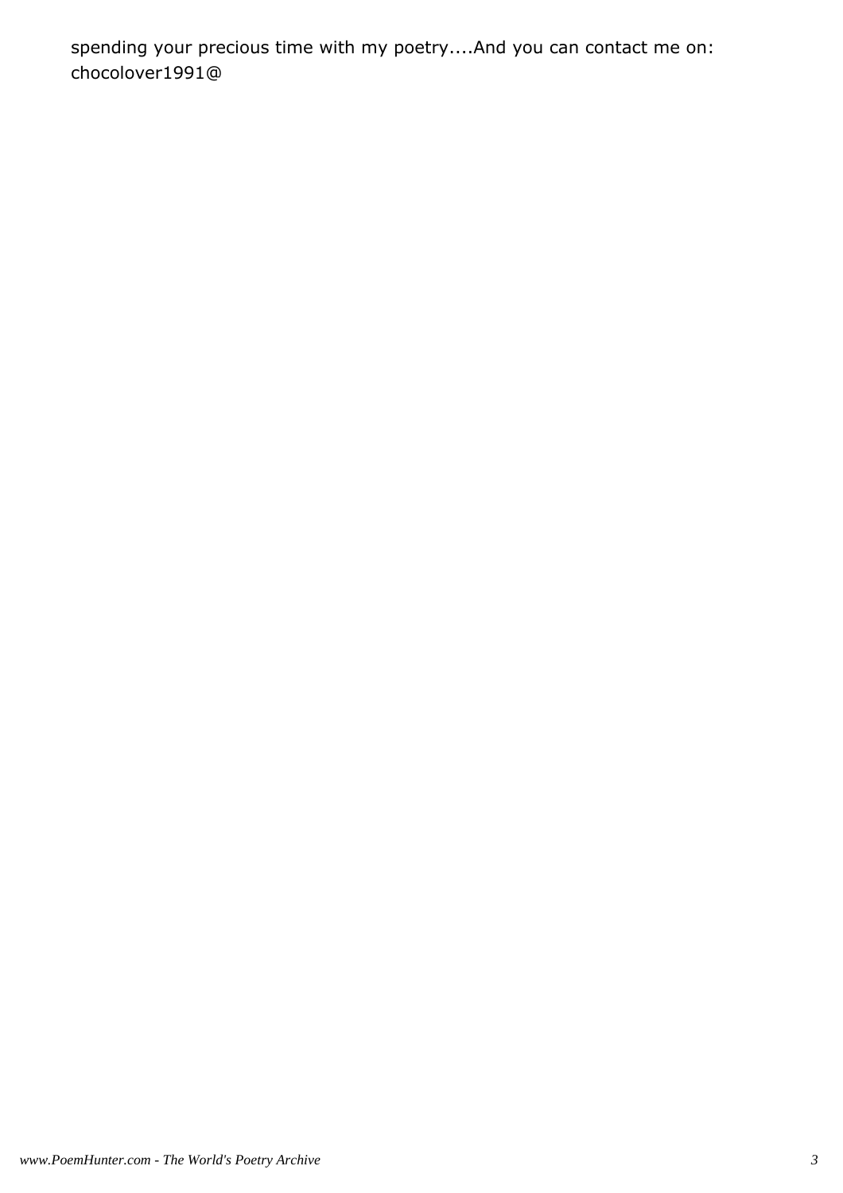spending your precious time with my poetry....And you can contact me on: chocolover1991@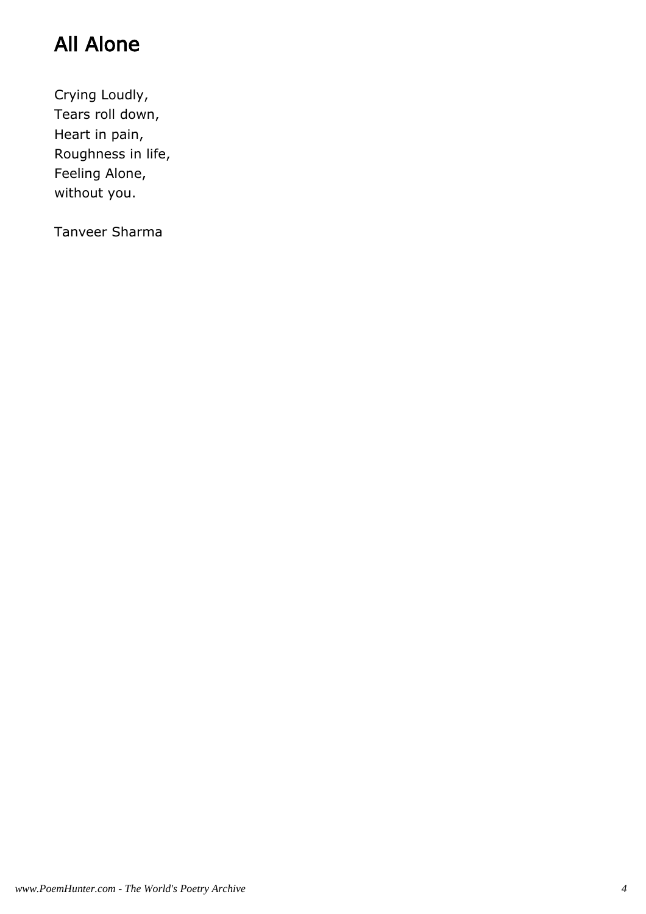# All Alone

Crying Loudly,
Tears roll down,
Heart in pain,
Roughness in life,
Feeling Alone,
without you.

Tanveer Sharma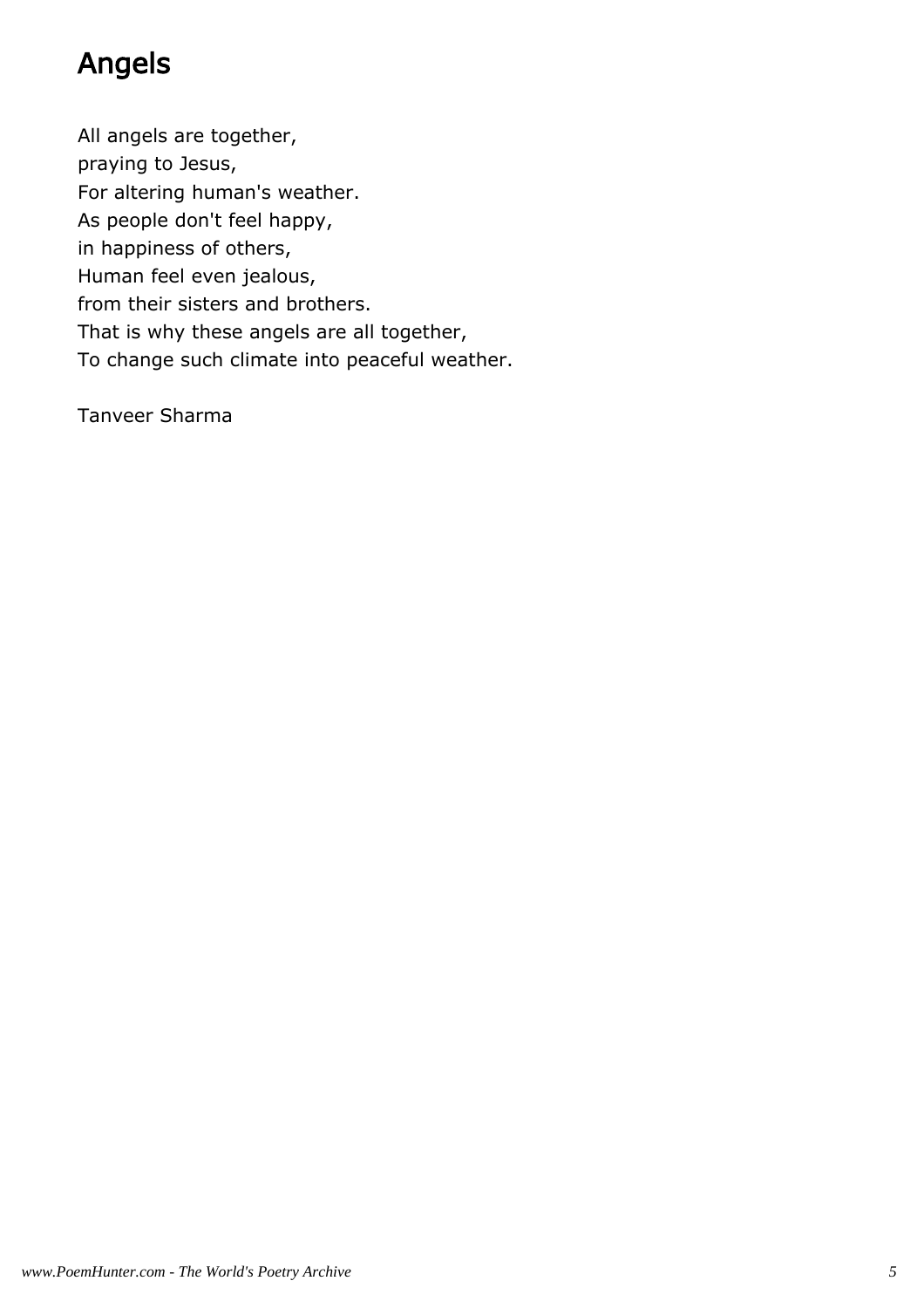# Angels

All angels are together,
praying to Jesus,
For altering human's weather.
As people don't feel happy,
in happiness of others,
Human feel even jealous,
from their sisters and brothers.
That is why these angels are all together,
To change such climate into peaceful weather.

Tanveer Sharma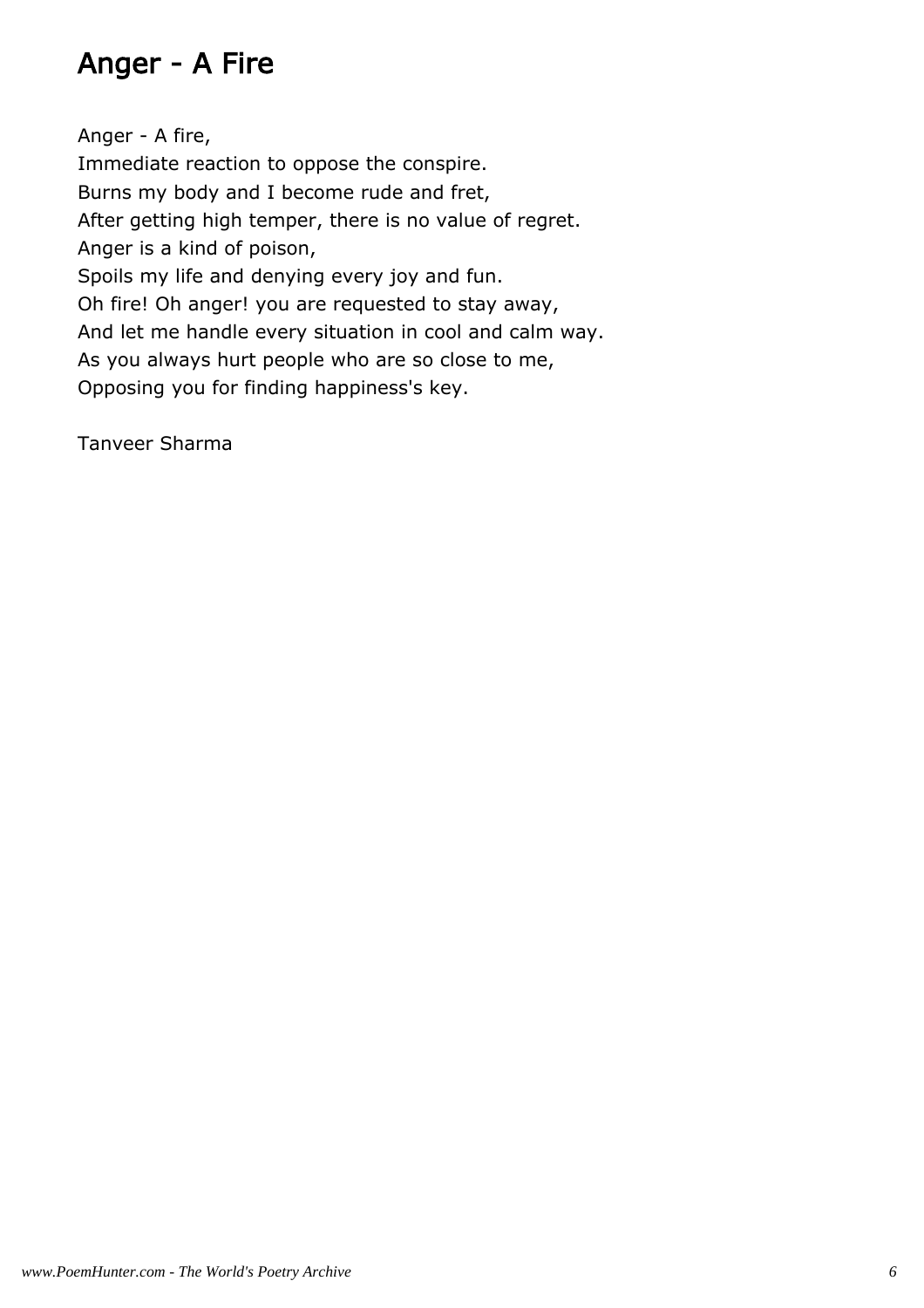# Anger - A Fire

Anger - A fire,  
Immediate reaction to oppose the conspire.  
Burns my body and I become rude and fret,  
After getting high temper, there is no value of regret.  
Anger is a kind of poison,  
Spoils my life and denying every joy and fun.  
Oh fire! Oh anger! you are requested to stay away,  
And let me handle every situation in cool and calm way.  
As you always hurt people who are so close to me,  
Opposing you for finding happiness's key.

Tanveer Sharma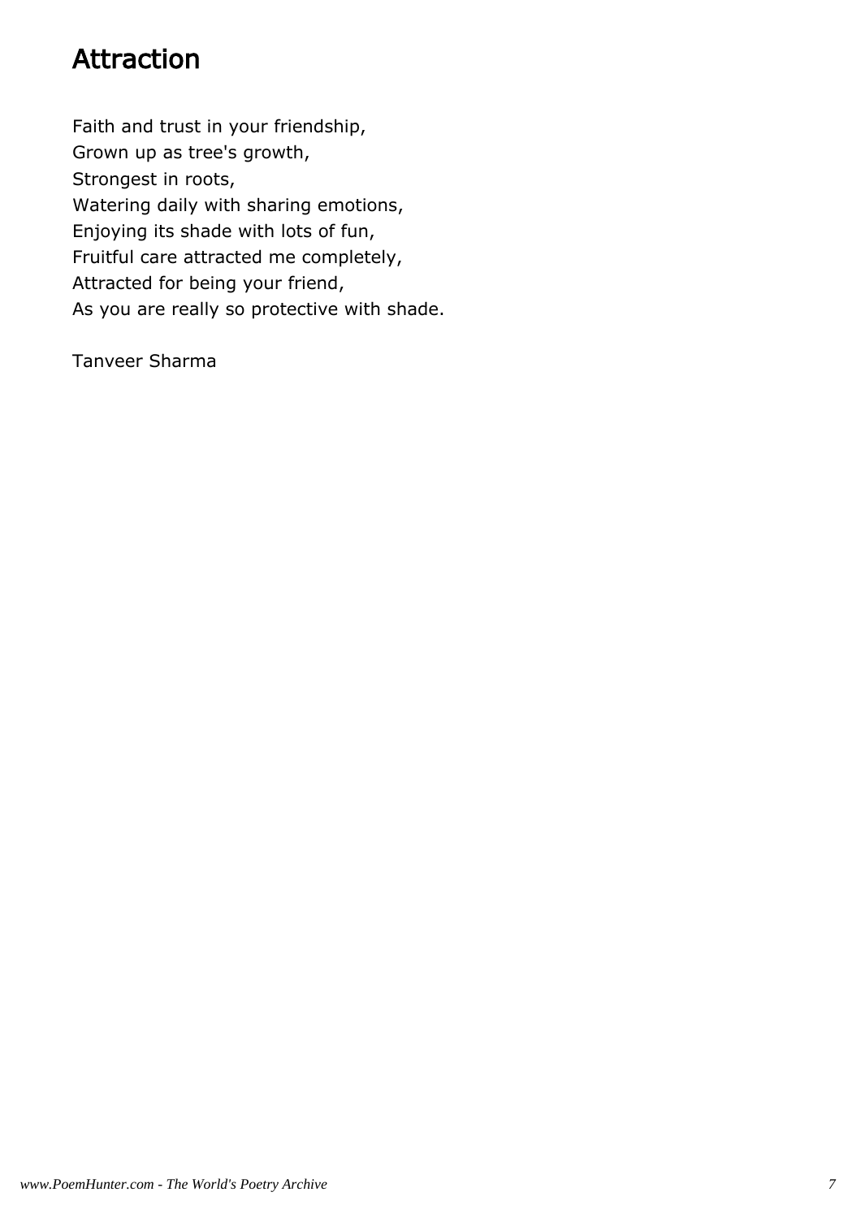# Attraction

Faith and trust in your friendship,  
Grown up as tree's growth,  
Strongest in roots,  
Watering daily with sharing emotions,  
Enjoying its shade with lots of fun,  
Fruitful care attracted me completely,  
Attracted for being your friend,  
As you are really so protective with shade.

Tanveer Sharma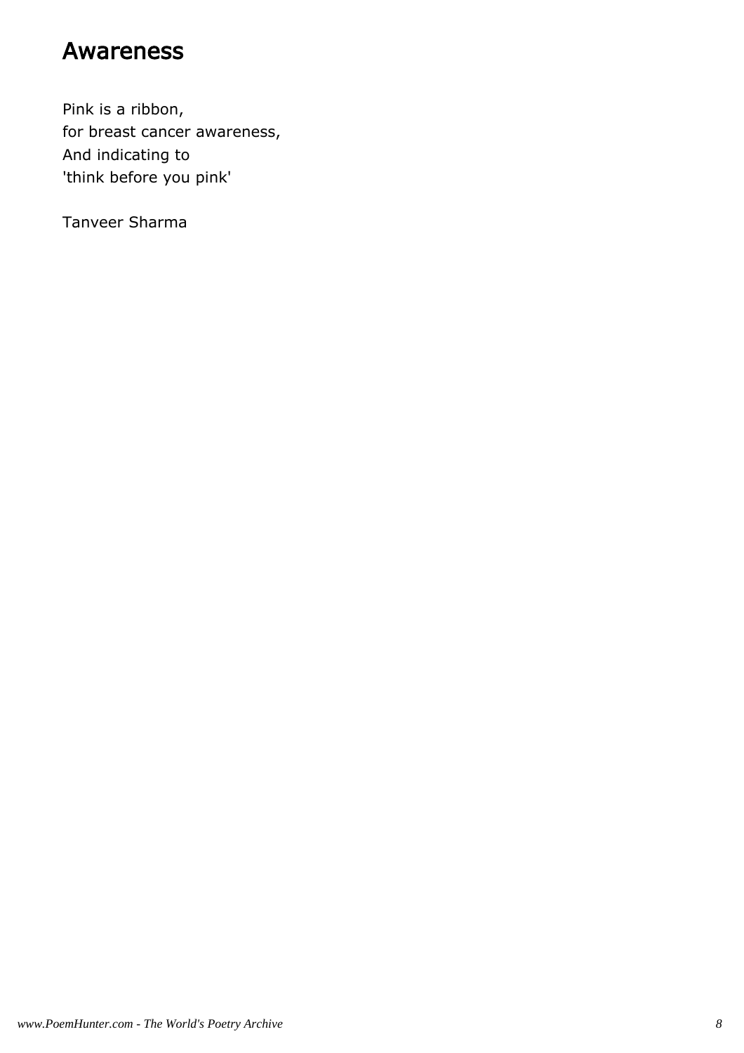# Awareness

Pink is a ribbon,
for breast cancer awareness,
And indicating to
'think before you pink'

Tanveer Sharma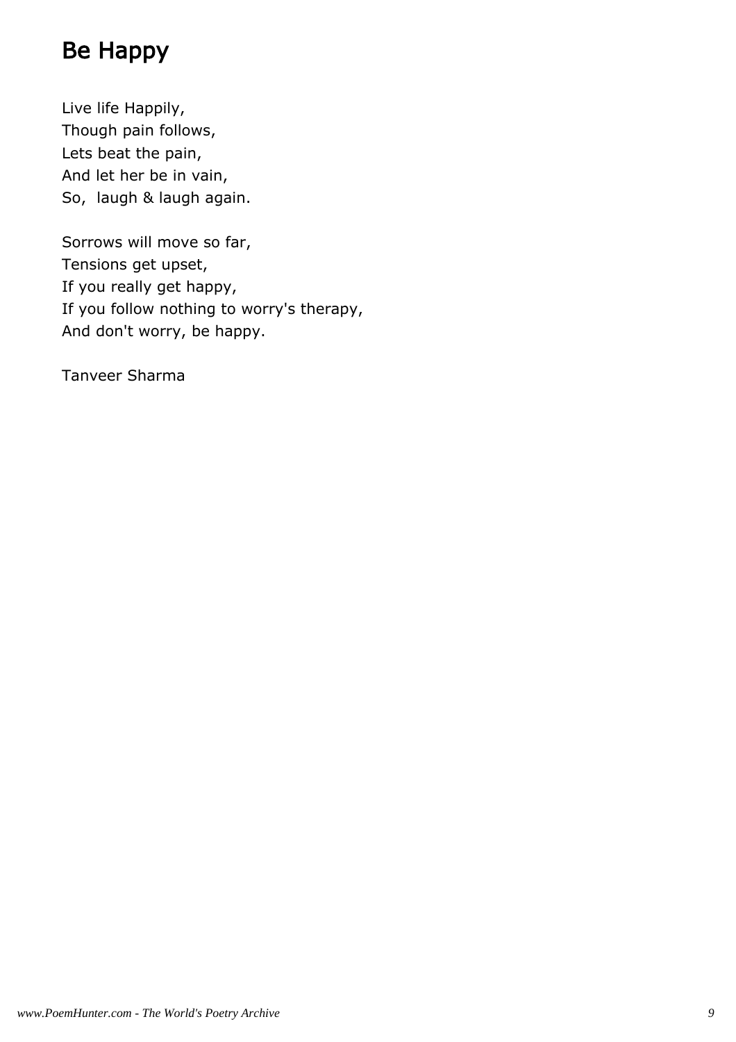## Be Happy

Live life Happily,  
Though pain follows,  
Lets beat the pain,  
And let her be in vain,  
So,  laugh & laugh again.

Sorrows will move so far,  
Tensions get upset,  
If you really get happy,  
If you follow nothing to worry's therapy,  
And don't worry, be happy.

Tanveer Sharma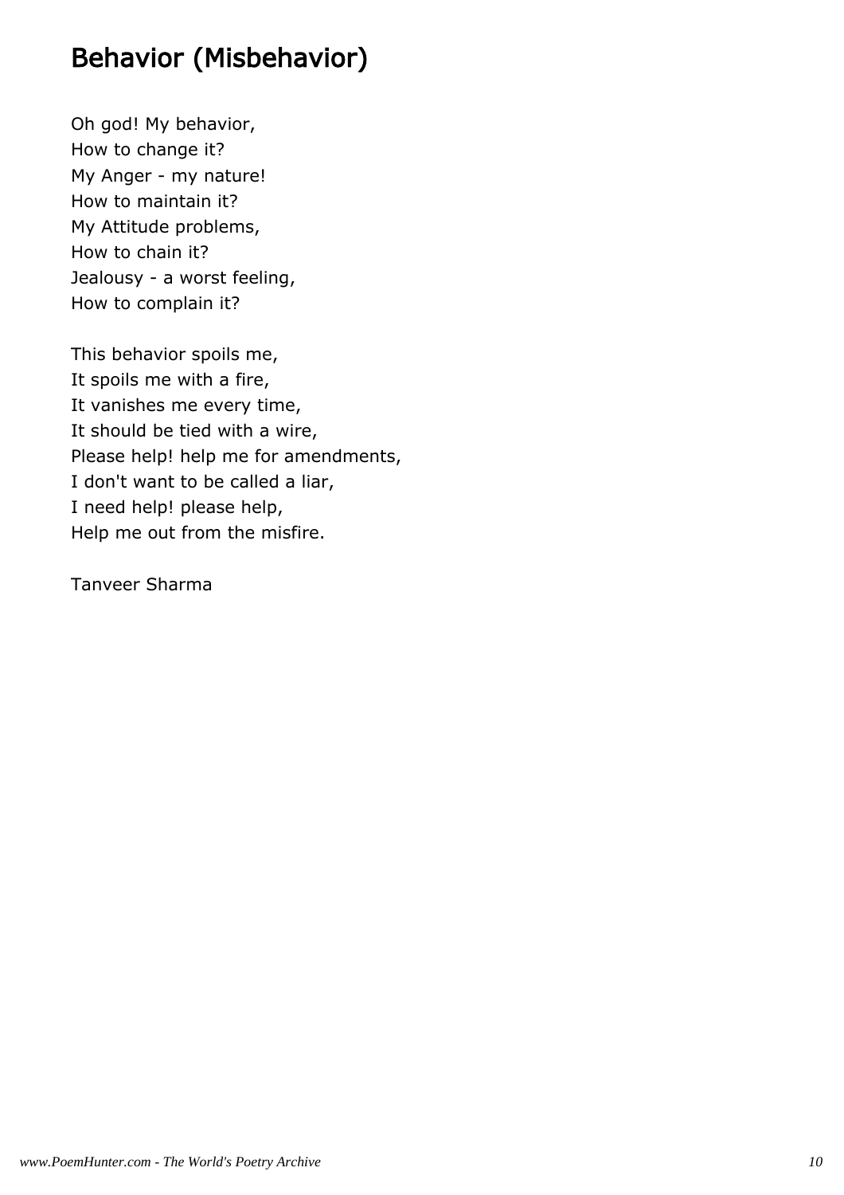# Behavior (Misbehavior)

Oh god! My behavior,  
How to change it?  
My Anger - my nature!  
How to maintain it?  
My Attitude problems,  
How to chain it?  
Jealousy - a worst feeling,  
How to complain it?

This behavior spoils me,  
It spoils me with a fire,  
It vanishes me every time,  
It should be tied with a wire,  
Please help! help me for amendments,  
I don't want to be called a liar,  
I need help! please help,  
Help me out from the misfire.

Tanveer Sharma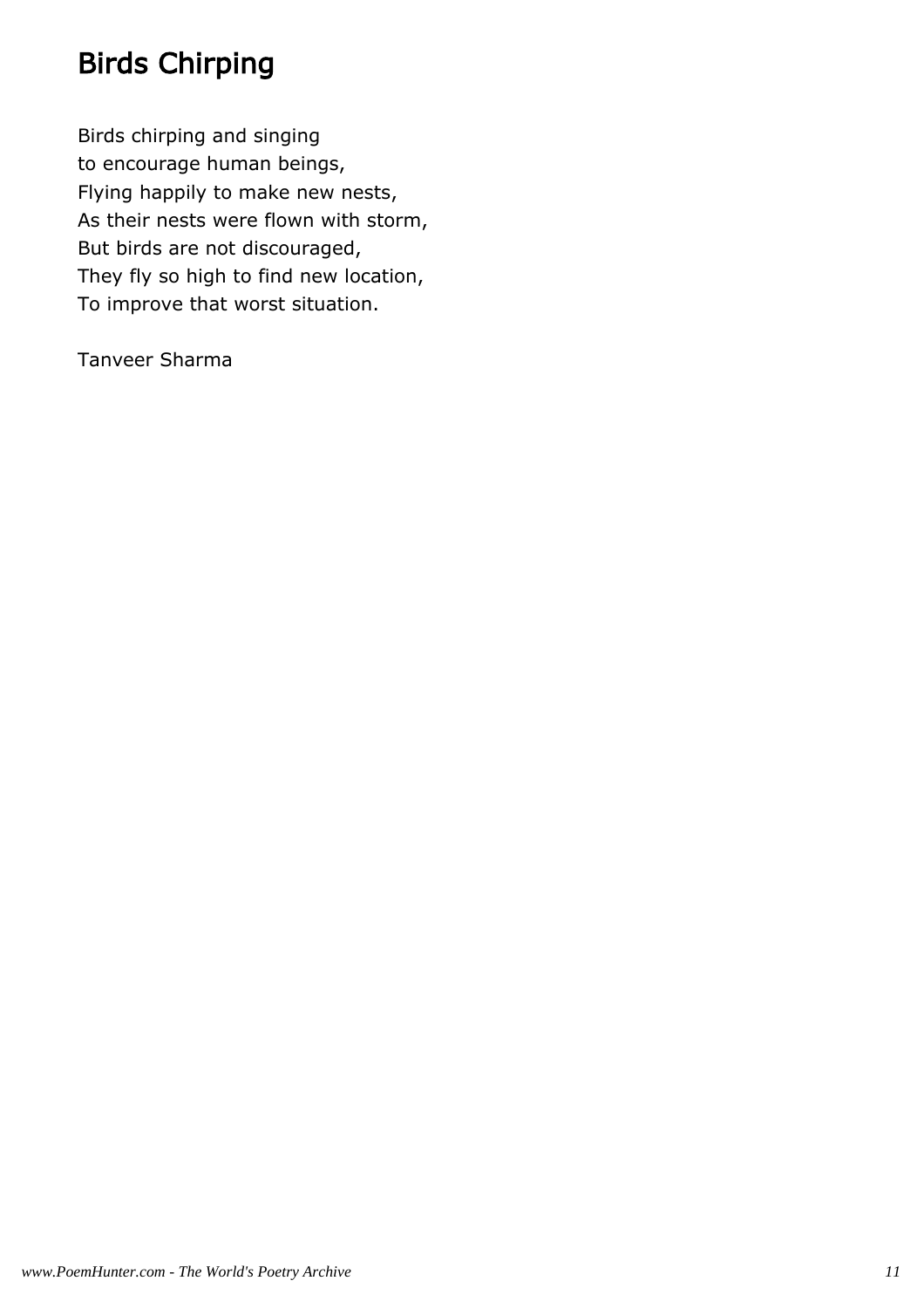# Birds Chirping

Birds chirping and singing  
to encourage human beings,  
Flying happily to make new nests,  
As their nests were flown with storm,  
But birds are not discouraged,  
They fly so high to find new location,  
To improve that worst situation.

Tanveer Sharma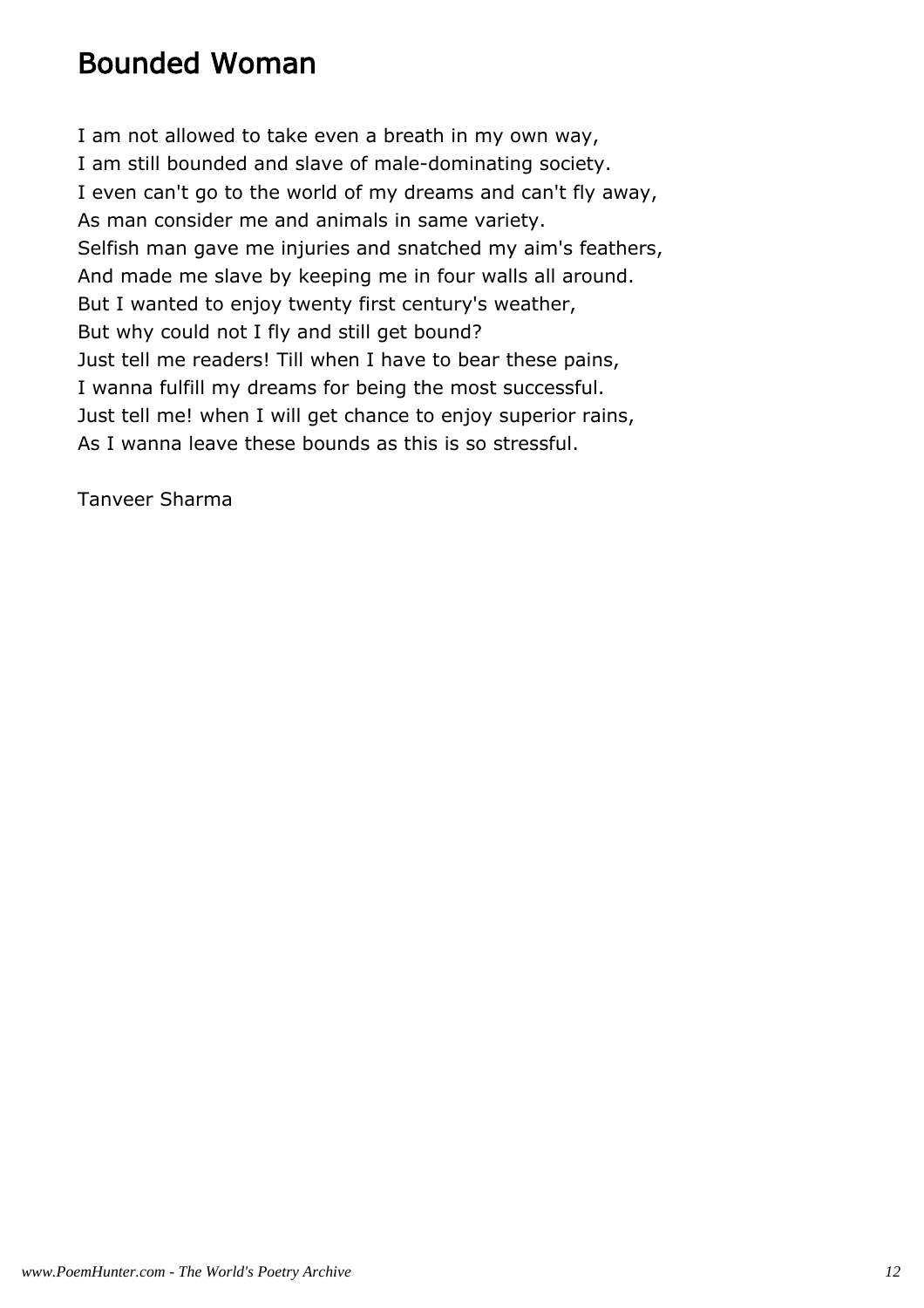# Bounded Woman

I am not allowed to take even a breath in my own way,  
I am still bounded and slave of male-dominating society.  
I even can't go to the world of my dreams and can't fly away,  
As man consider me and animals in same variety.  
Selfish man gave me injuries and snatched my aim's feathers,  
And made me slave by keeping me in four walls all around.  
But I wanted to enjoy twenty first century's weather,  
But why could not I fly and still get bound?  
Just tell me readers! Till when I have to bear these pains,  
I wanna fulfill my dreams for being the most successful.  
Just tell me! when I will get chance to enjoy superior rains,  
As I wanna leave these bounds as this is so stressful.

Tanveer Sharma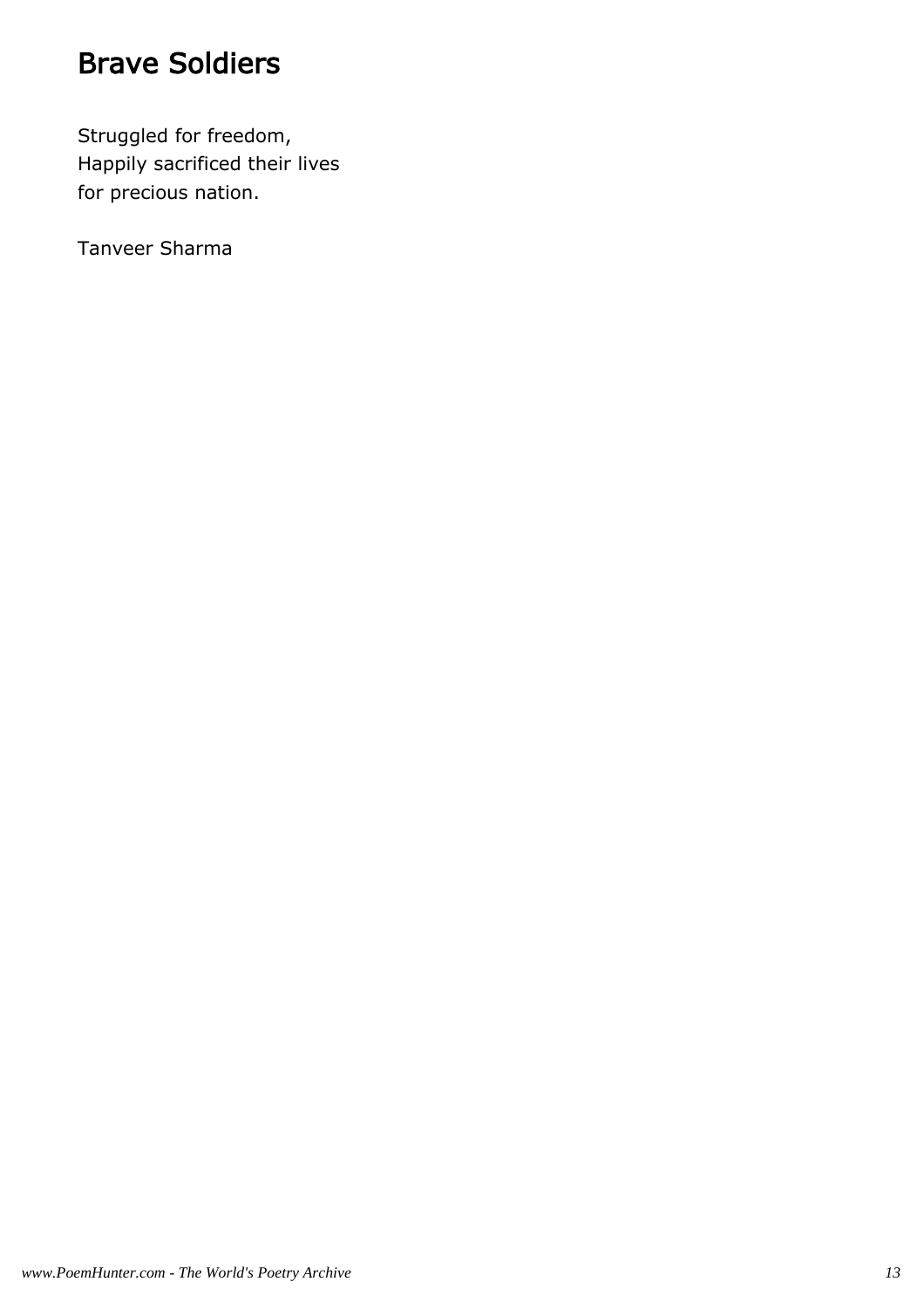# Brave Soldiers

Struggled for freedom,
Happily sacrificed their lives
for precious nation.

Tanveer Sharma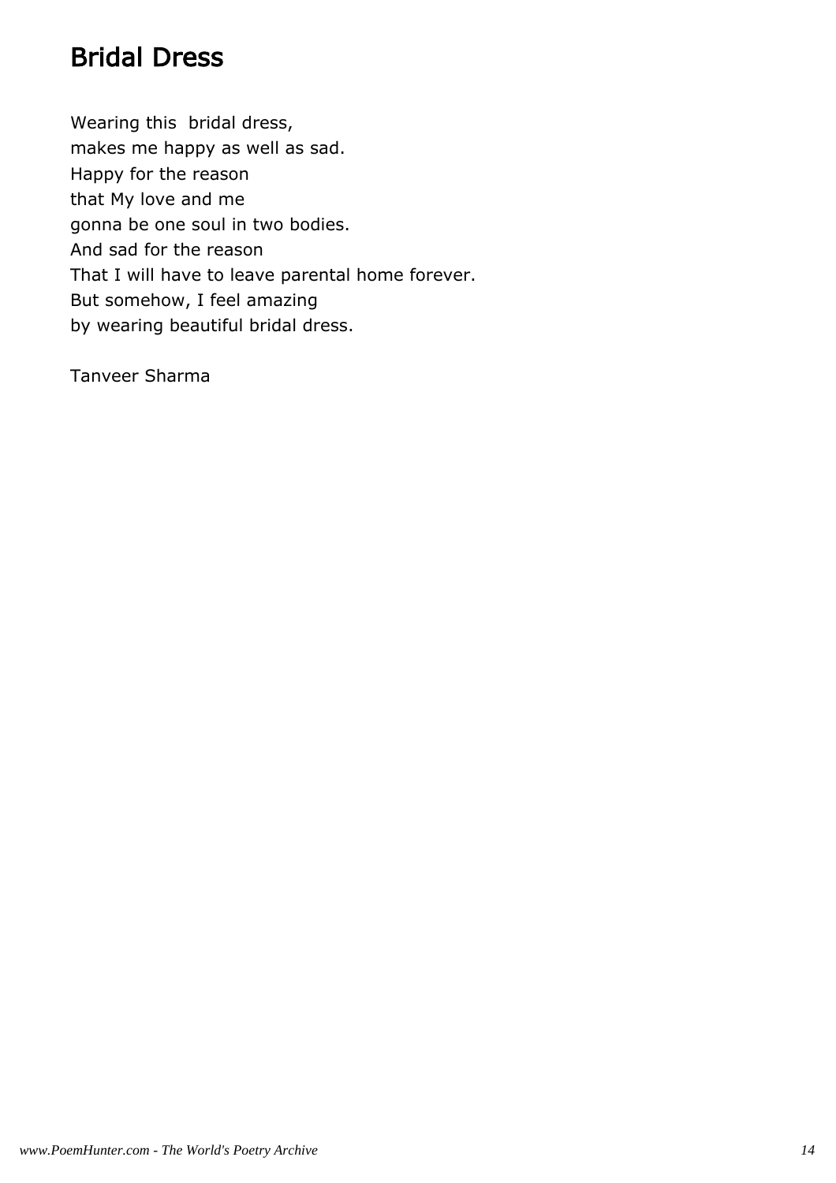# Bridal Dress

Wearing this  bridal dress,  
makes me happy as well as sad.  
Happy for the reason  
that My love and me  
gonna be one soul in two bodies.  
And sad for the reason  
That I will have to leave parental home forever.  
But somehow, I feel amazing  
by wearing beautiful bridal dress.

Tanveer Sharma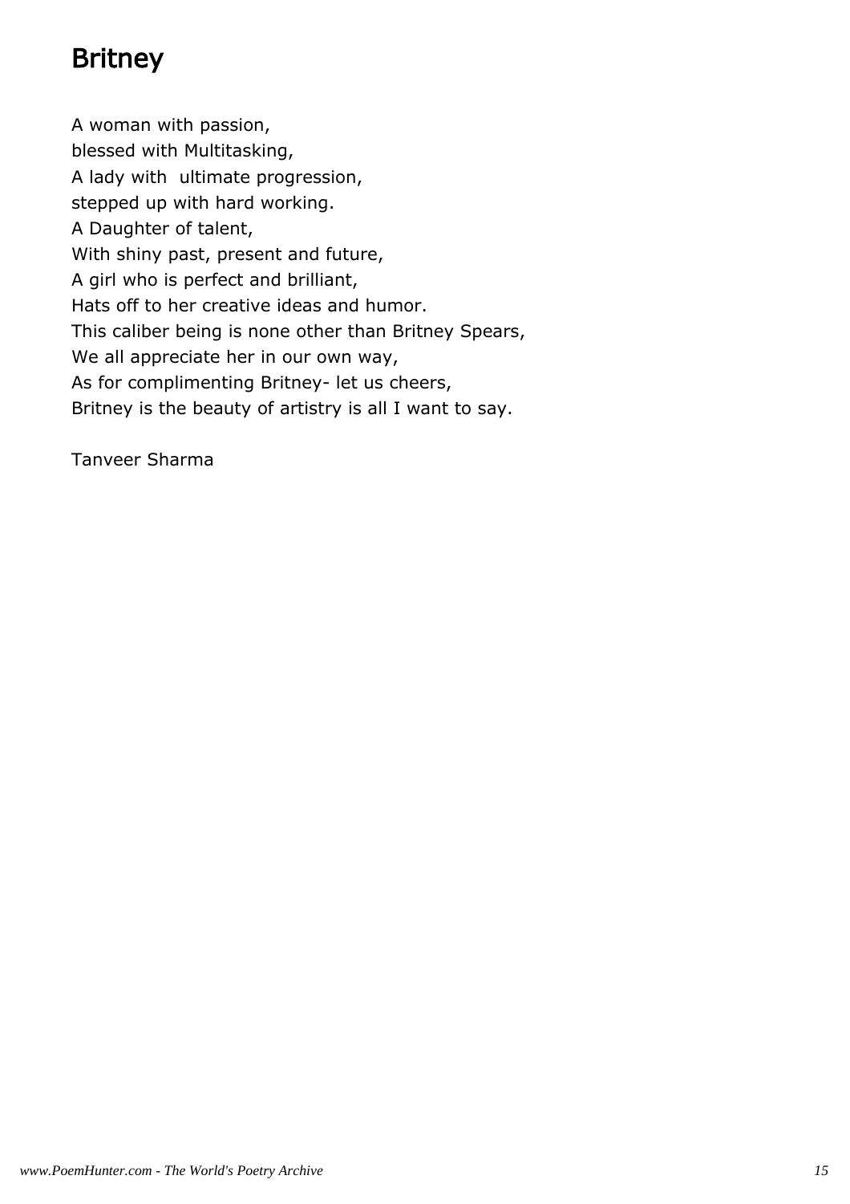# Britney

A woman with passion,  
blessed with Multitasking,  
A lady with  ultimate progression,  
stepped up with hard working.  
A Daughter of talent,  
With shiny past, present and future,  
A girl who is perfect and brilliant,  
Hats off to her creative ideas and humor.  
This caliber being is none other than Britney Spears,  
We all appreciate her in our own way,  
As for complimenting Britney- let us cheers,  
Britney is the beauty of artistry is all I want to say.

Tanveer Sharma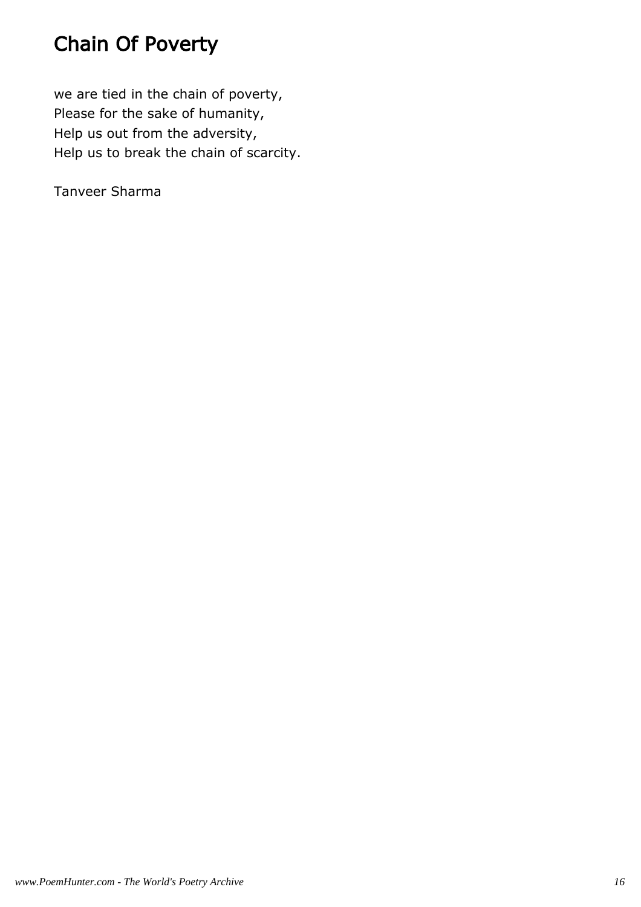# Chain Of Poverty

we are tied in the chain of poverty,
Please for the sake of humanity,
Help us out from the adversity,
Help us to break the chain of scarcity.

Tanveer Sharma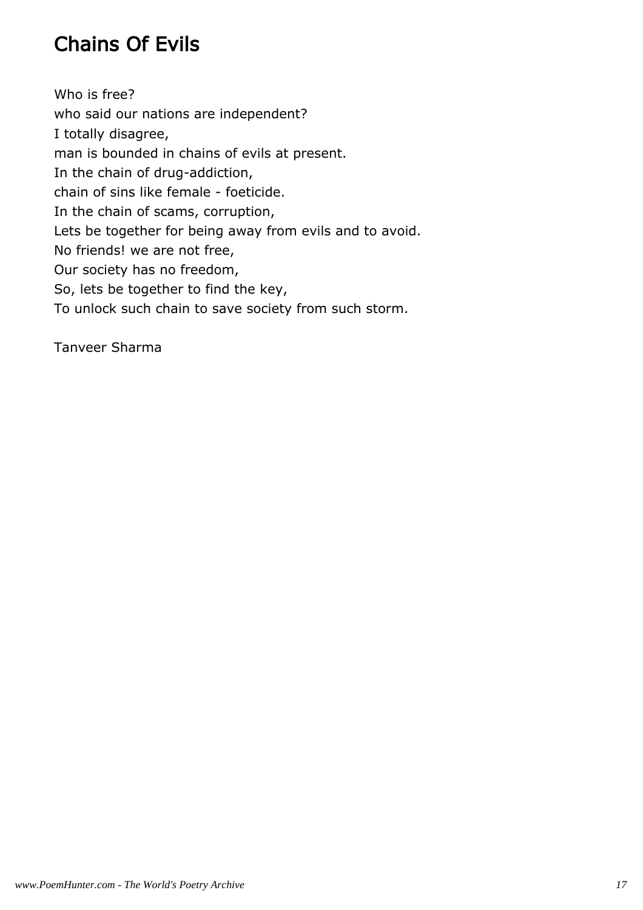# Chains Of Evils

Who is free?  
who said our nations are independent?  
I totally disagree,  
man is bounded in chains of evils at present.  
In the chain of drug-addiction,  
chain of sins like female - foeticide.  
In the chain of scams, corruption,  
Lets be together for being away from evils and to avoid.  
No friends! we are not free,  
Our society has no freedom,  
So, lets be together to find the key,  
To unlock such chain to save society from such storm.

Tanveer Sharma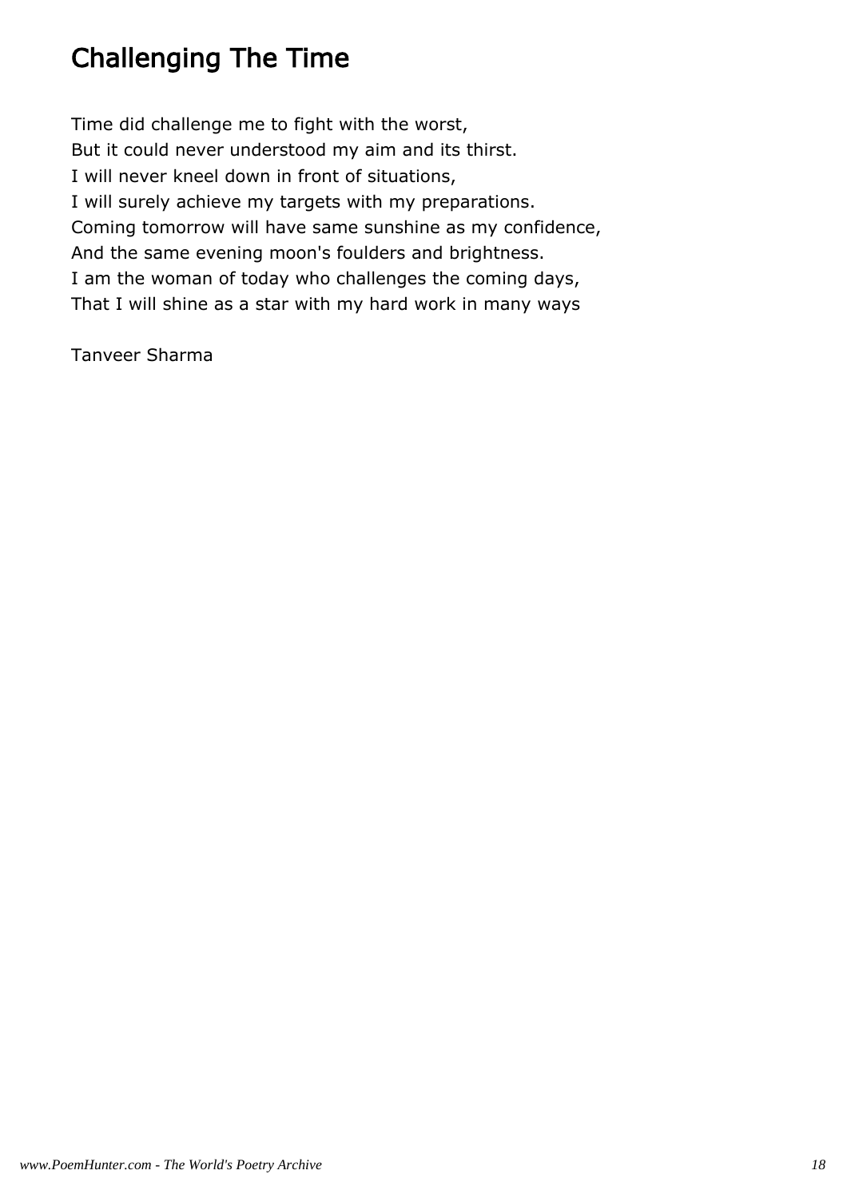# Challenging The Time

Time did challenge me to fight with the worst,
But it could never understood my aim and its thirst.
I will never kneel down in front of situations,
I will surely achieve my targets with my preparations.
Coming tomorrow will have same sunshine as my confidence,
And the same evening moon's foulders and brightness.
I am the woman of today who challenges the coming days,
That I will shine as a star with my hard work in many ways

Tanveer Sharma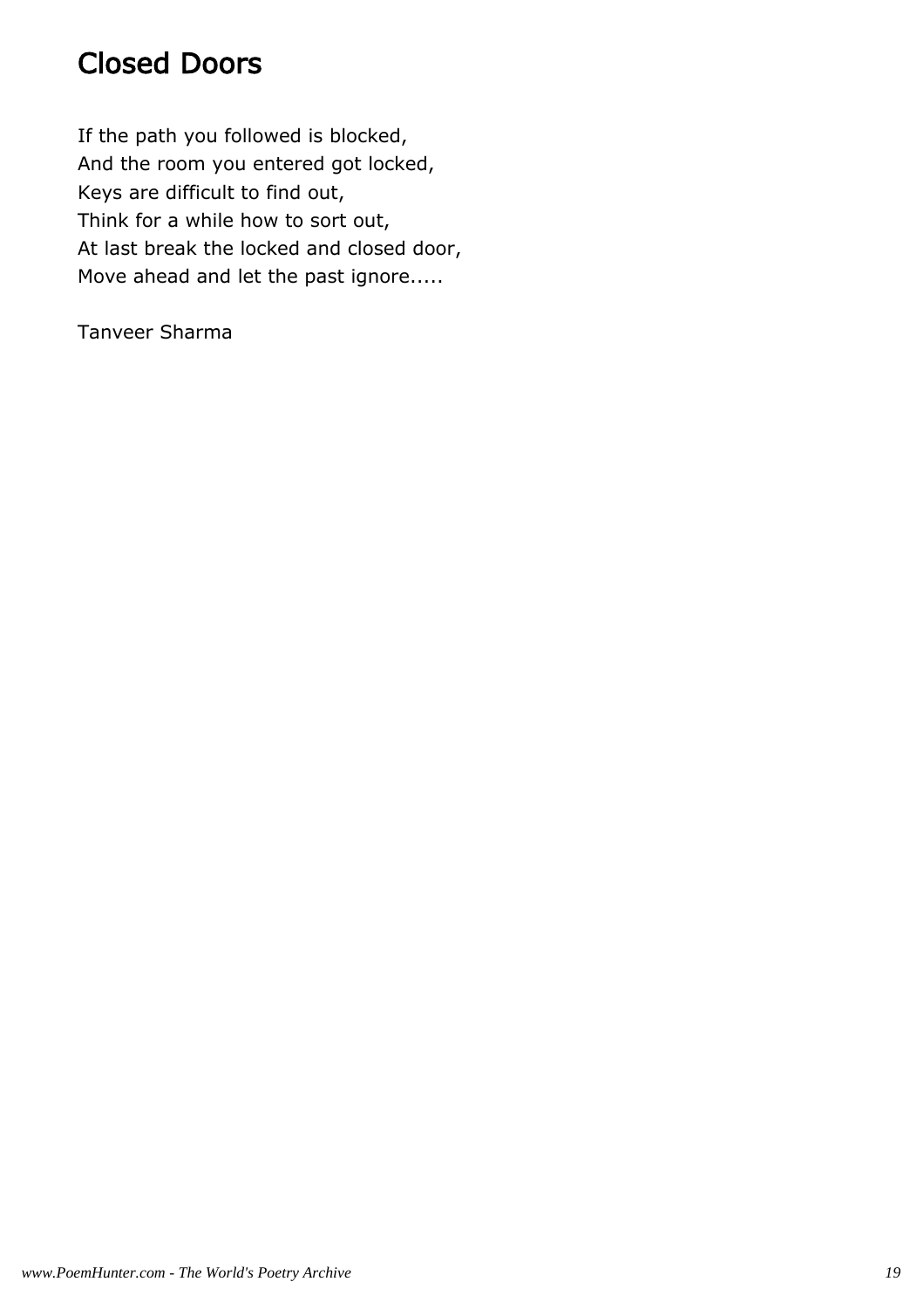# Closed Doors

If the path you followed is blocked,
And the room you entered got locked,
Keys are difficult to find out,
Think for a while how to sort out,
At last break the locked and closed door,
Move ahead and let the past ignore.....

Tanveer Sharma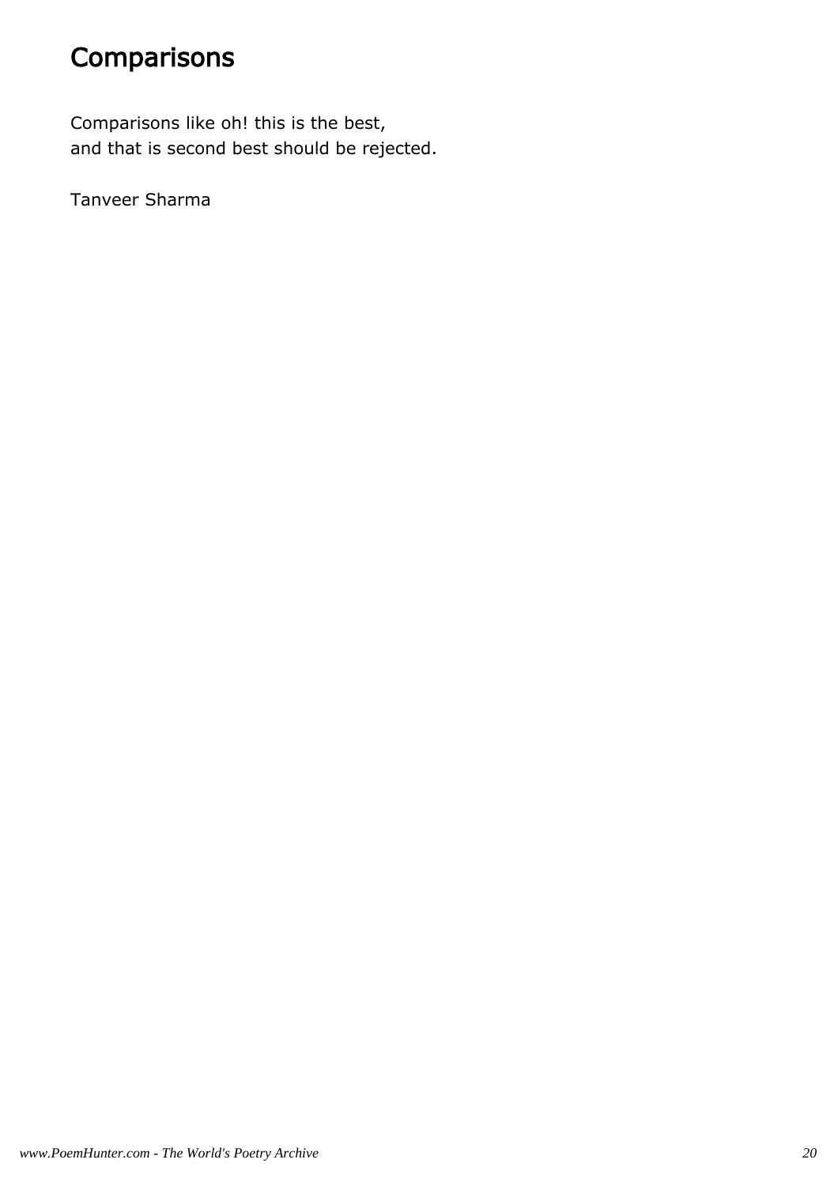# Comparisons

Comparisons like oh! this is the best,
and that is second best should be rejected.

Tanveer Sharma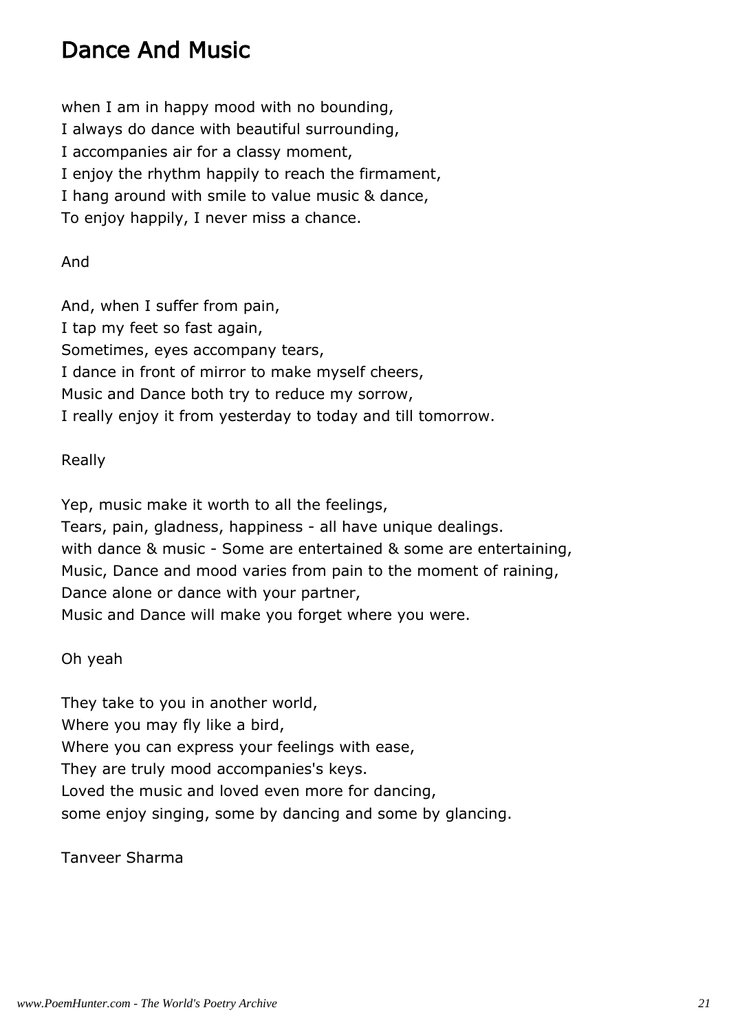# Dance And Music

when I am in happy mood with no bounding,
I always do dance with beautiful surrounding,
I accompanies air for a classy moment,
I enjoy the rhythm happily to reach the firmament,
I hang around with smile to value music & dance,
To enjoy happily, I never miss a chance.

And

And, when I suffer from pain,
I tap my feet so fast again,
Sometimes, eyes accompany tears,
I dance in front of mirror to make myself cheers,
Music and Dance both try to reduce my sorrow,
I really enjoy it from yesterday to today and till tomorrow.

Really

Yep, music make it worth to all the feelings,
Tears, pain, gladness, happiness - all have unique dealings.
with dance & music - Some are entertained & some are entertaining,
Music, Dance and mood varies from pain to the moment of raining,
Dance alone or dance with your partner,
Music and Dance will make you forget where you were.

Oh yeah

They take to you in another world,
Where you may fly like a bird,
Where you can express your feelings with ease,
They are truly mood accompanies's keys.
Loved the music and loved even more for dancing,
some enjoy singing, some by dancing and some by glancing.

Tanveer Sharma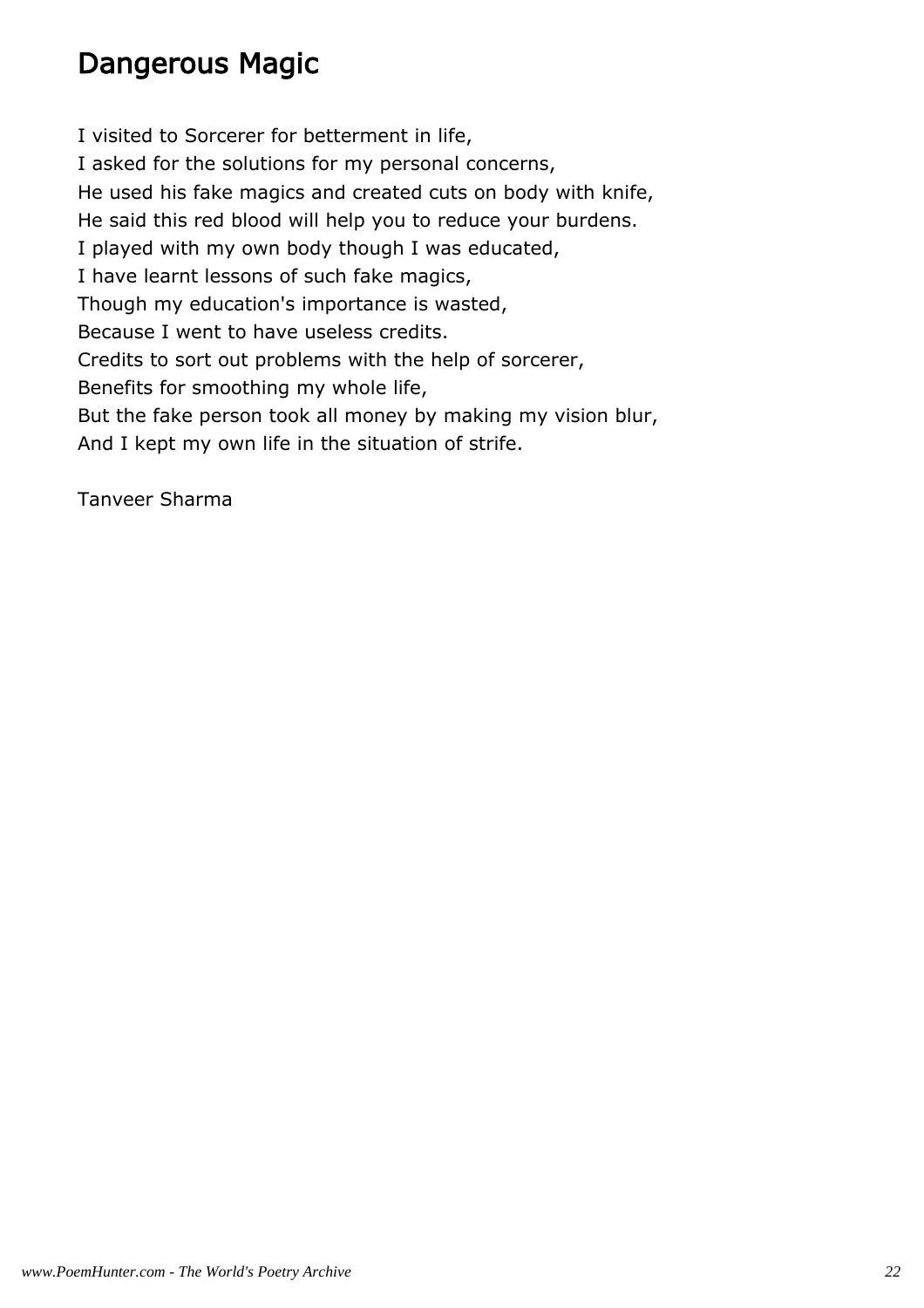# Dangerous Magic

I visited to Sorcerer for betterment in life,  
I asked for the solutions for my personal concerns,  
He used his fake magics and created cuts on body with knife,  
He said this red blood will help you to reduce your burdens.  
I played with my own body though I was educated,  
I have learnt lessons of such fake magics,  
Though my education's importance is wasted,  
Because I went to have useless credits.  
Credits to sort out problems with the help of sorcerer,  
Benefits for smoothing my whole life,  
But the fake person took all money by making my vision blur,  
And I kept my own life in the situation of strife.

Tanveer Sharma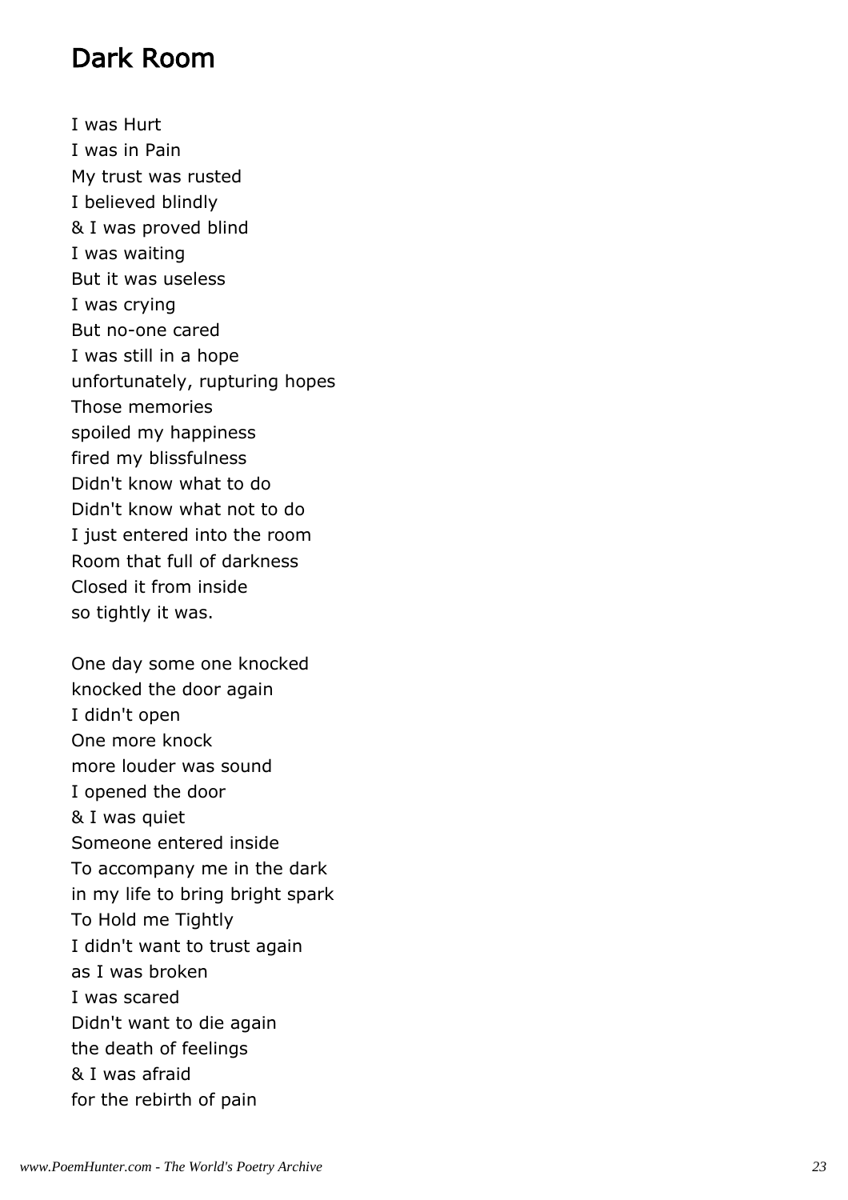# Dark Room

I was Hurt  
I was in Pain  
My trust was rusted  
I believed blindly  
& I was proved blind  
I was waiting  
But it was useless  
I was crying  
But no-one cared  
I was still in a hope  
unfortunately, rupturing hopes  
Those memories  
spoiled my happiness  
fired my blissfulness  
Didn't know what to do  
Didn't know what not to do  
I just entered into the room  
Room that full of darkness  
Closed it from inside  
so tightly it was.

One day some one knocked  
knocked the door again  
I didn't open  
One more knock  
more louder was sound  
I opened the door  
& I was quiet  
Someone entered inside  
To accompany me in the dark  
in my life to bring bright spark  
To Hold me Tightly  
I didn't want to trust again  
as I was broken  
I was scared  
Didn't want to die again  
the death of feelings  
& I was afraid  
for the rebirth of pain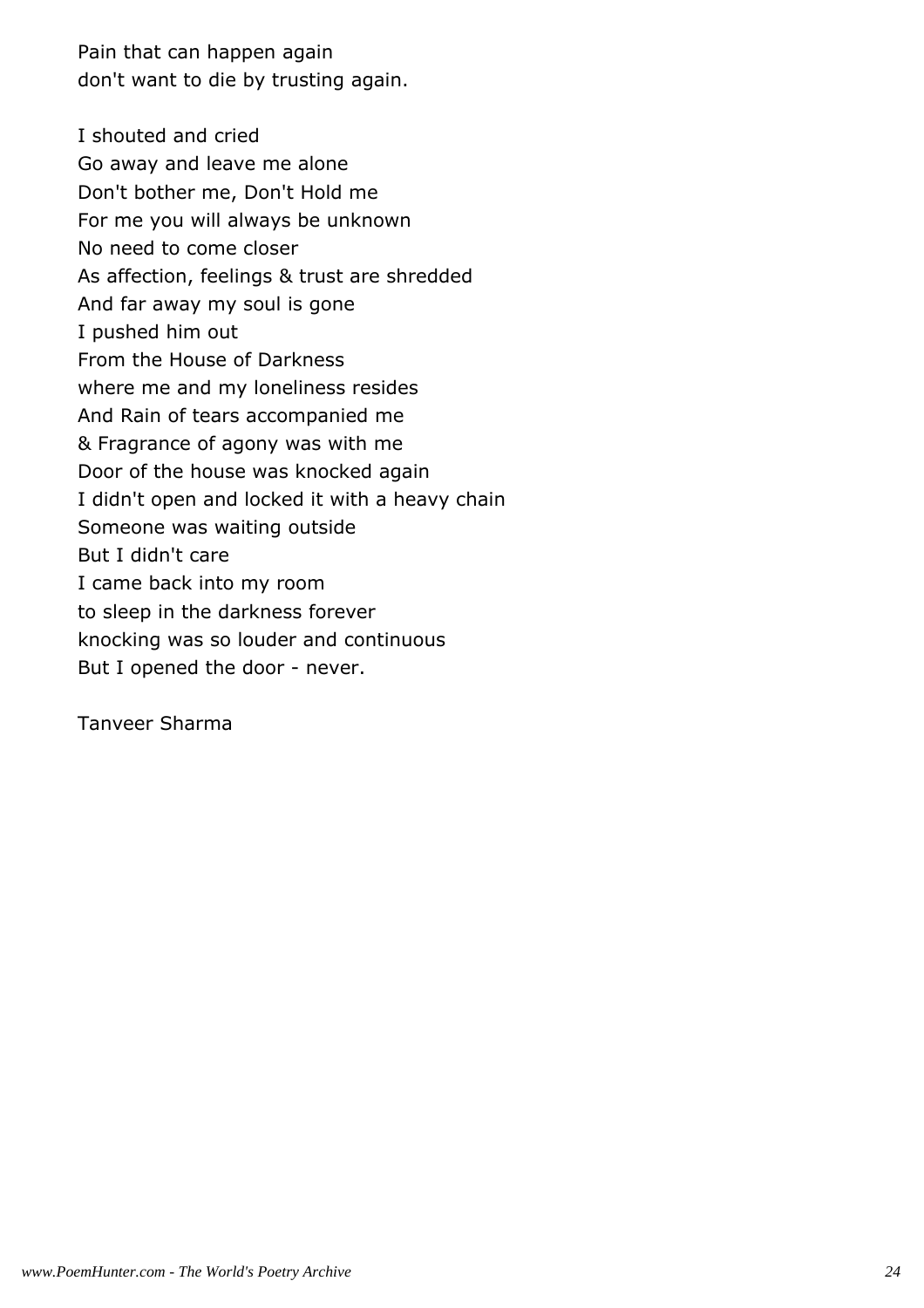Pain that can happen again
don't want to die by trusting again.

I shouted and cried
Go away and leave me alone
Don't bother me, Don't Hold me
For me you will always be unknown
No need to come closer
As affection, feelings & trust are shredded
And far away my soul is gone
I pushed him out
From the House of Darkness
where me and my loneliness resides
And Rain of tears accompanied me
& Fragrance of agony was with me
Door of the house was knocked again
I didn't open and locked it with a heavy chain
Someone was waiting outside
But I didn't care
I came back into my room
to sleep in the darkness forever
knocking was so louder and continuous
But I opened the door - never.

Tanveer Sharma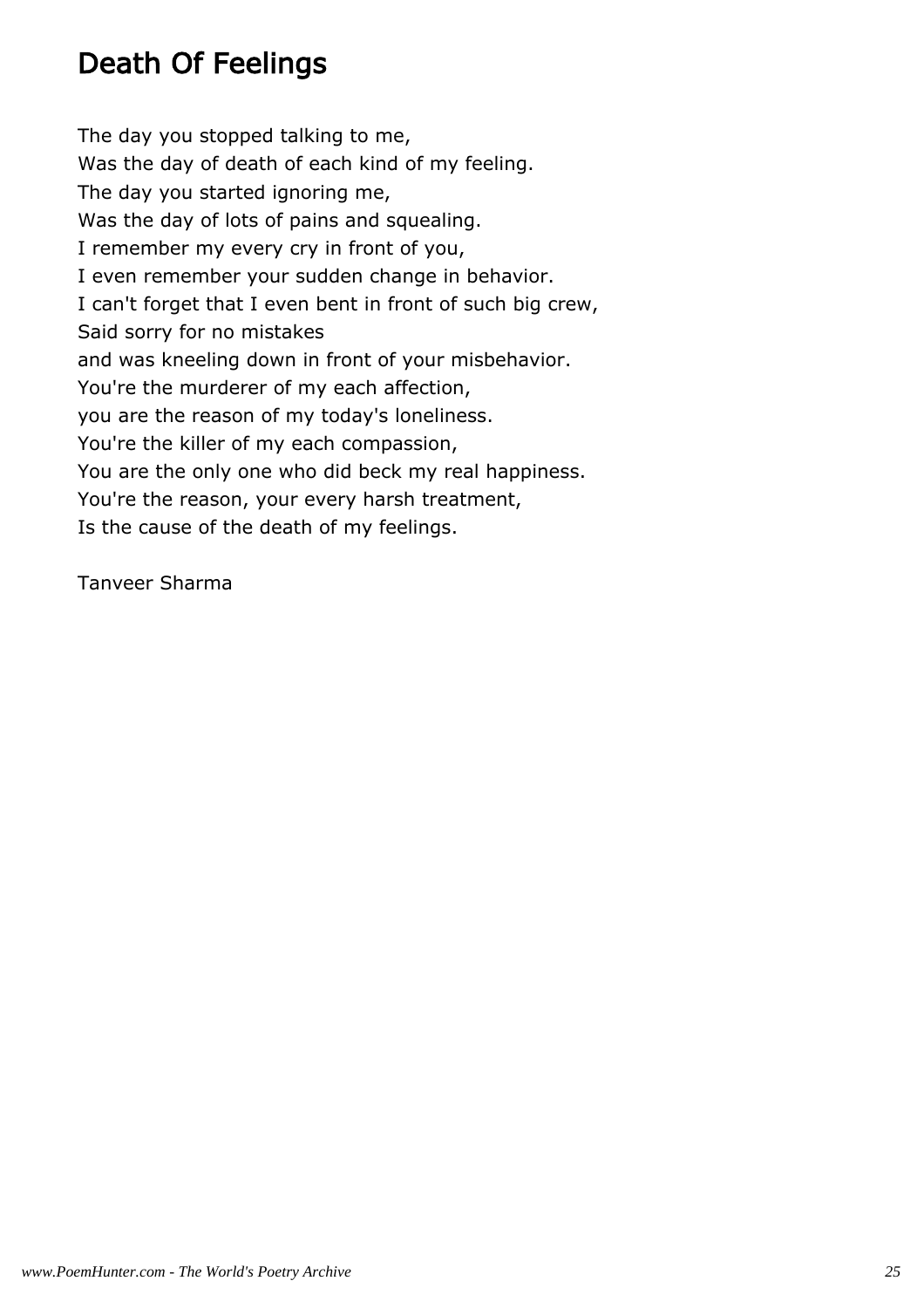# Death Of Feelings

The day you stopped talking to me,
Was the day of death of each kind of my feeling.
The day you started ignoring me,
Was the day of lots of pains and squealing.
I remember my every cry in front of you,
I even remember your sudden change in behavior.
I can't forget that I even bent in front of such big crew,
Said sorry for no mistakes
and was kneeling down in front of your misbehavior.
You're the murderer of my each affection,
you are the reason of my today's loneliness.
You're the killer of my each compassion,
You are the only one who did beck my real happiness.
You're the reason, your every harsh treatment,
Is the cause of the death of my feelings.

Tanveer Sharma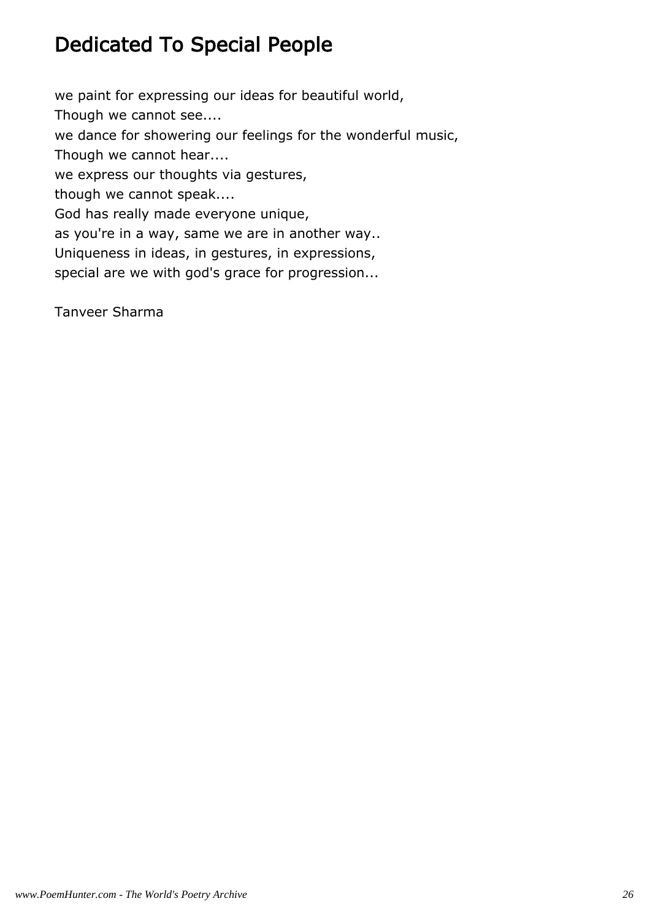# Dedicated To Special People

we paint for expressing our ideas for beautiful world,  
Though we cannot see....  
we dance for showering our feelings for the wonderful music,  
Though we cannot hear....  
we express our thoughts via gestures,  
though we cannot speak....  
God has really made everyone unique,  
as you're in a way, same we are in another way..  
Uniqueness in ideas, in gestures, in expressions,  
special are we with god's grace for progression...

Tanveer Sharma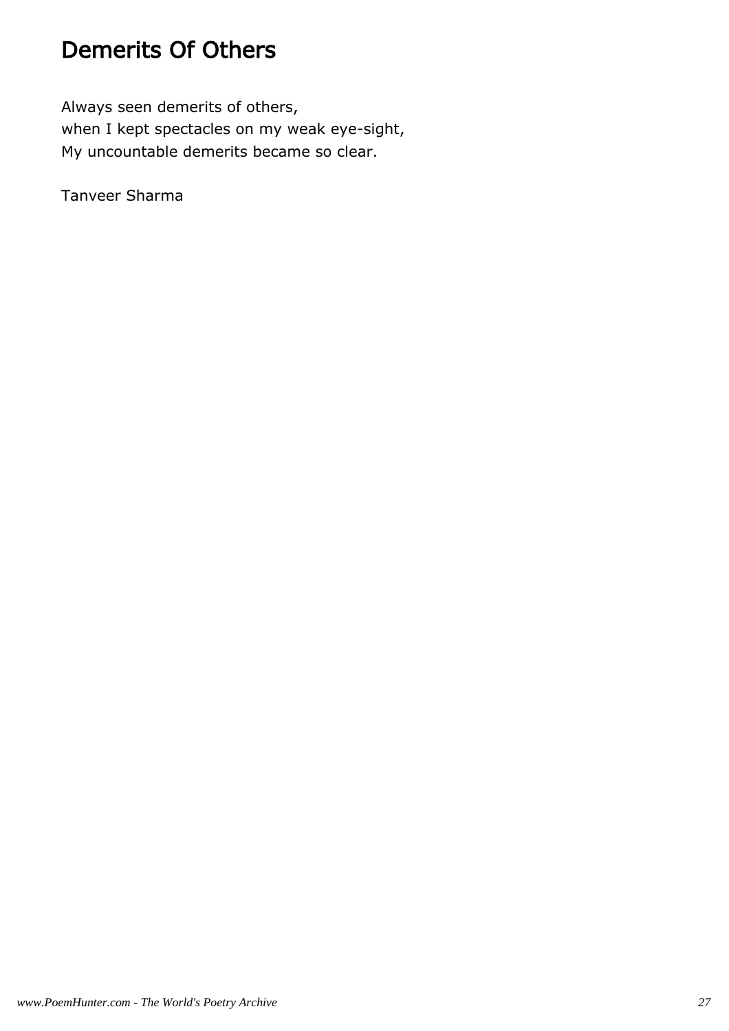# Demerits Of Others

Always seen demerits of others,  
when I kept spectacles on my weak eye-sight,  
My uncountable demerits became so clear.

Tanveer Sharma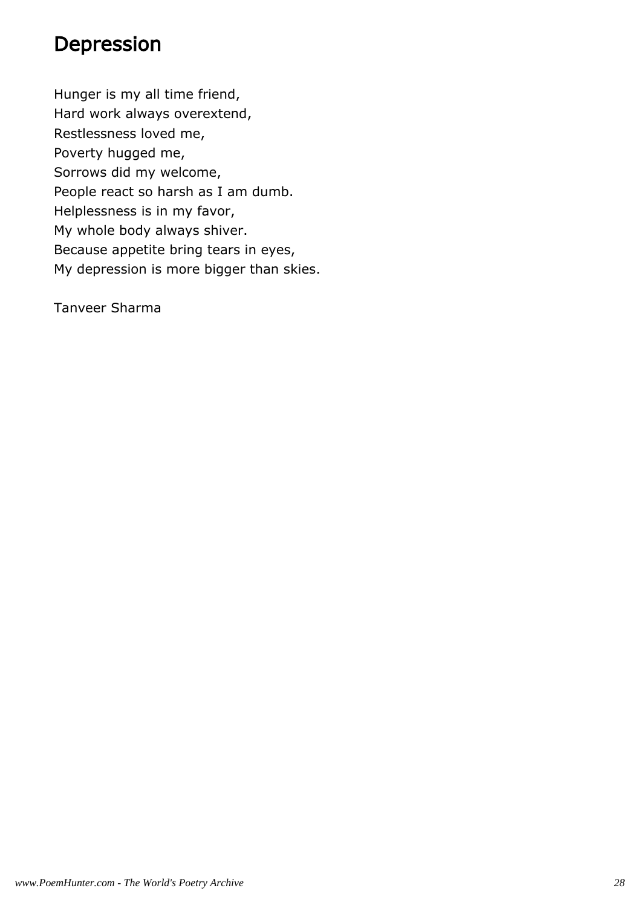# Depression

Hunger is my all time friend,
Hard work always overextend,
Restlessness loved me,
Poverty hugged me,
Sorrows did my welcome,
People react so harsh as I am dumb.
Helplessness is in my favor,
My whole body always shiver.
Because appetite bring tears in eyes,
My depression is more bigger than skies.

Tanveer Sharma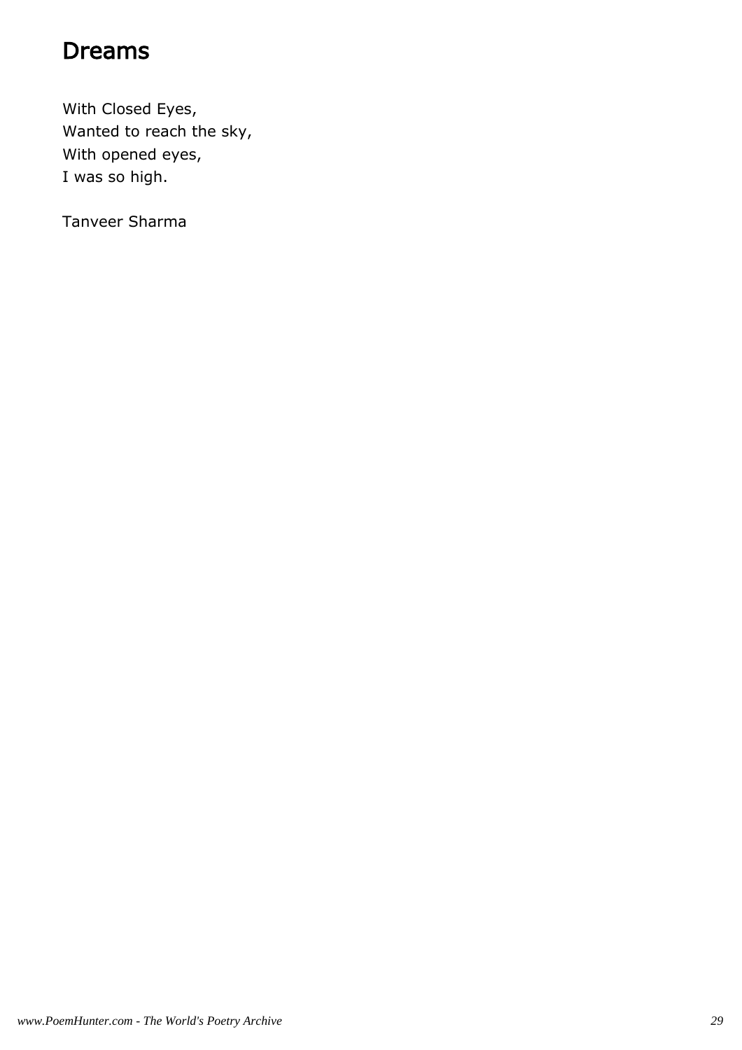# Dreams

With Closed Eyes,
Wanted to reach the sky,
With opened eyes,
I was so high.

Tanveer Sharma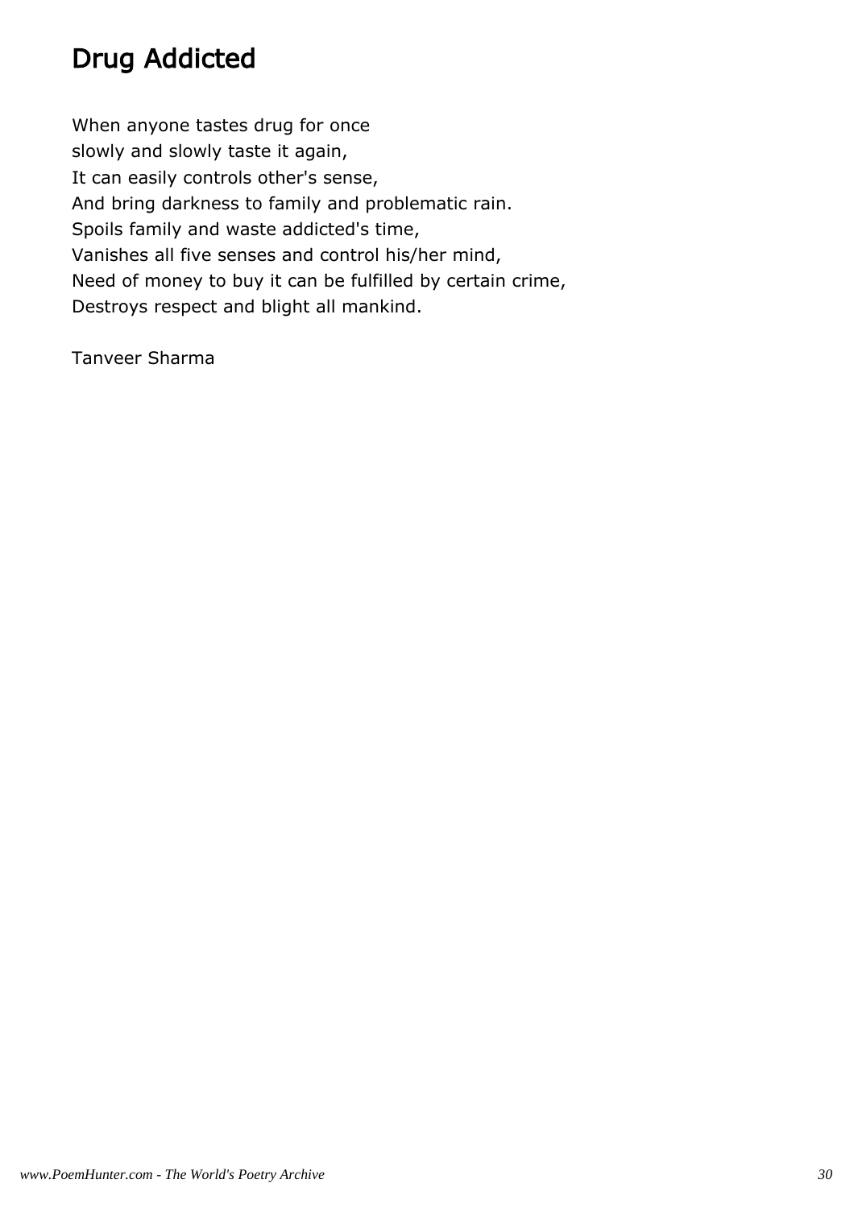# Drug Addicted

When anyone tastes drug for once  
slowly and slowly taste it again,  
It can easily controls other's sense,  
And bring darkness to family and problematic rain.  
Spoils family and waste addicted's time,  
Vanishes all five senses and control his/her mind,  
Need of money to buy it can be fulfilled by certain crime,  
Destroys respect and blight all mankind.

Tanveer Sharma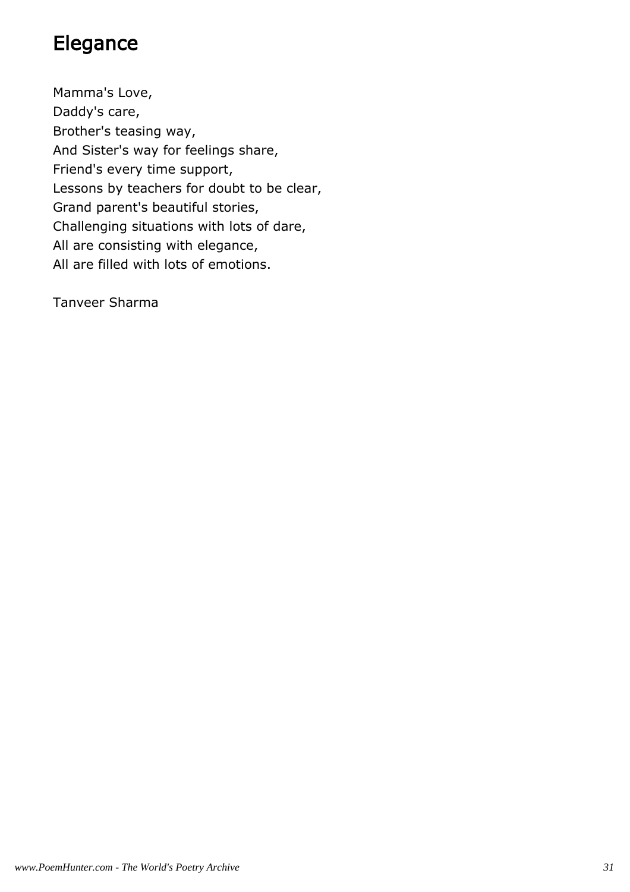# Elegance

Mamma's Love,
Daddy's care,
Brother's teasing way,
And Sister's way for feelings share,
Friend's every time support,
Lessons by teachers for doubt to be clear,
Grand parent's beautiful stories,
Challenging situations with lots of dare,
All are consisting with elegance,
All are filled with lots of emotions.

Tanveer Sharma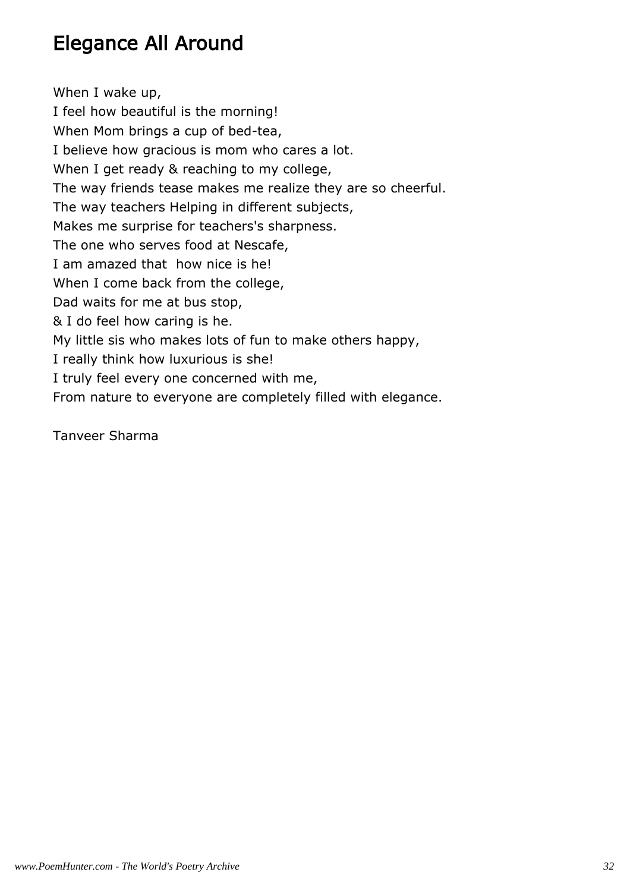# Elegance All Around

When I wake up,  
I feel how beautiful is the morning!  
When Mom brings a cup of bed-tea,  
I believe how gracious is mom who cares a lot.  
When I get ready & reaching to my college,  
The way friends tease makes me realize they are so cheerful.  
The way teachers Helping in different subjects,  
Makes me surprise for teachers's sharpness.  
The one who serves food at Nescafe,  
I am amazed that  how nice is he!  
When I come back from the college,  
Dad waits for me at bus stop,  
& I do feel how caring is he.  
My little sis who makes lots of fun to make others happy,  
I really think how luxurious is she!  
I truly feel every one concerned with me,  
From nature to everyone are completely filled with elegance.

Tanveer Sharma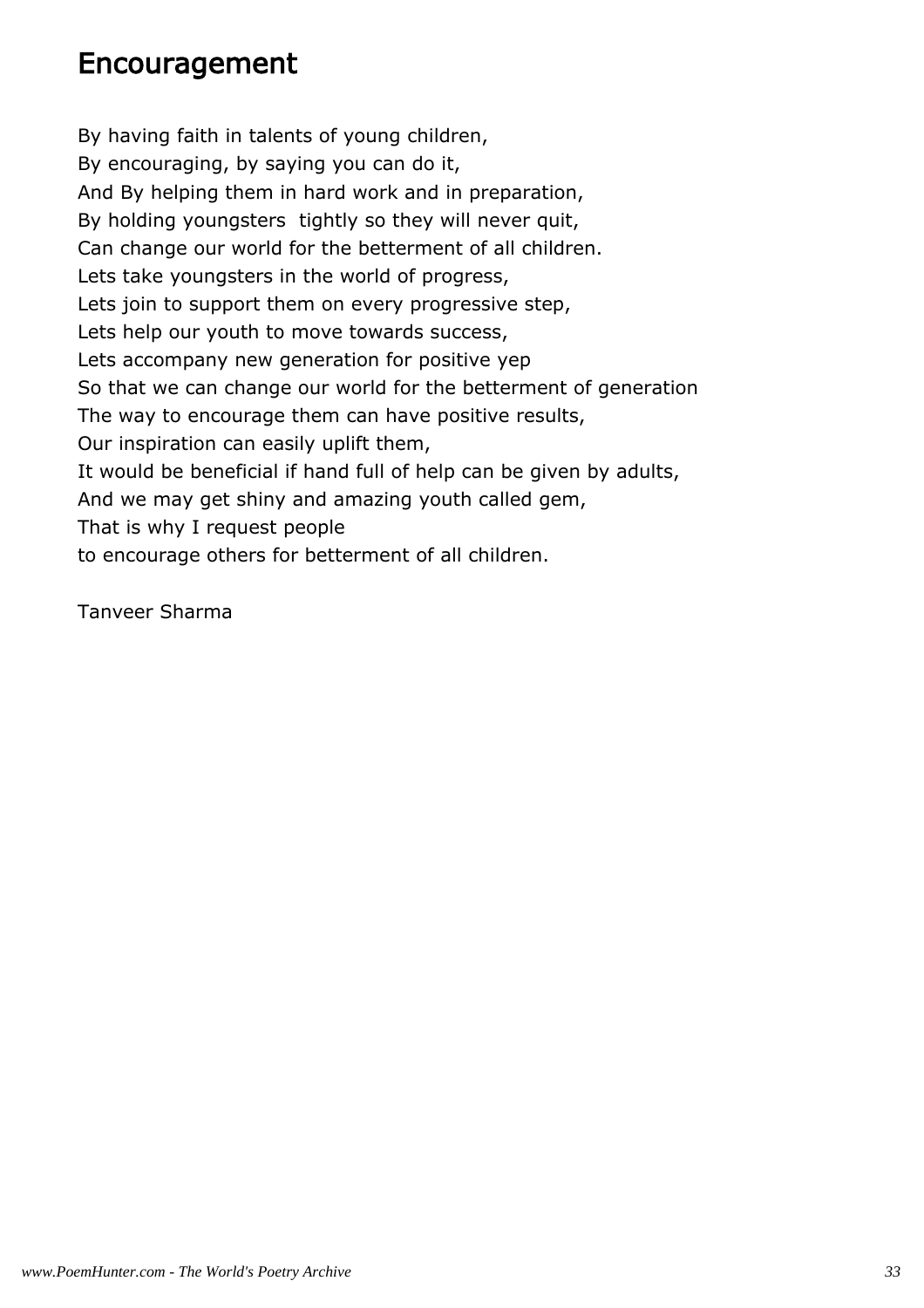# Encouragement

By having faith in talents of young children,  
By encouraging, by saying you can do it,  
And By helping them in hard work and in preparation,  
By holding youngsters  tightly so they will never quit,  
Can change our world for the betterment of all children.  
Lets take youngsters in the world of progress,  
Lets join to support them on every progressive step,  
Lets help our youth to move towards success,  
Lets accompany new generation for positive yep  
So that we can change our world for the betterment of generation  
The way to encourage them can have positive results,  
Our inspiration can easily uplift them,  
It would be beneficial if hand full of help can be given by adults,  
And we may get shiny and amazing youth called gem,  
That is why I request people  
to encourage others for betterment of all children.

Tanveer Sharma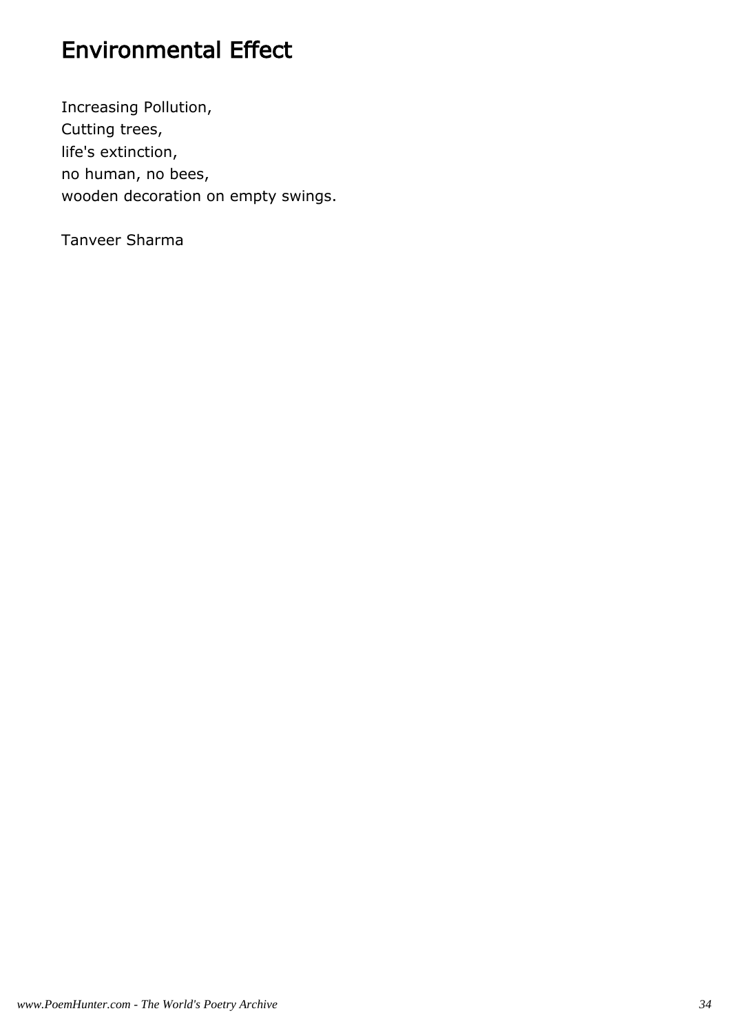# Environmental Effect

Increasing Pollution,  
Cutting trees,  
life's extinction,  
no human, no bees,  
wooden decoration on empty swings.

Tanveer Sharma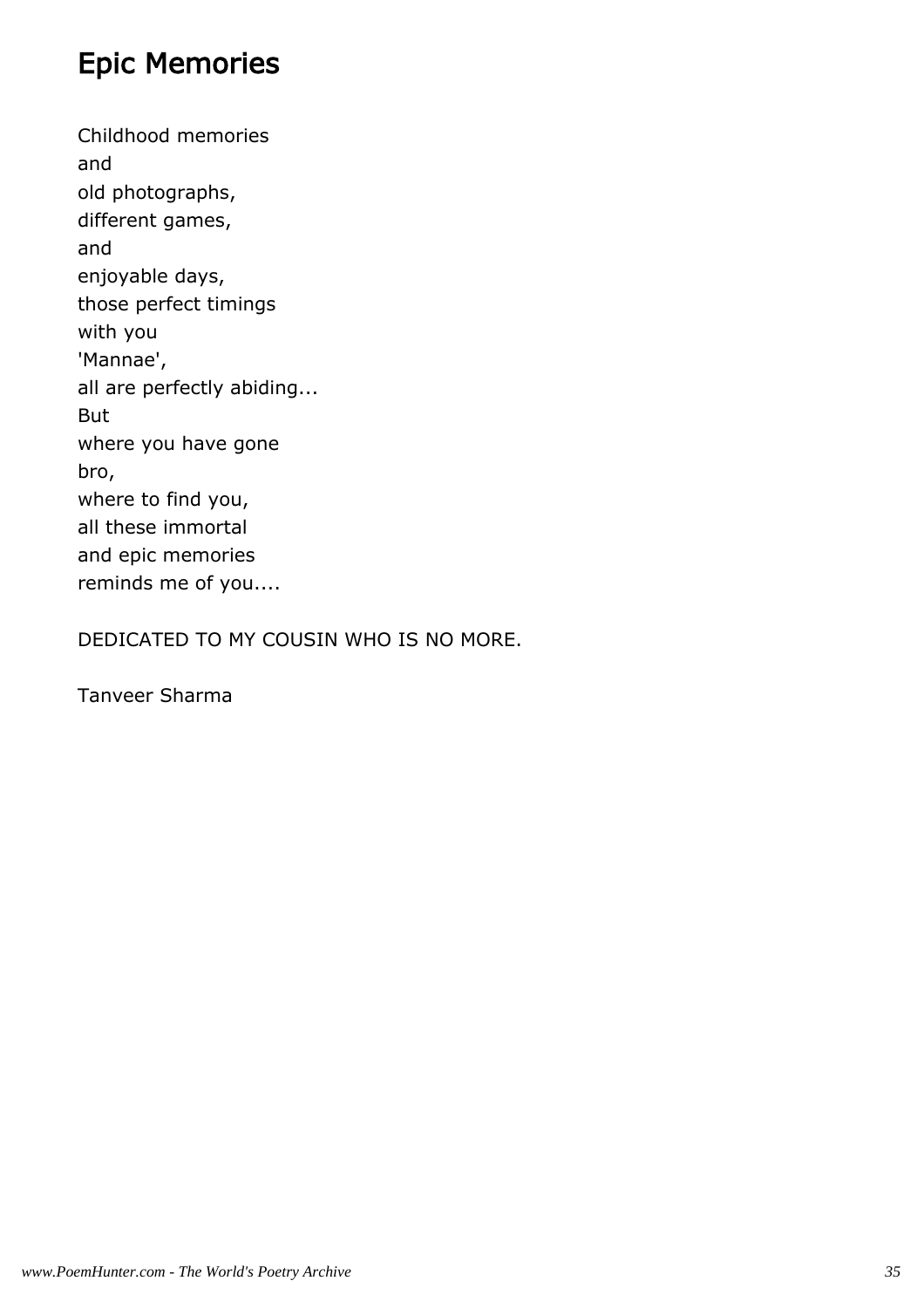# Epic Memories

Childhood memories
and
old photographs,
different games,
and
enjoyable days,
those perfect timings
with you
'Mannae',
all are perfectly abiding...
But
where you have gone
bro,
where to find you,
all these immortal
and epic memories
reminds me of you....

DEDICATED TO MY COUSIN WHO IS NO MORE.

Tanveer Sharma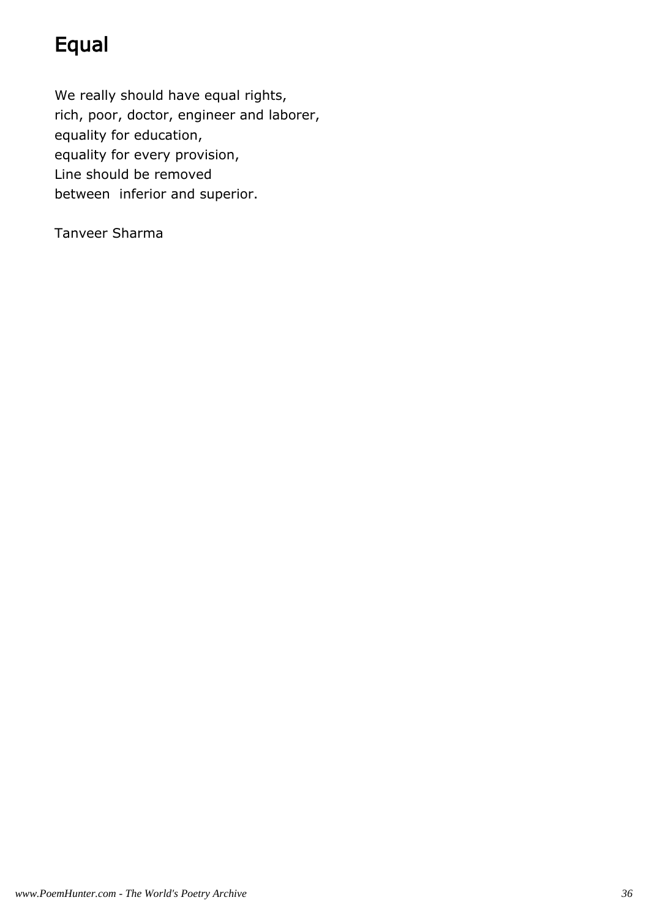# Equal

We really should have equal rights,  
rich, poor, doctor, engineer and laborer,  
equality for education,  
equality for every provision,  
Line should be removed  
between  inferior and superior.

Tanveer Sharma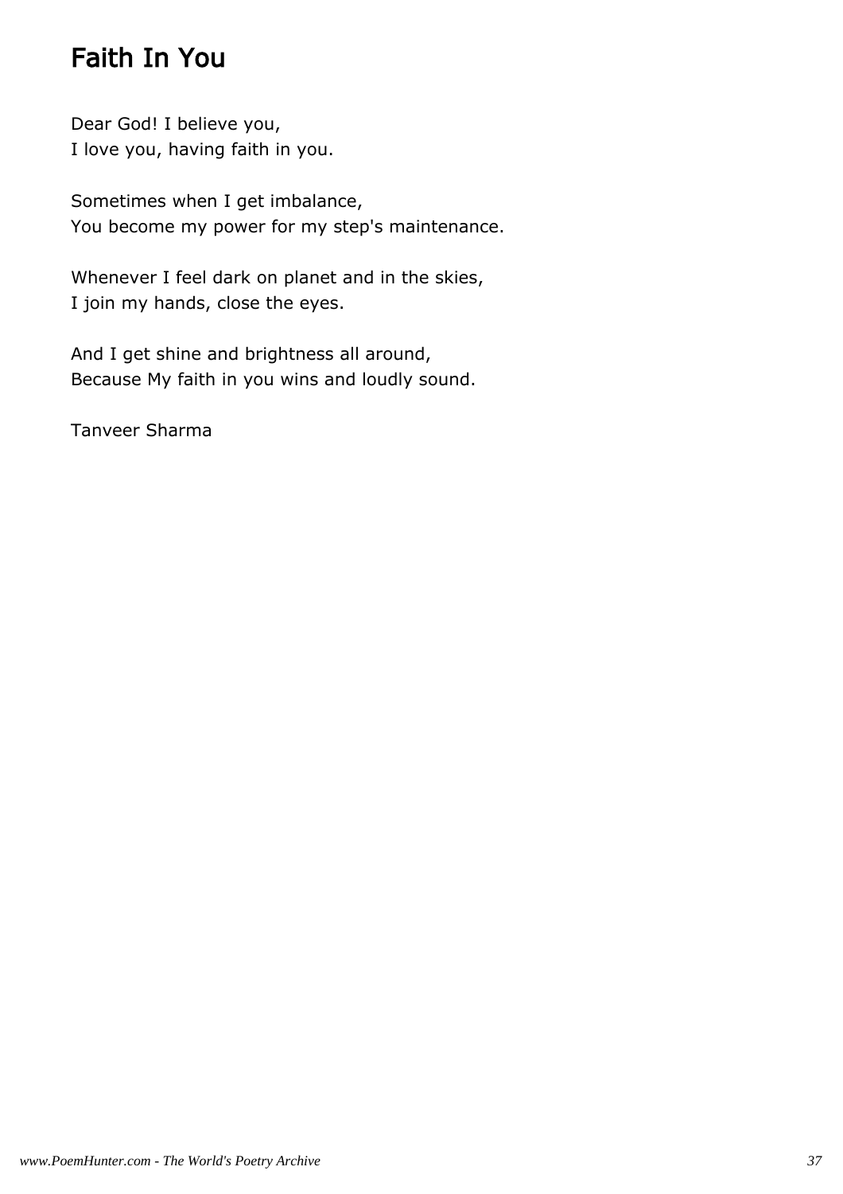# Faith In You

Dear God! I believe you,
I love you, having faith in you.

Sometimes when I get imbalance,
You become my power for my step's maintenance.

Whenever I feel dark on planet and in the skies,
I join my hands, close the eyes.

And I get shine and brightness all around,
Because My faith in you wins and loudly sound.

Tanveer Sharma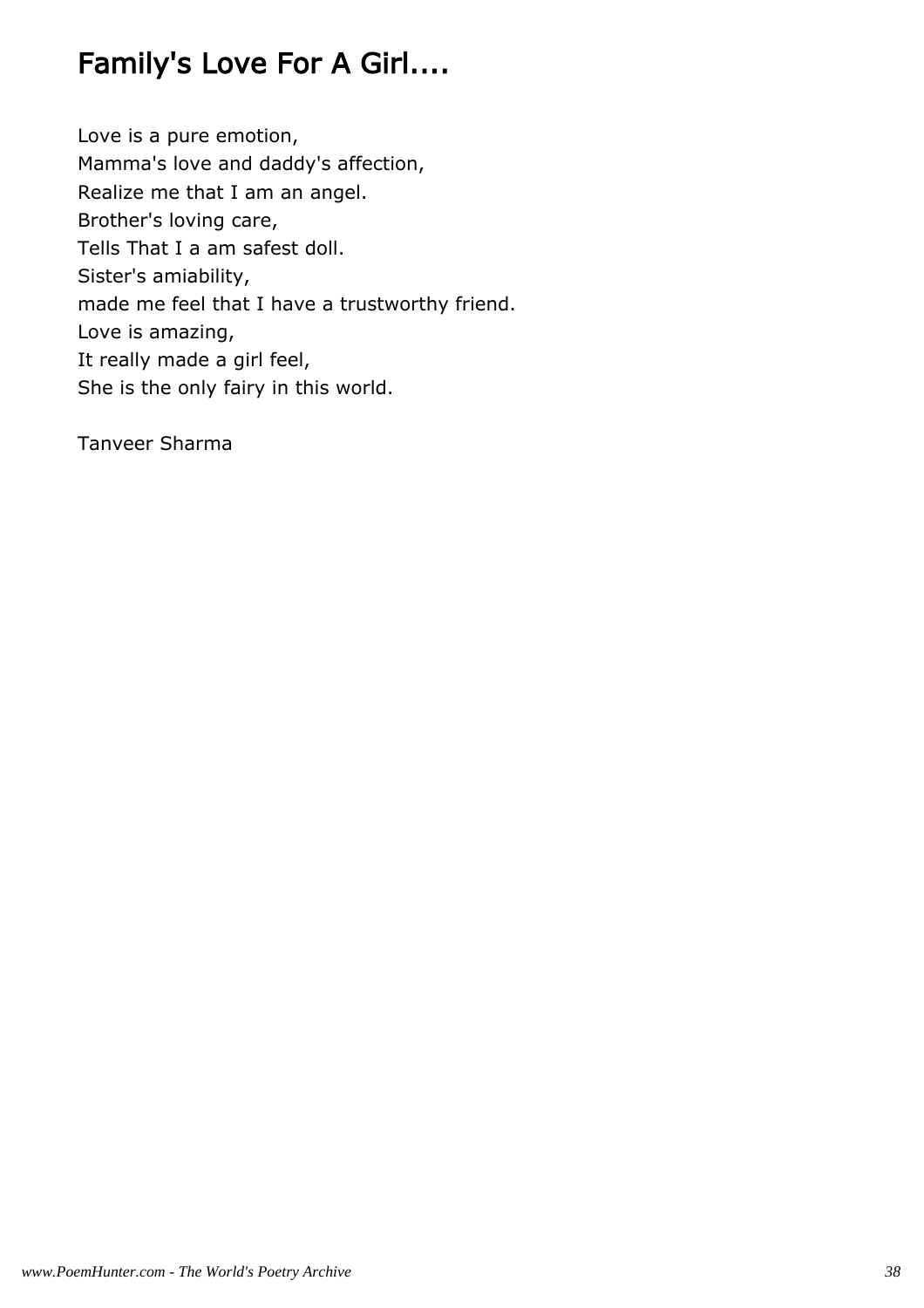# Family's Love For A Girl....

Love is a pure emotion,  
Mamma's love and daddy's affection,  
Realize me that I am an angel.  
Brother's loving care,  
Tells That I a am safest doll.  
Sister's amiability,  
made me feel that I have a trustworthy friend.  
Love is amazing,  
It really made a girl feel,  
She is the only fairy in this world.

Tanveer Sharma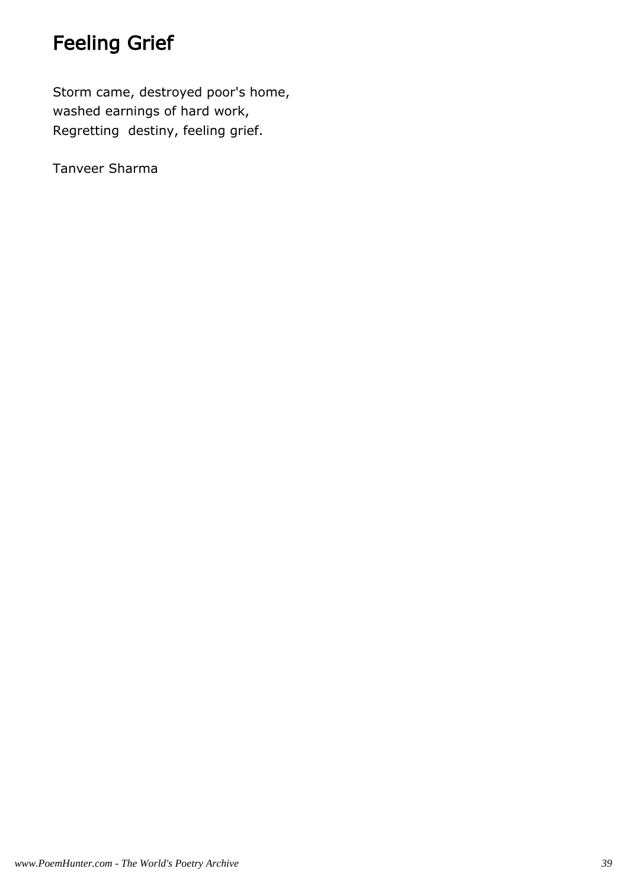# Feeling Grief

Storm came, destroyed poor's home,
washed earnings of hard work,
Regretting destiny, feeling grief.

Tanveer Sharma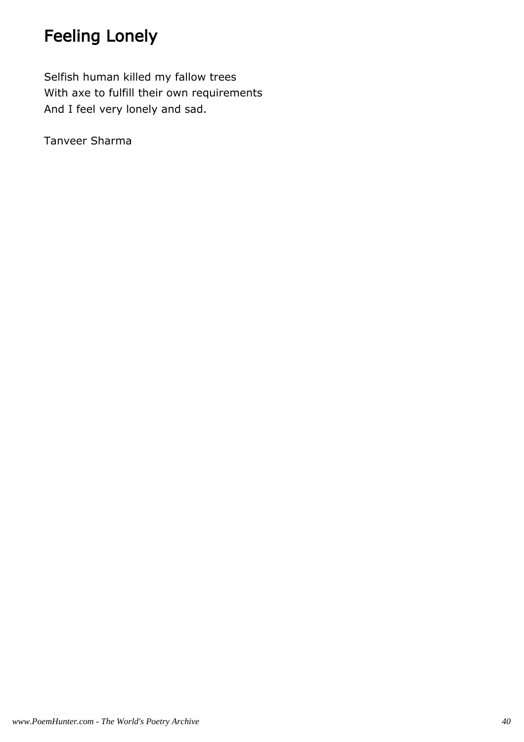# Feeling Lonely

Selfish human killed my fallow trees
With axe to fulfill their own requirements
And I feel very lonely and sad.

Tanveer Sharma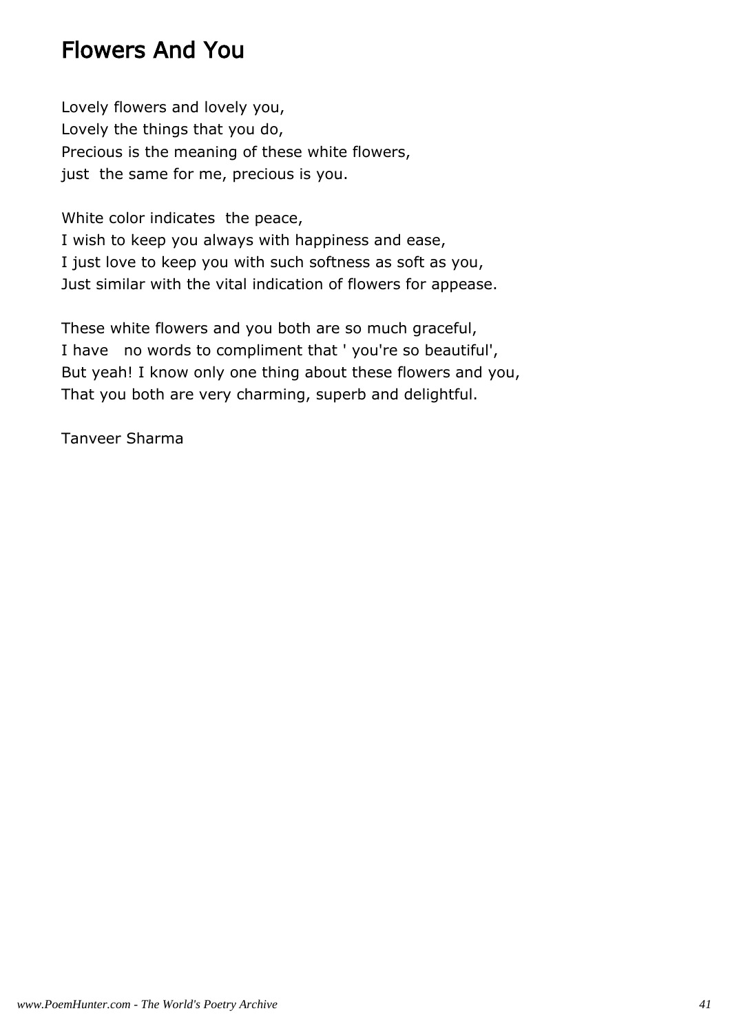# Flowers And You

Lovely flowers and lovely you,
Lovely the things that you do,
Precious is the meaning of these white flowers,
just the same for me, precious is you.

White color indicates the peace,
I wish to keep you always with happiness and ease,
I just love to keep you with such softness as soft as you,
Just similar with the vital indication of flowers for appease.

These white flowers and you both are so much graceful,
I have no words to compliment that ' you're so beautiful',
But yeah! I know only one thing about these flowers and you,
That you both are very charming, superb and delightful.

Tanveer Sharma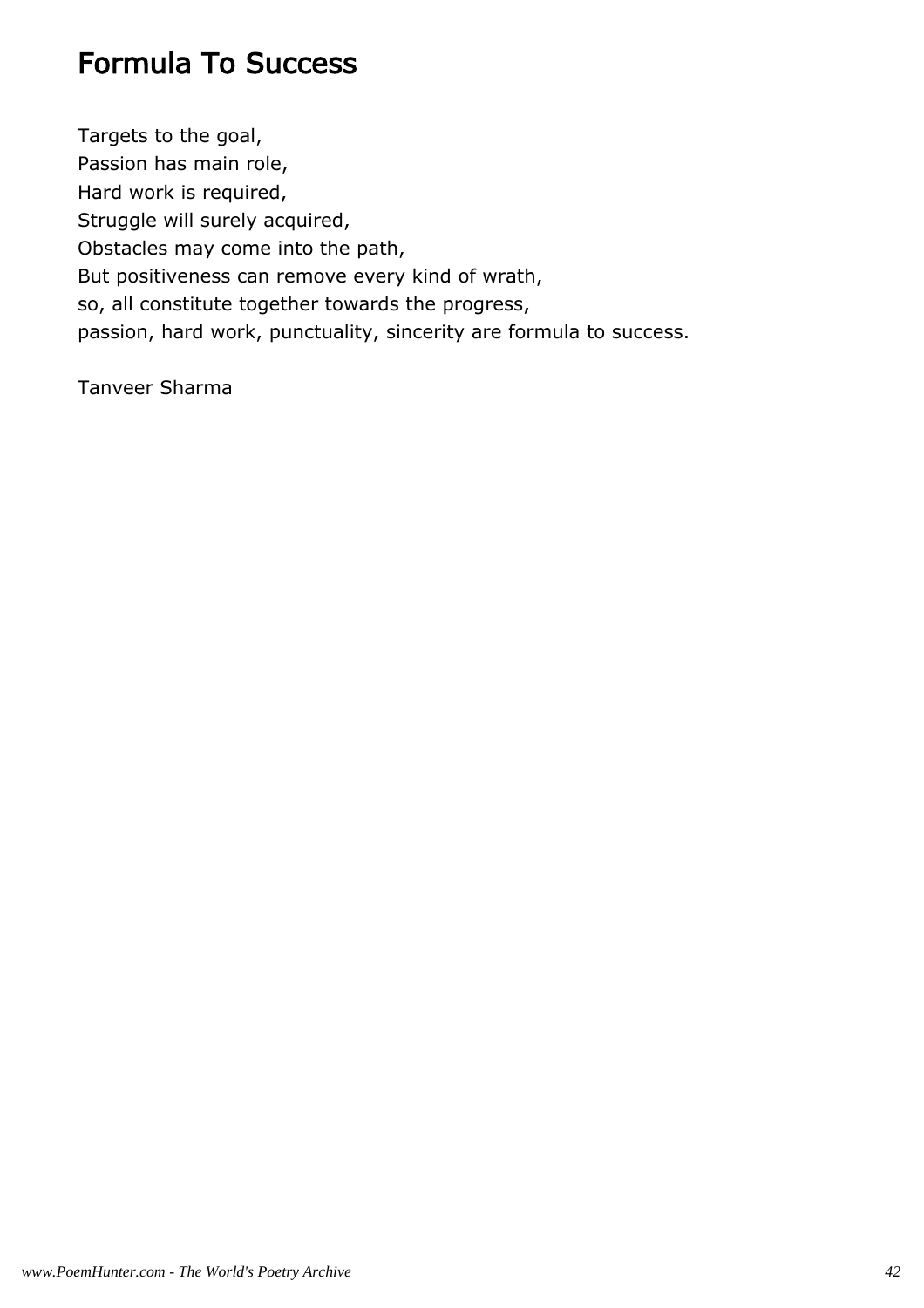# Formula To Success

Targets to the goal,  
Passion has main role,  
Hard work is required,  
Struggle will surely acquired,  
Obstacles may come into the path,  
But positiveness can remove every kind of wrath,  
so, all constitute together towards the progress,  
passion, hard work, punctuality, sincerity are formula to success.

Tanveer Sharma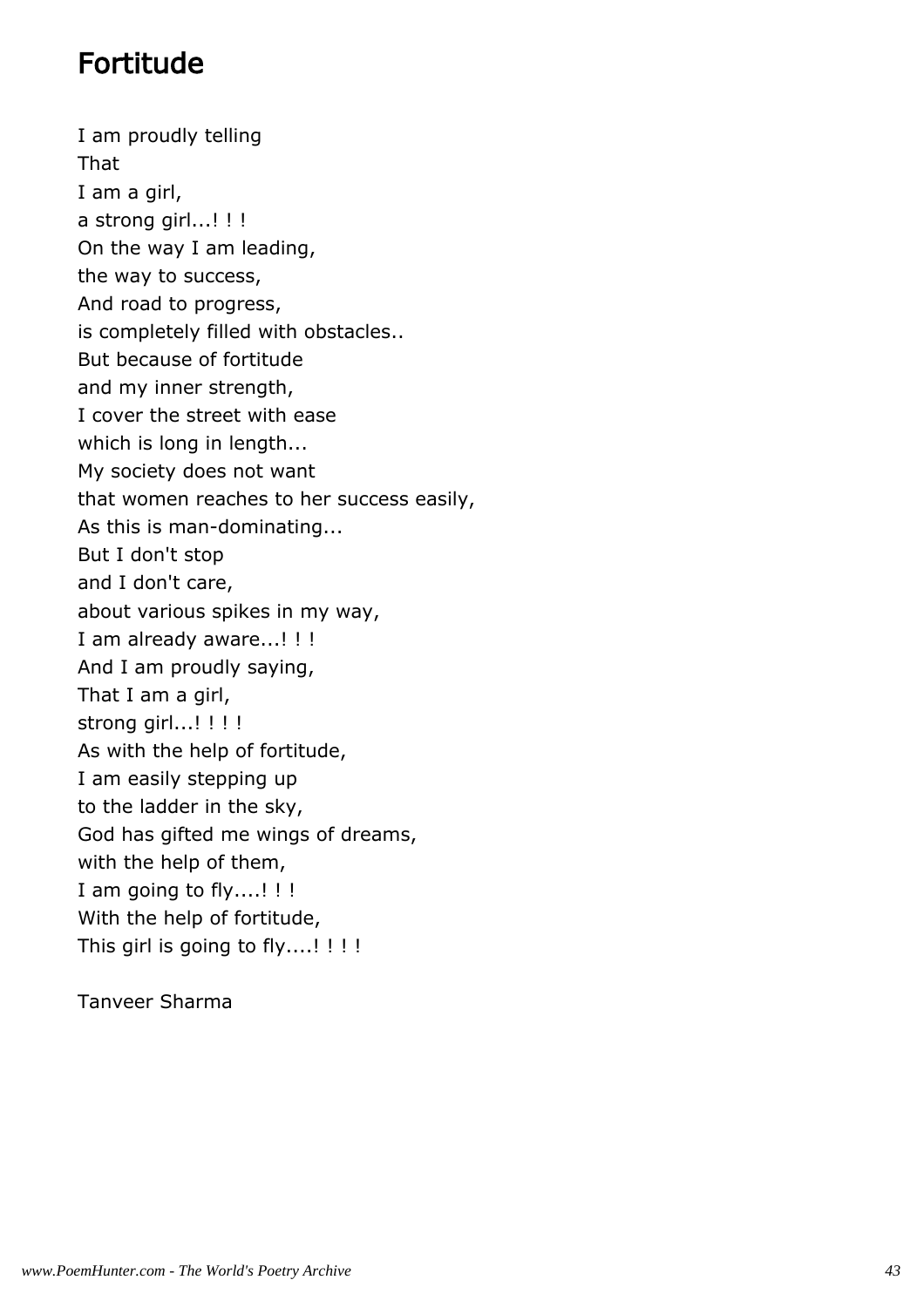# Fortitude

I am proudly telling  
That  
I am a girl,  
a strong girl...! ! !  
On the way I am leading,  
the way to success,  
And road to progress,  
is completely filled with obstacles..  
But because of fortitude  
and my inner strength,  
I cover the street with ease  
which is long in length...  
My society does not want  
that women reaches to her success easily,  
As this is man-dominating...  
But I don't stop  
and I don't care,  
about various spikes in my way,  
I am already aware...! ! !  
And I am proudly saying,  
That I am a girl,  
strong girl...! ! ! !  
As with the help of fortitude,  
I am easily stepping up  
to the ladder in the sky,  
God has gifted me wings of dreams,  
with the help of them,  
I am going to fly....! ! !  
With the help of fortitude,  
This girl is going to fly....! ! ! !

Tanveer Sharma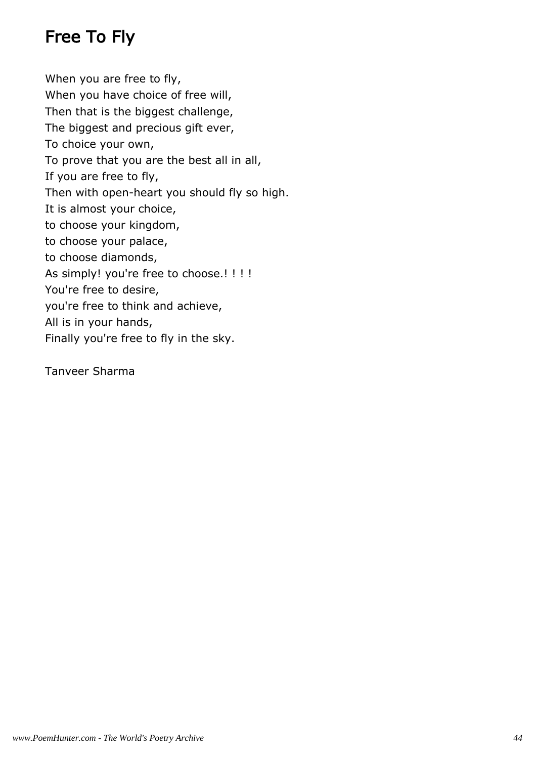# Free To Fly

When you are free to fly,  
When you have choice of free will,  
Then that is the biggest challenge,  
The biggest and precious gift ever,  
To choice your own,  
To prove that you are the best all in all,  
If you are free to fly,  
Then with open-heart you should fly so high.  
It is almost your choice,  
to choose your kingdom,  
to choose your palace,  
to choose diamonds,  
As simply! you're free to choose.! ! ! !  
You're free to desire,  
you're free to think and achieve,  
All is in your hands,  
Finally you're free to fly in the sky.

Tanveer Sharma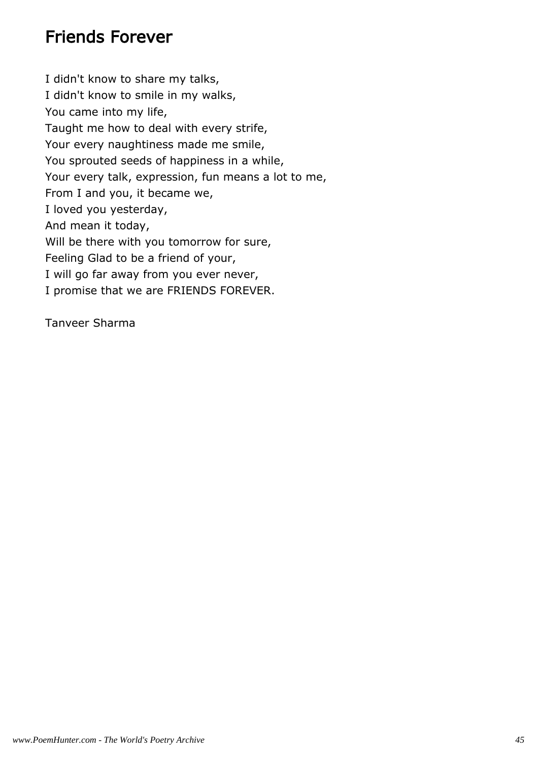# Friends Forever

I didn't know to share my talks,  
I didn't know to smile in my walks,  
You came into my life,  
Taught me how to deal with every strife,  
Your every naughtiness made me smile,  
You sprouted seeds of happiness in a while,  
Your every talk, expression, fun means a lot to me,  
From I and you, it became we,  
I loved you yesterday,  
And mean it today,  
Will be there with you tomorrow for sure,  
Feeling Glad to be a friend of your,  
I will go far away from you ever never,  
I promise that we are FRIENDS FOREVER.

Tanveer Sharma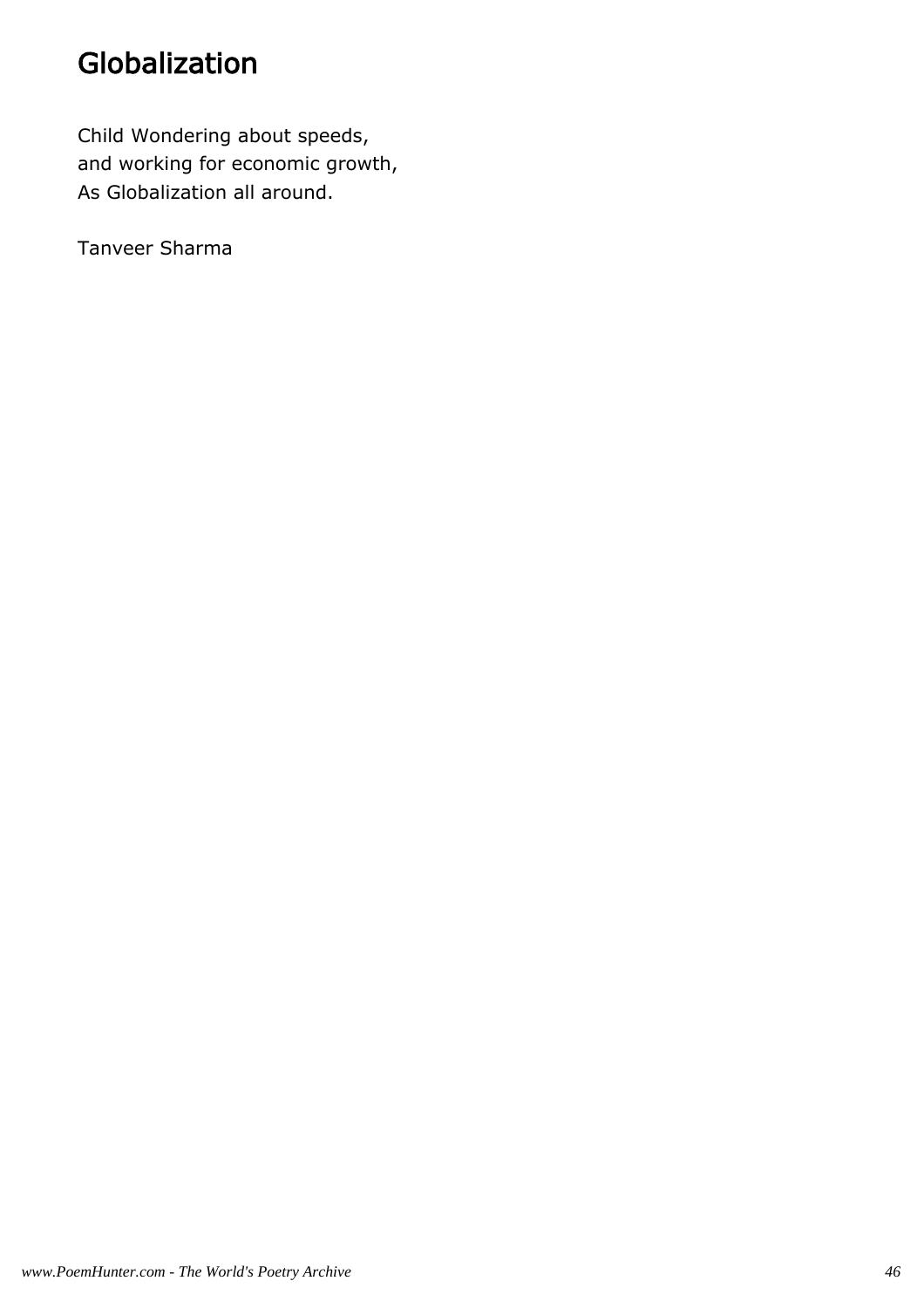# Globalization

Child Wondering about speeds,
and working for economic growth,
As Globalization all around.

Tanveer Sharma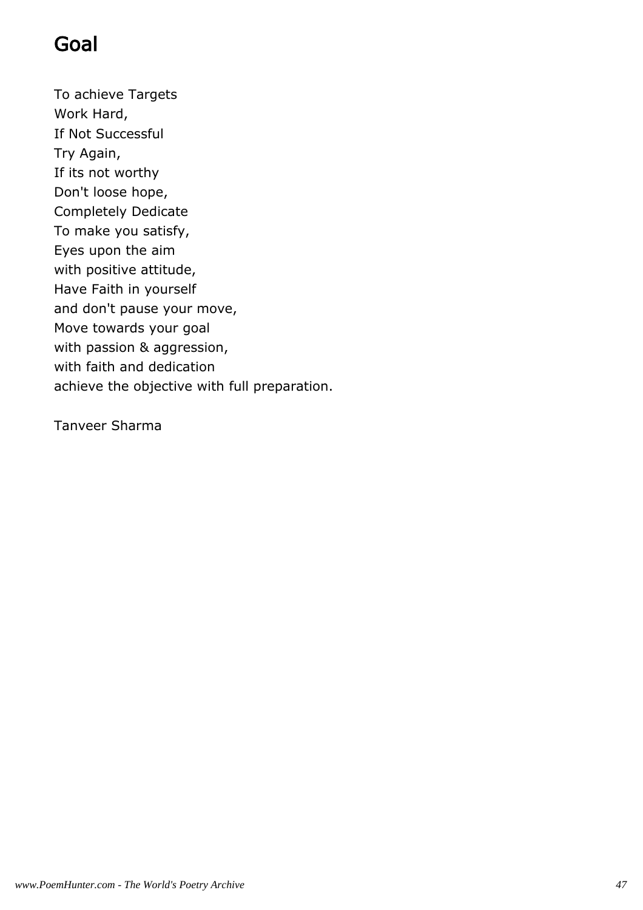# Goal

To achieve Targets  
Work Hard,  
If Not Successful  
Try Again,  
If its not worthy  
Don't loose hope,  
Completely Dedicate  
To make you satisfy,  
Eyes upon the aim  
with positive attitude,  
Have Faith in yourself  
and don't pause your move,  
Move towards your goal  
with passion & aggression,  
with faith and dedication  
achieve the objective with full preparation.

Tanveer Sharma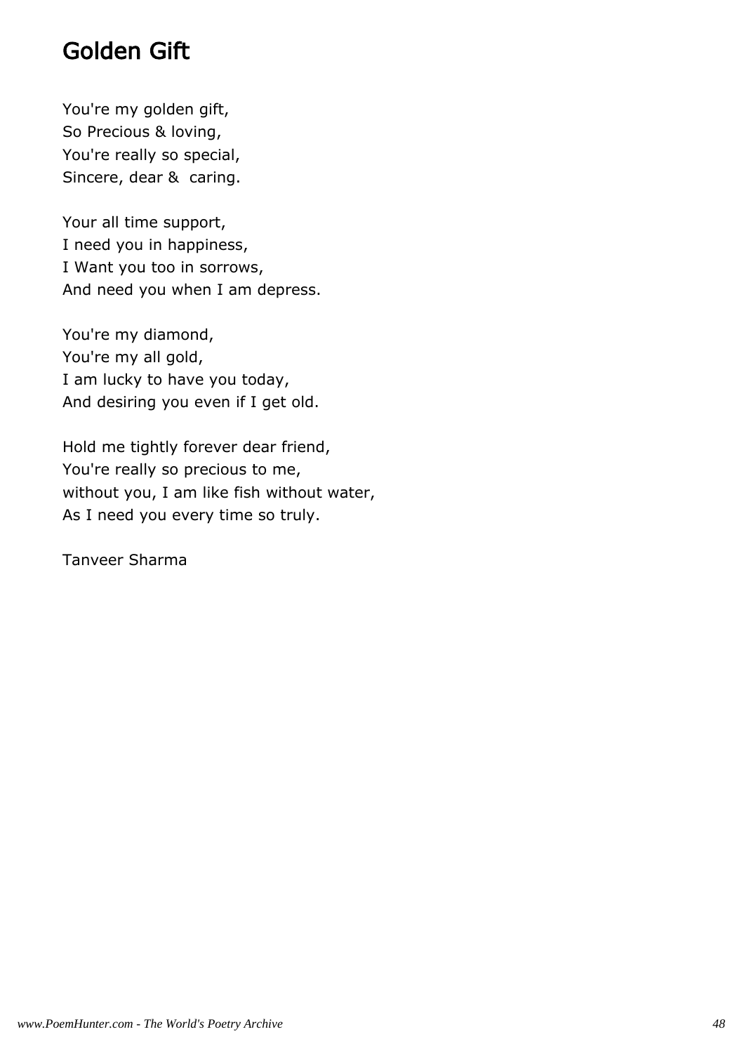# Golden Gift

You're my golden gift,  
So Precious & loving,  
You're really so special,  
Sincere, dear &  caring.

Your all time support,  
I need you in happiness,  
I Want you too in sorrows,  
And need you when I am depress.

You're my diamond,  
You're my all gold,  
I am lucky to have you today,  
And desiring you even if I get old.

Hold me tightly forever dear friend,  
You're really so precious to me,  
without you, I am like fish without water,  
As I need you every time so truly.

Tanveer Sharma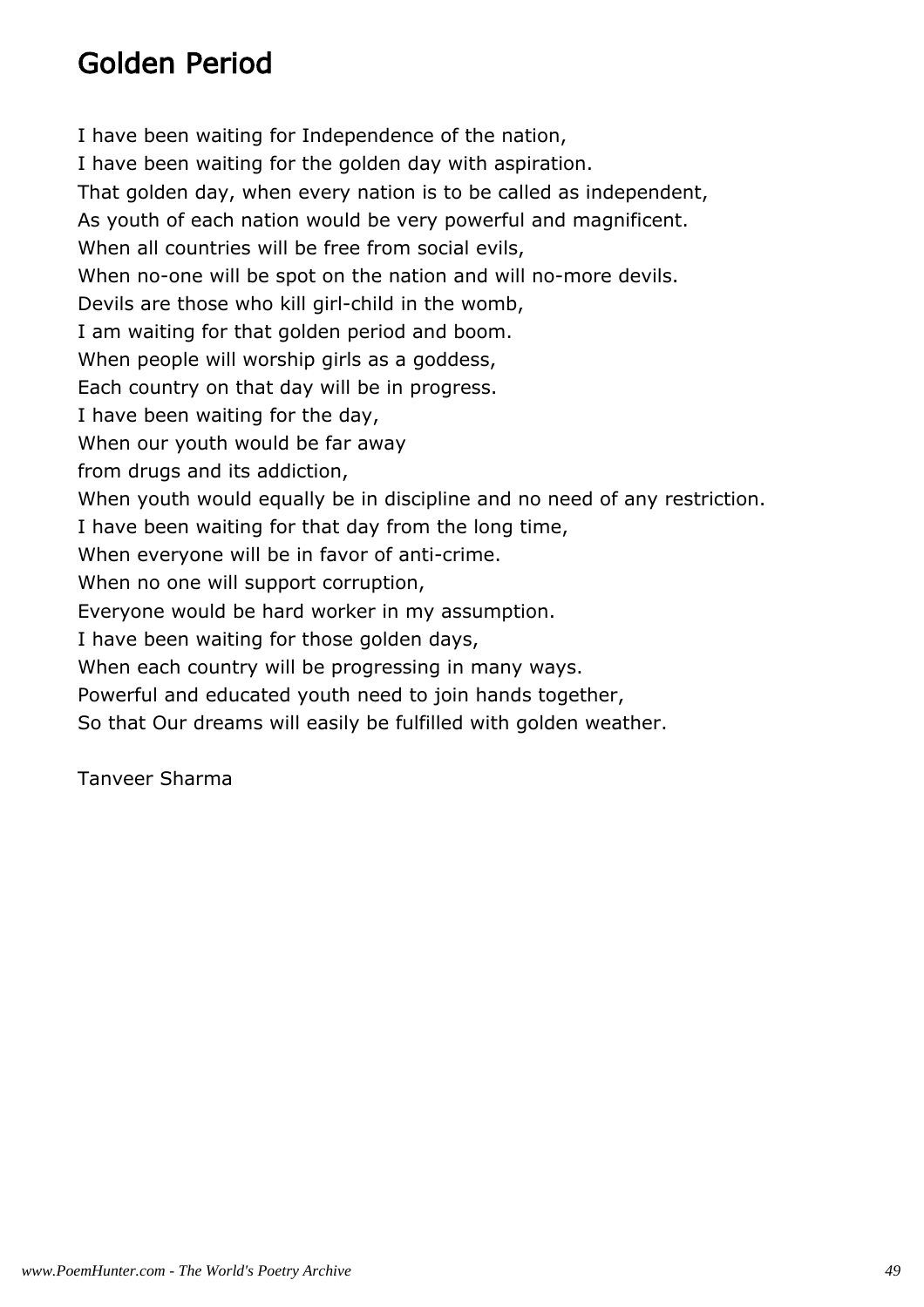# Golden Period

I have been waiting for Independence of the nation,  
I have been waiting for the golden day with aspiration.  
That golden day, when every nation is to be called as independent,  
As youth of each nation would be very powerful and magnificent.  
When all countries will be free from social evils,  
When no-one will be spot on the nation and will no-more devils.  
Devils are those who kill girl-child in the womb,  
I am waiting for that golden period and boom.  
When people will worship girls as a goddess,  
Each country on that day will be in progress.  
I have been waiting for the day,  
When our youth would be far away  
from drugs and its addiction,  
When youth would equally be in discipline and no need of any restriction.  
I have been waiting for that day from the long time,  
When everyone will be in favor of anti-crime.  
When no one will support corruption,  
Everyone would be hard worker in my assumption.  
I have been waiting for those golden days,  
When each country will be progressing in many ways.  
Powerful and educated youth need to join hands together,  
So that Our dreams will easily be fulfilled with golden weather.

Tanveer Sharma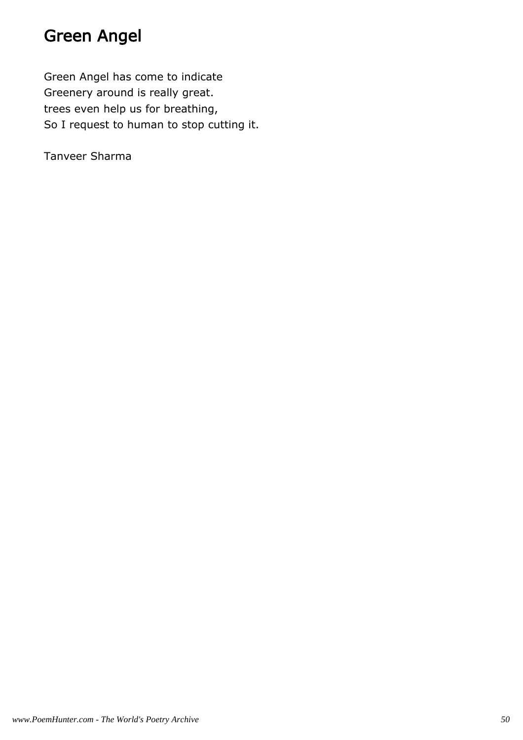# Green Angel

Green Angel has come to indicate
Greenery around is really great.
trees even help us for breathing,
So I request to human to stop cutting it.

Tanveer Sharma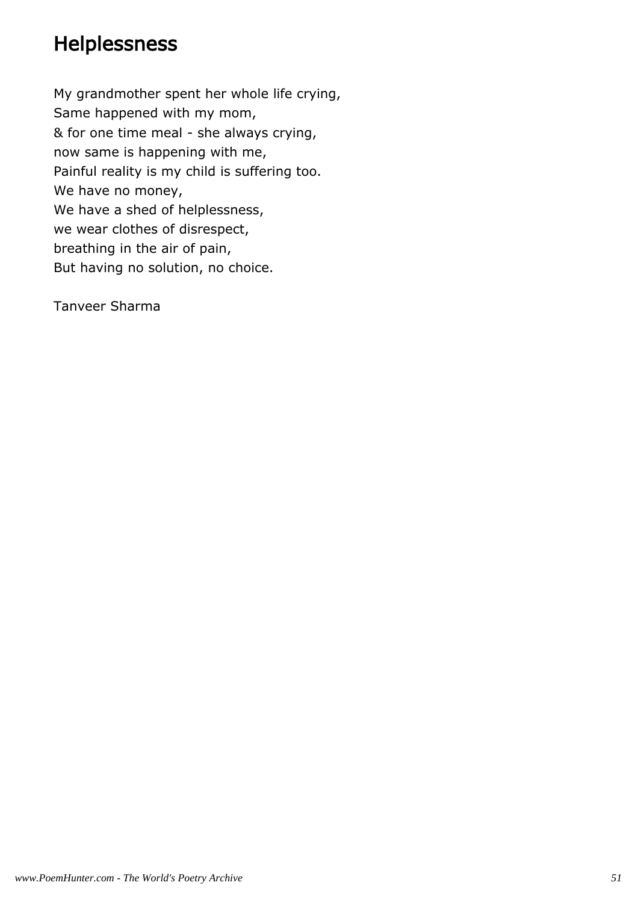# Helplessness

My grandmother spent her whole life crying,
Same happened with my mom,
& for one time meal - she always crying,
now same is happening with me,
Painful reality is my child is suffering too.
We have no money,
We have a shed of helplessness,
we wear clothes of disrespect,
breathing in the air of pain,
But having no solution, no choice.

Tanveer Sharma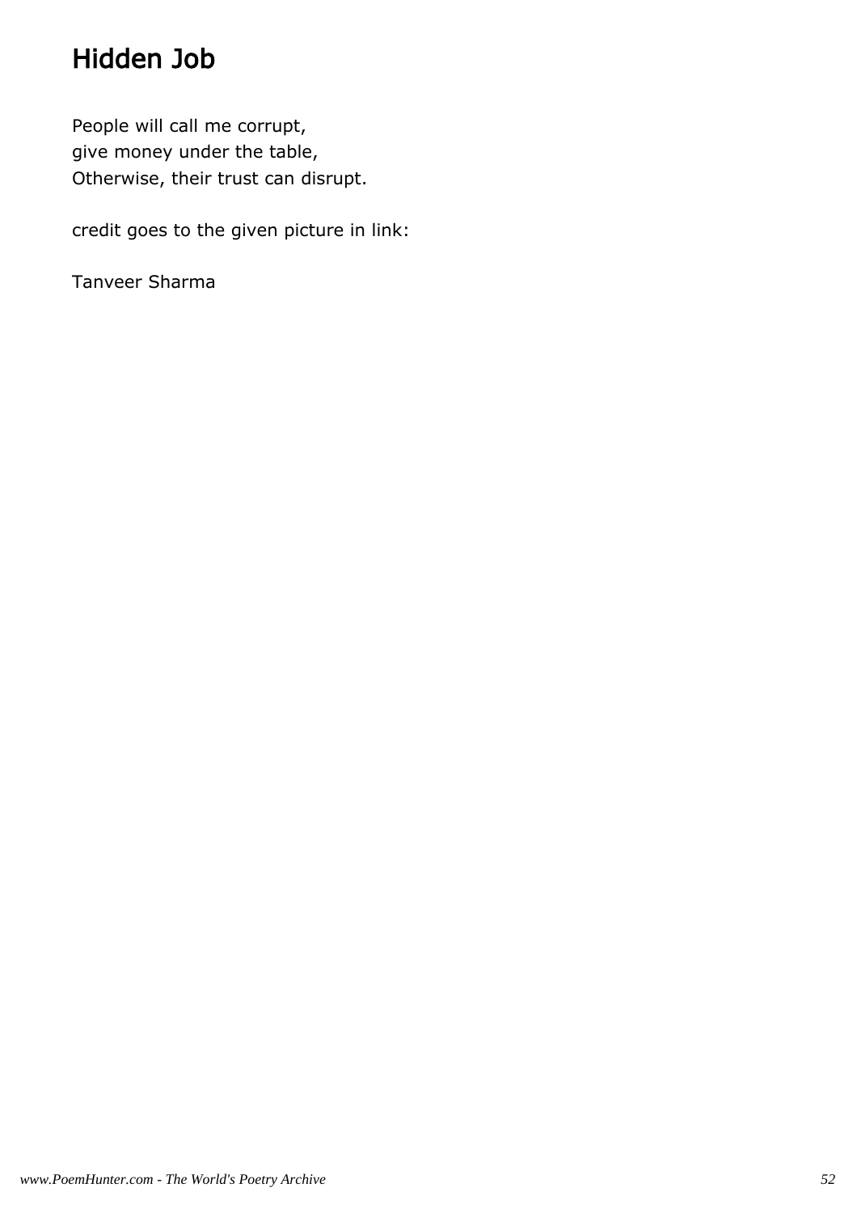## Hidden Job

People will call me corrupt,
give money under the table,
Otherwise, their trust can disrupt.

credit goes to the given picture in link:

Tanveer Sharma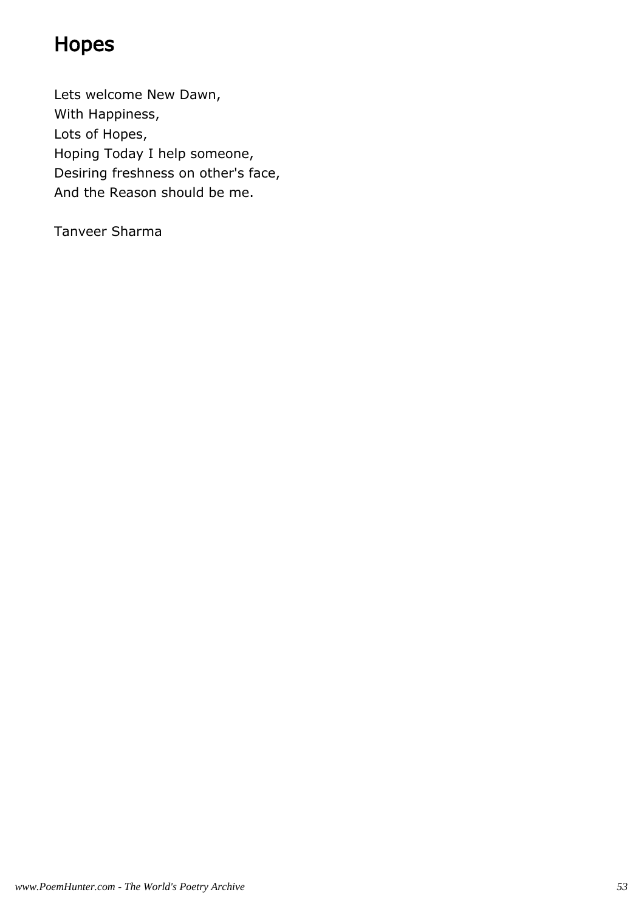# Hopes

Lets welcome New Dawn,  
With Happiness,  
Lots of Hopes,  
Hoping Today I help someone,  
Desiring freshness on other's face,  
And the Reason should be me.

Tanveer Sharma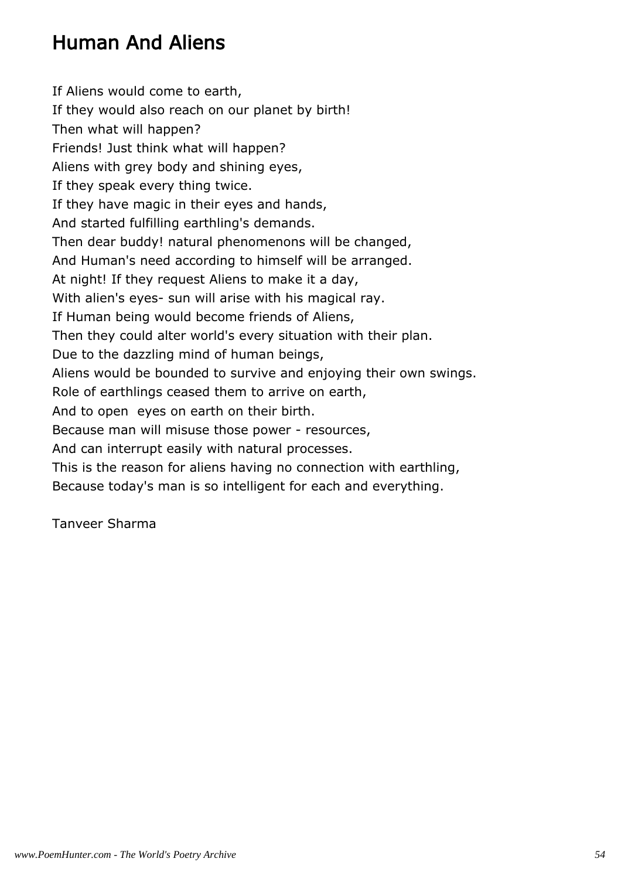## Human And Aliens

If Aliens would come to earth,  
If they would also reach on our planet by birth!  
Then what will happen?  
Friends! Just think what will happen?  
Aliens with grey body and shining eyes,  
If they speak every thing twice.  
If they have magic in their eyes and hands,  
And started fulfilling earthling's demands.  
Then dear buddy! natural phenomenons will be changed,  
And Human's need according to himself will be arranged.  
At night! If they request Aliens to make it a day,  
With alien's eyes- sun will arise with his magical ray.  
If Human being would become friends of Aliens,  
Then they could alter world's every situation with their plan.  
Due to the dazzling mind of human beings,  
Aliens would be bounded to survive and enjoying their own swings.  
Role of earthlings ceased them to arrive on earth,  
And to open  eyes on earth on their birth.  
Because man will misuse those power - resources,  
And can interrupt easily with natural processes.  
This is the reason for aliens having no connection with earthling,  
Because today's man is so intelligent for each and everything.

Tanveer Sharma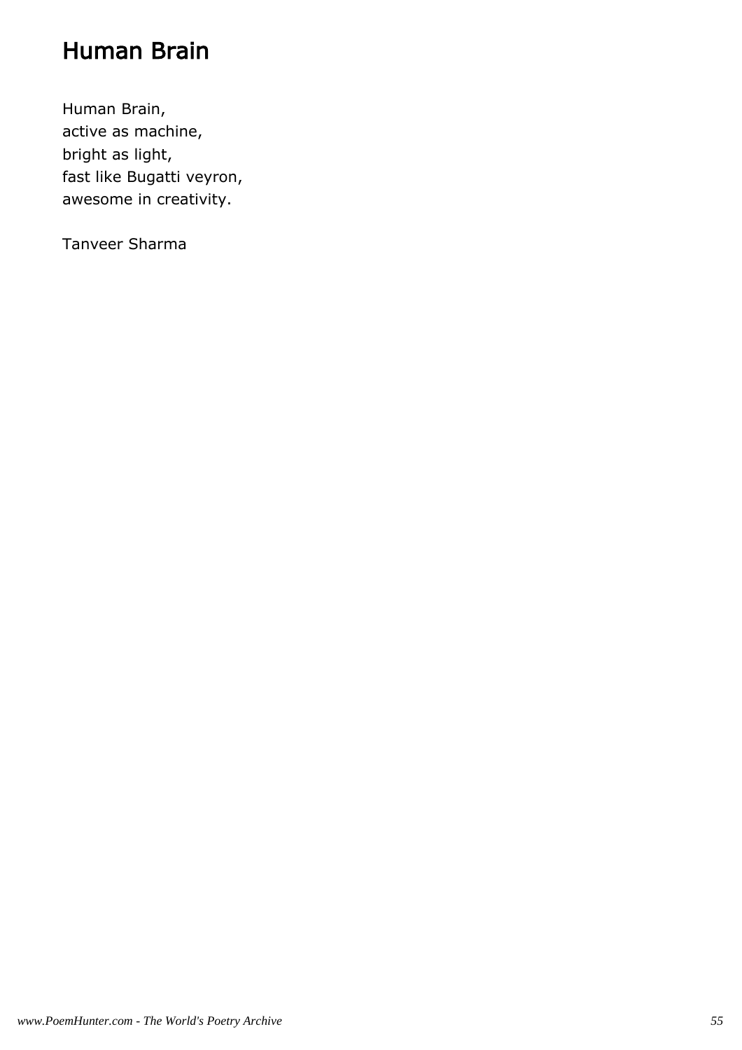# Human Brain

Human Brain,
active as machine,
bright as light,
fast like Bugatti veyron,
awesome in creativity.

Tanveer Sharma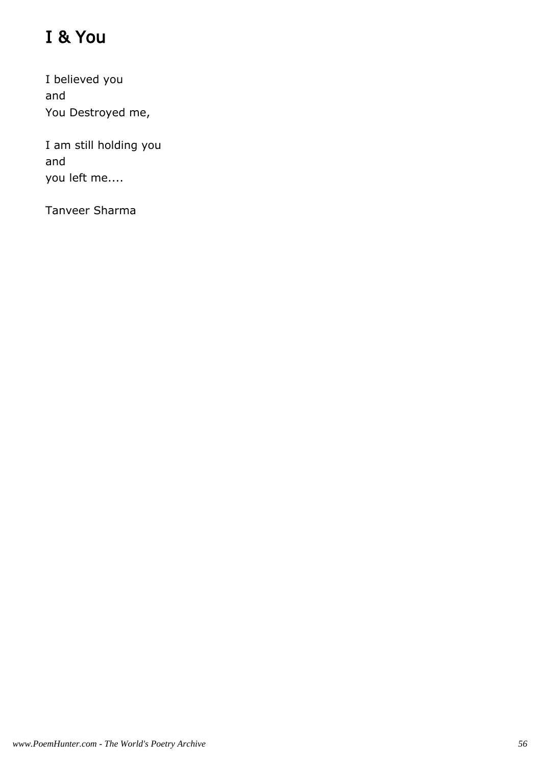# I & You

I believed you
and
You Destroyed me,

I am still holding you
and
you left me....

Tanveer Sharma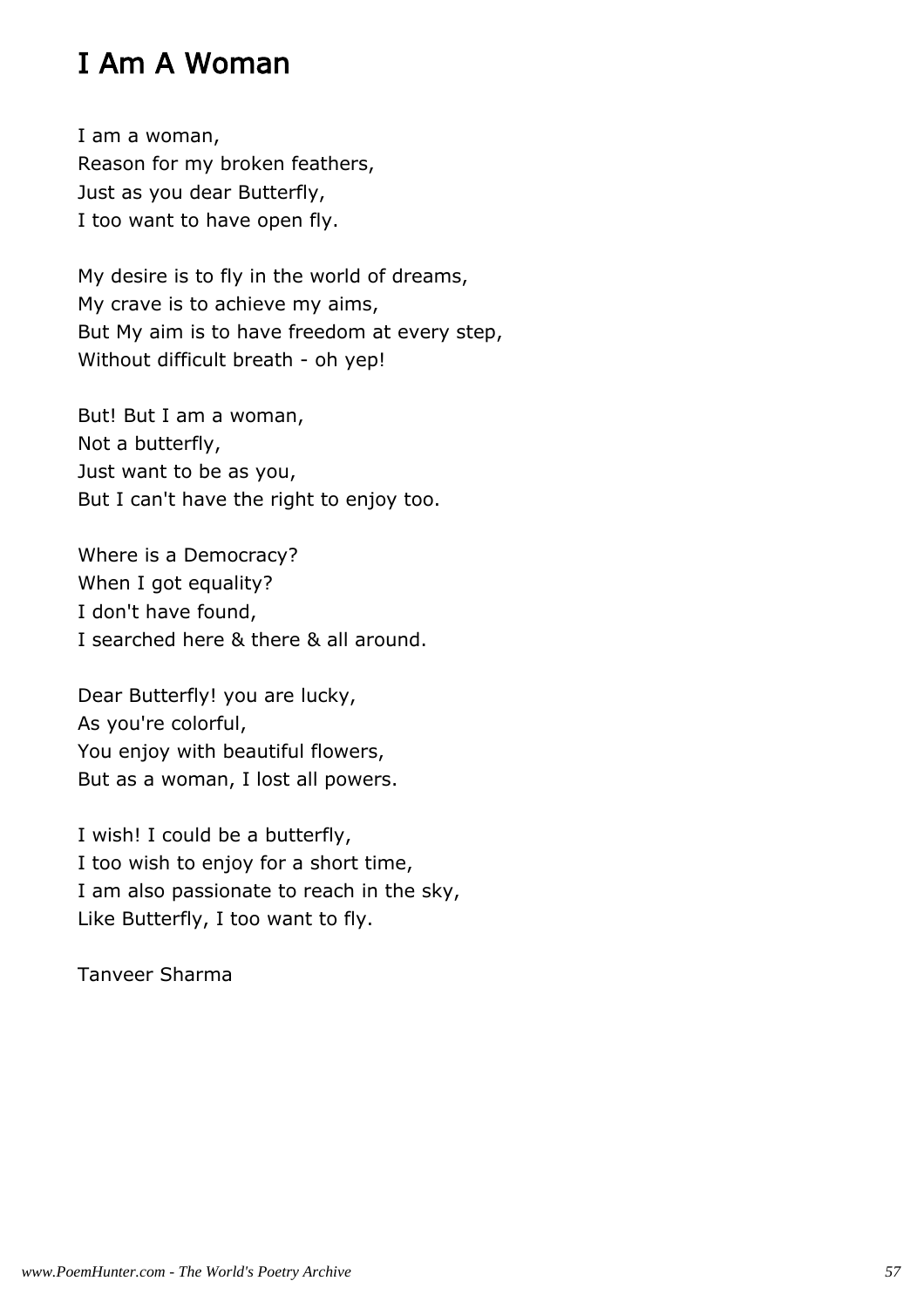# I Am A Woman

I am a woman,
Reason for my broken feathers,
Just as you dear Butterfly,
I too want to have open fly.

My desire is to fly in the world of dreams,
My crave is to achieve my aims,
But My aim is to have freedom at every step,
Without difficult breath - oh yep!

But! But I am a woman,
Not a butterfly,
Just want to be as you,
But I can't have the right to enjoy too.

Where is a Democracy?
When I got equality?
I don't have found,
I searched here & there & all around.

Dear Butterfly! you are lucky,
As you're colorful,
You enjoy with beautiful flowers,
But as a woman, I lost all powers.

I wish! I could be a butterfly,
I too wish to enjoy for a short time,
I am also passionate to reach in the sky,
Like Butterfly, I too want to fly.

Tanveer Sharma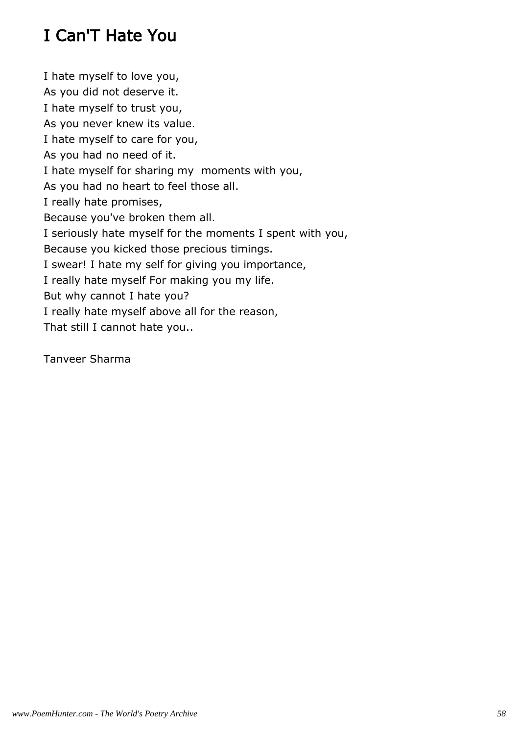# I Can'T Hate You

I hate myself to love you,  
As you did not deserve it.  
I hate myself to trust you,  
As you never knew its value.  
I hate myself to care for you,  
As you had no need of it.  
I hate myself for sharing my  moments with you,  
As you had no heart to feel those all.  
I really hate promises,  
Because you've broken them all.  
I seriously hate myself for the moments I spent with you,  
Because you kicked those precious timings.  
I swear! I hate my self for giving you importance,  
I really hate myself For making you my life.  
But why cannot I hate you?  
I really hate myself above all for the reason,  
That still I cannot hate you..

Tanveer Sharma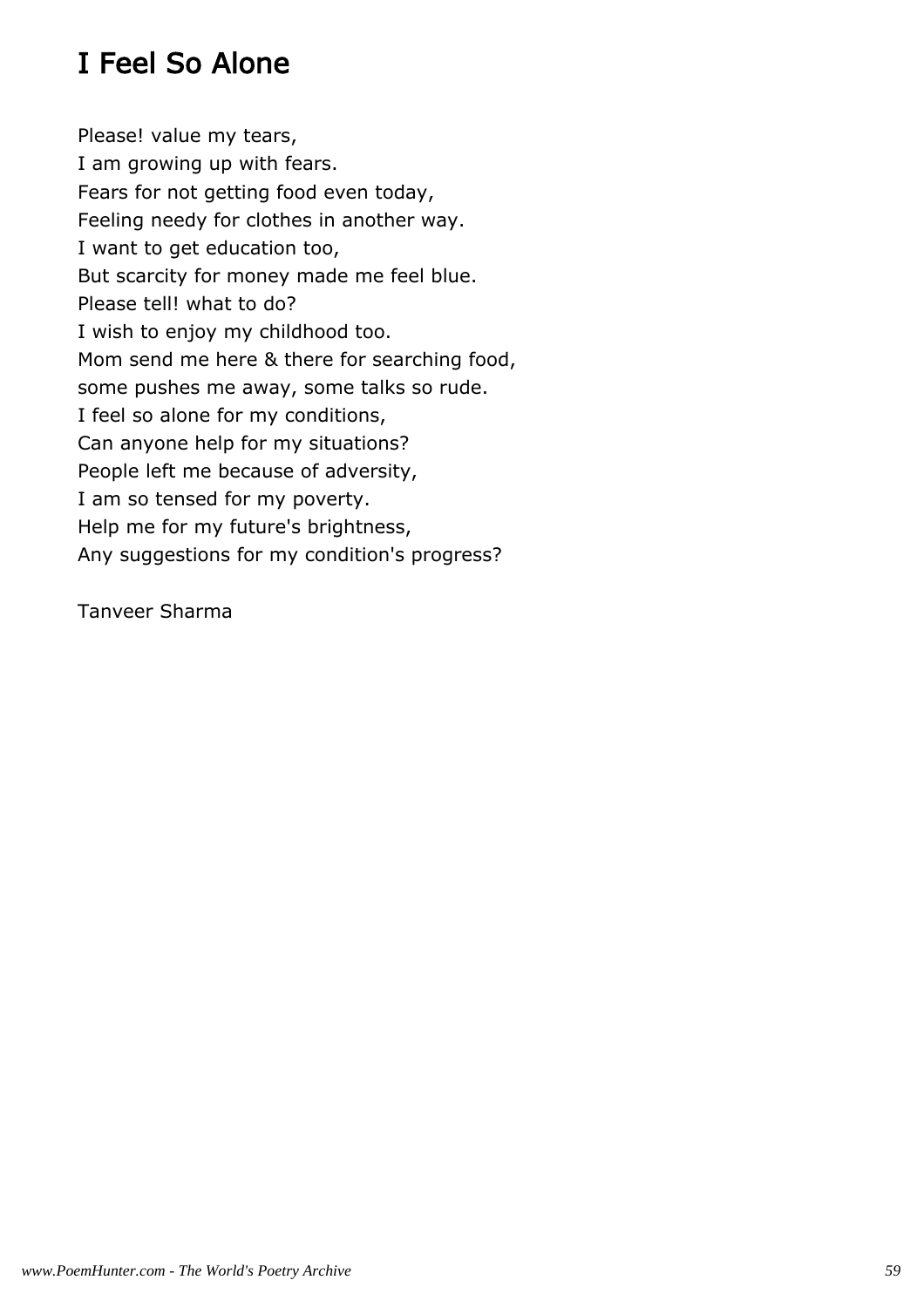# I Feel So Alone

Please! value my tears,
I am growing up with fears.
Fears for not getting food even today,
Feeling needy for clothes in another way.
I want to get education too,
But scarcity for money made me feel blue.
Please tell! what to do?
I wish to enjoy my childhood too.
Mom send me here & there for searching food,
some pushes me away, some talks so rude.
I feel so alone for my conditions,
Can anyone help for my situations?
People left me because of adversity,
I am so tensed for my poverty.
Help me for my future's brightness,
Any suggestions for my condition's progress?

Tanveer Sharma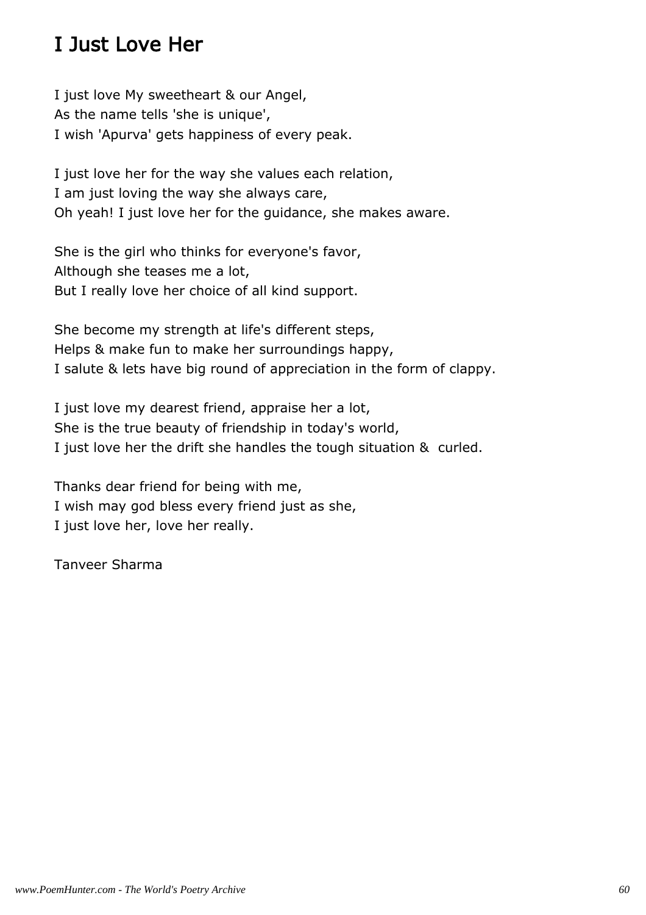# I Just Love Her

I just love My sweetheart & our Angel,
As the name tells 'she is unique',
I wish 'Apurva' gets happiness of every peak.

I just love her for the way she values each relation,
I am just loving the way she always care,
Oh yeah! I just love her for the guidance, she makes aware.

She is the girl who thinks for everyone's favor,
Although she teases me a lot,
But I really love her choice of all kind support.

She become my strength at life's different steps,
Helps & make fun to make her surroundings happy,
I salute & lets have big round of appreciation in the form of clappy.

I just love my dearest friend, appraise her a lot,
She is the true beauty of friendship in today's world,
I just love her the drift she handles the tough situation & curled.

Thanks dear friend for being with me,
I wish may god bless every friend just as she,
I just love her, love her really.

Tanveer Sharma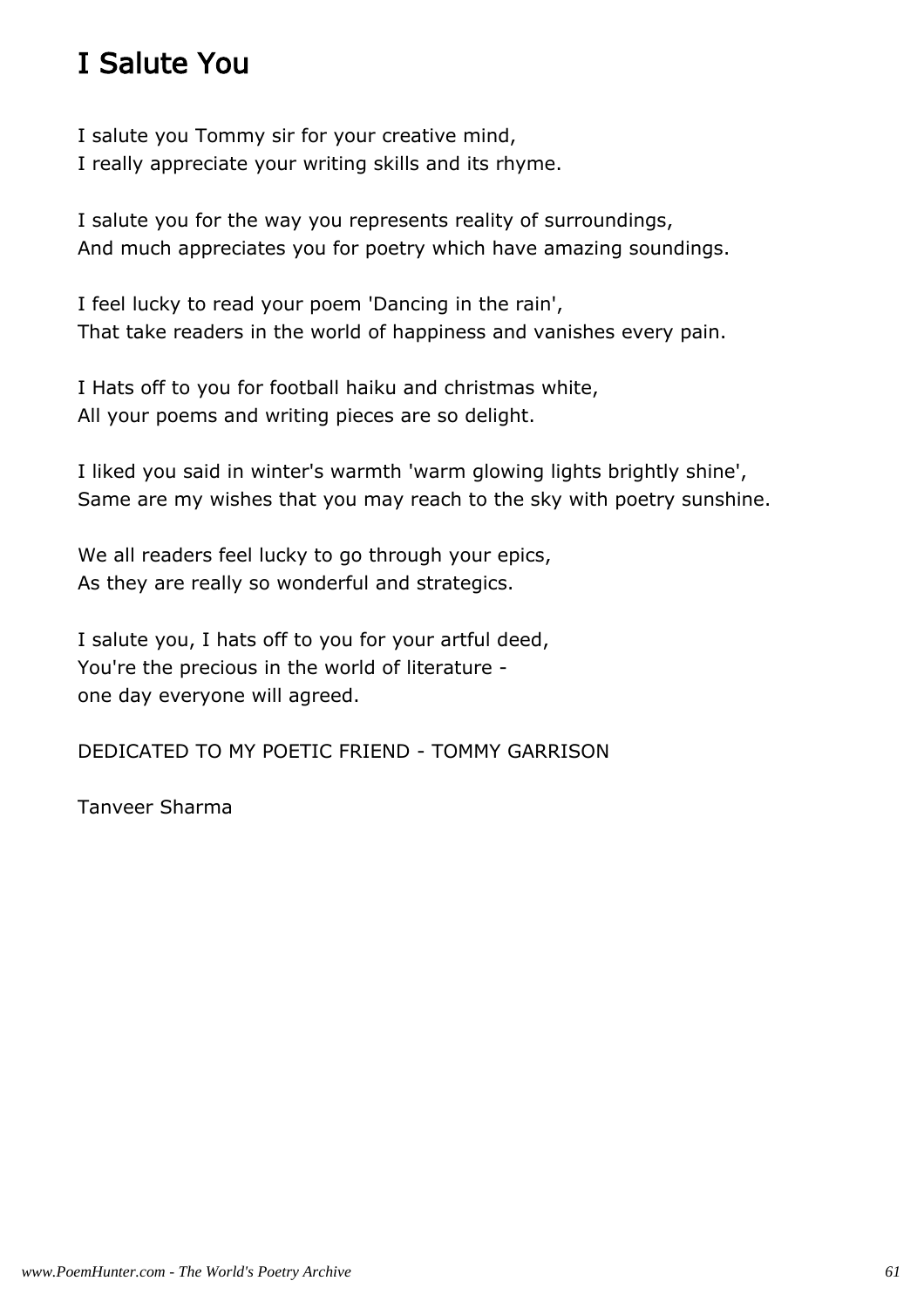# I Salute You

I salute you Tommy sir for your creative mind,
I really appreciate your writing skills and its rhyme.

I salute you for the way you represents reality of surroundings,
And much appreciates you for poetry which have amazing soundings.

I feel lucky to read your poem 'Dancing in the rain',
That take readers in the world of happiness and vanishes every pain.

I Hats off to you for football haiku and christmas white,
All your poems and writing pieces are so delight.

I liked you said in winter's warmth 'warm glowing lights brightly shine',
Same are my wishes that you may reach to the sky with poetry sunshine.

We all readers feel lucky to go through your epics,
As they are really so wonderful and strategics.

I salute you, I hats off to you for your artful deed,
You're the precious in the world of literature -
one day everyone will agreed.

DEDICATED TO MY POETIC FRIEND - TOMMY GARRISON

Tanveer Sharma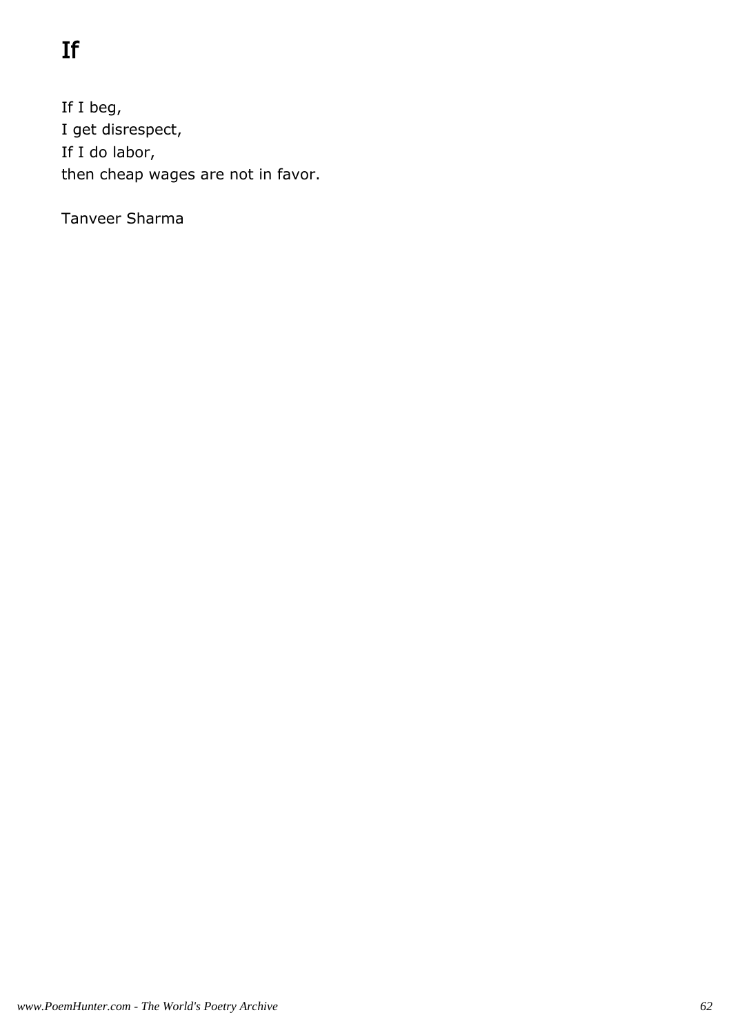# If

If I beg,  
I get disrespect,  
If I do labor,  
then cheap wages are not in favor.

Tanveer Sharma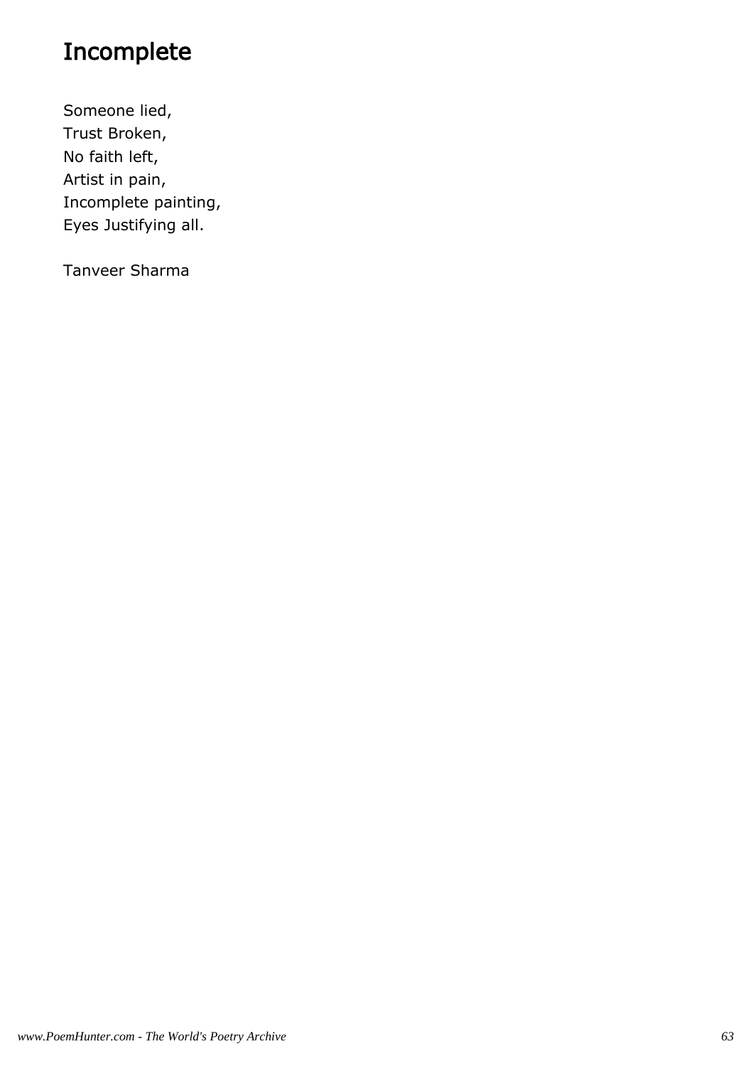# Incomplete

Someone lied,  
Trust Broken,  
No faith left,  
Artist in pain,  
Incomplete painting,  
Eyes Justifying all.

Tanveer Sharma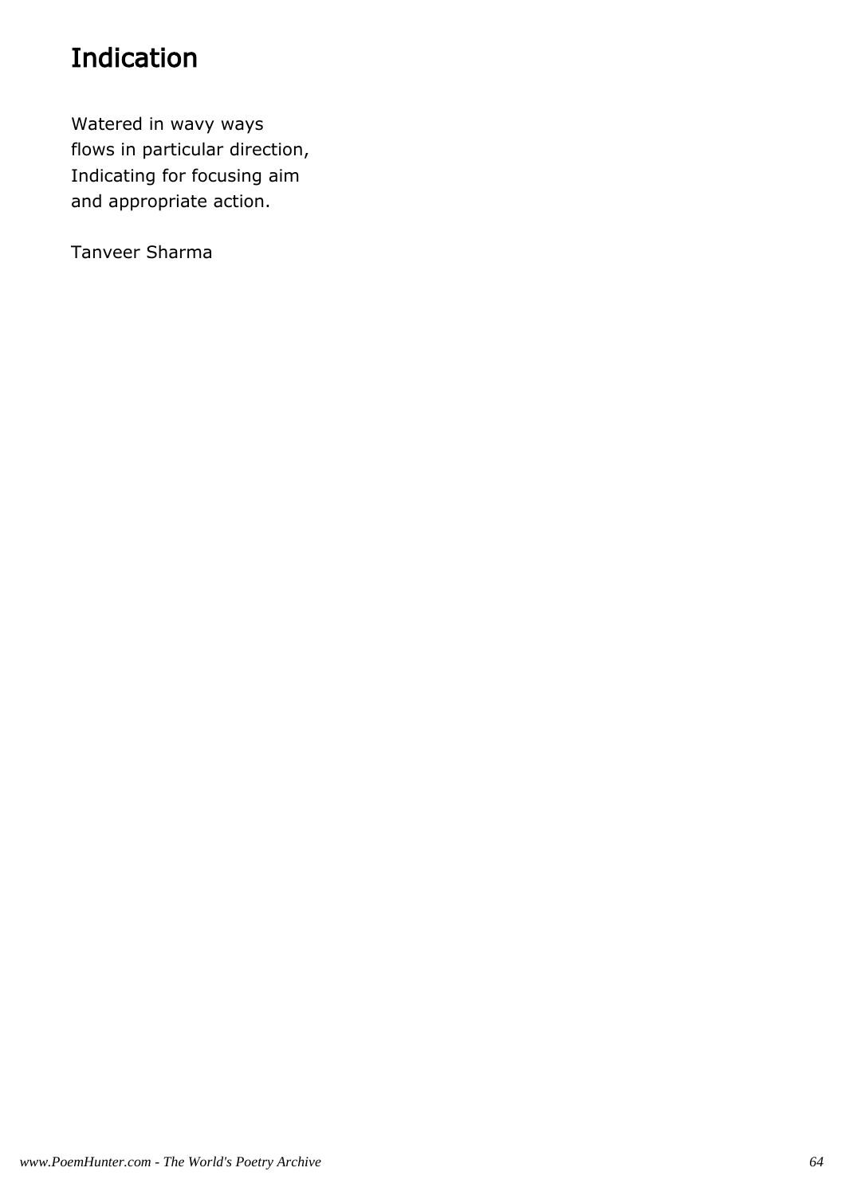# Indication

Watered in wavy ways
flows in particular direction,
Indicating for focusing aim
and appropriate action.

Tanveer Sharma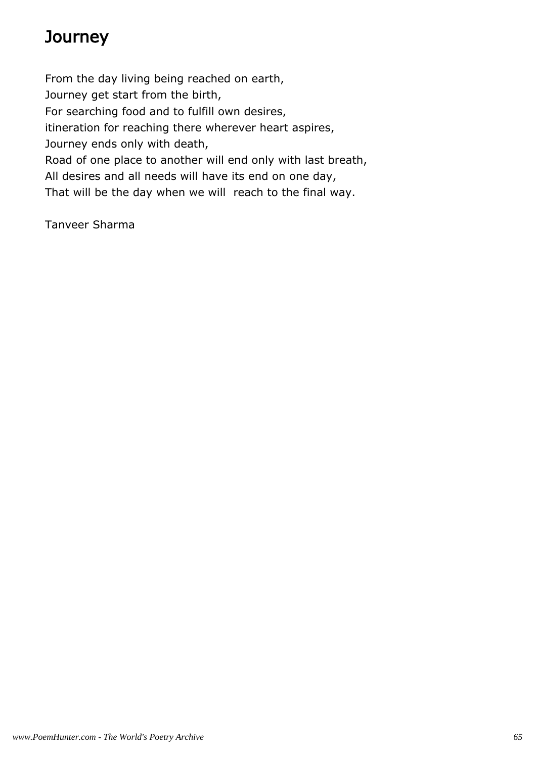# Journey

From the day living being reached on earth,
Journey get start from the birth,
For searching food and to fulfill own desires,
itineration for reaching there wherever heart aspires,
Journey ends only with death,
Road of one place to another will end only with last breath,
All desires and all needs will have its end on one day,
That will be the day when we will  reach to the final way.

Tanveer Sharma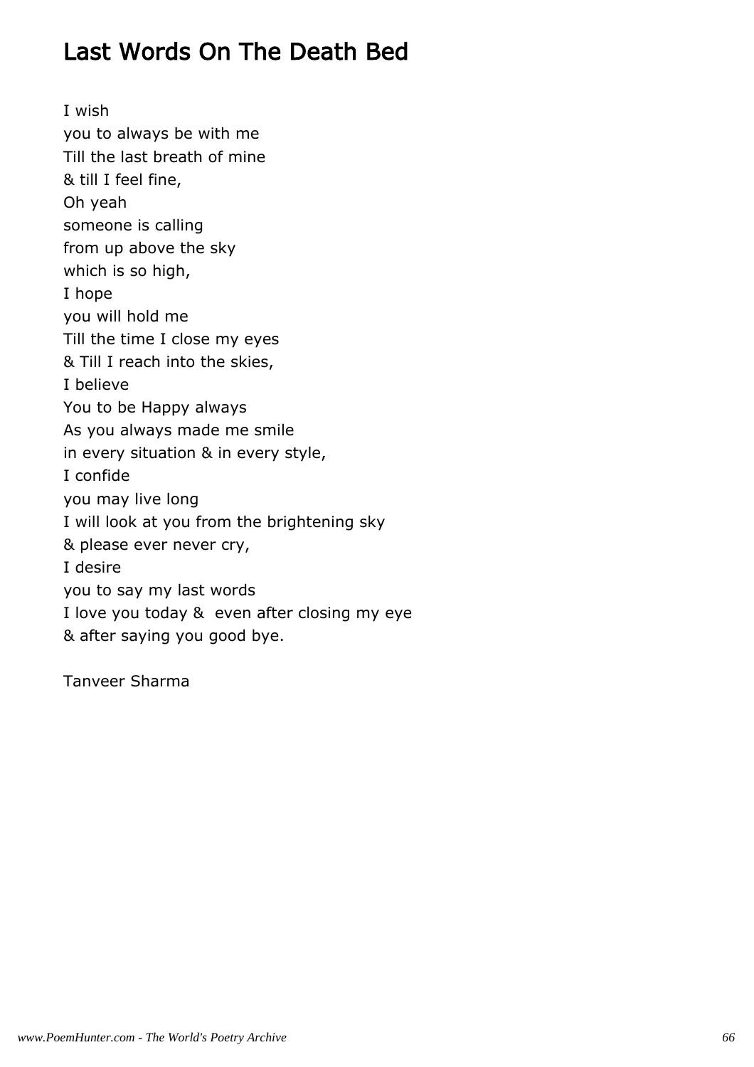# Last Words On The Death Bed

I wish
you to always be with me
Till the last breath of mine
& till I feel fine,
Oh yeah
someone is calling
from up above the sky
which is so high,
I hope
you will hold me
Till the time I close my eyes
& Till I reach into the skies,
I believe
You to be Happy always
As you always made me smile
in every situation & in every style,
I confide
you may live long
I will look at you from the brightening sky
& please ever never cry,
I desire
you to say my last words
I love you today &  even after closing my eye
& after saying you good bye.

Tanveer Sharma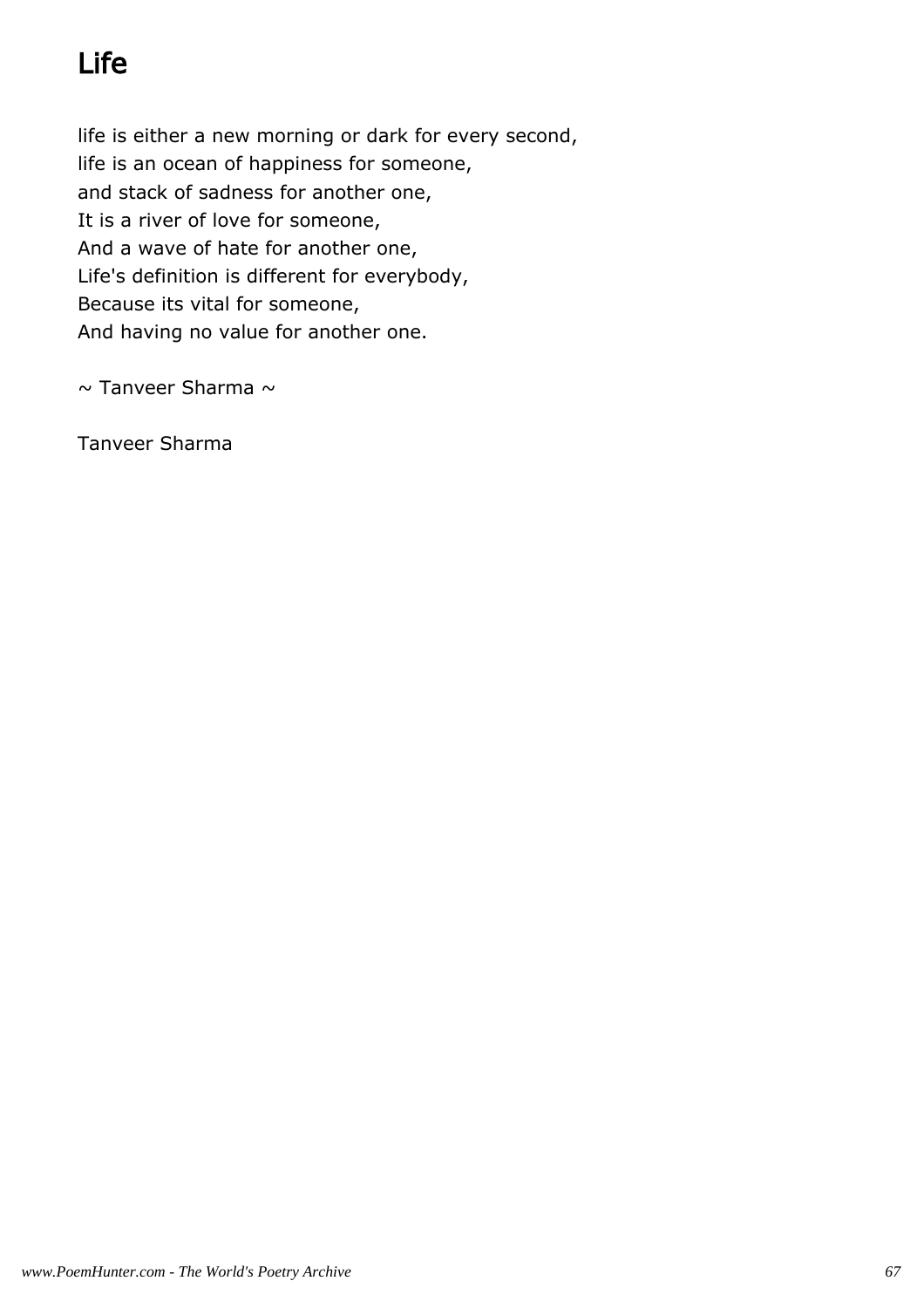# Life

life is either a new morning or dark for every second,  
life is an ocean of happiness for someone,  
and stack of sadness for another one,  
It is a river of love for someone,  
And a wave of hate for another one,  
Life's definition is different for everybody,  
Because its vital for someone,  
And having no value for another one.

~ Tanveer Sharma ~

Tanveer Sharma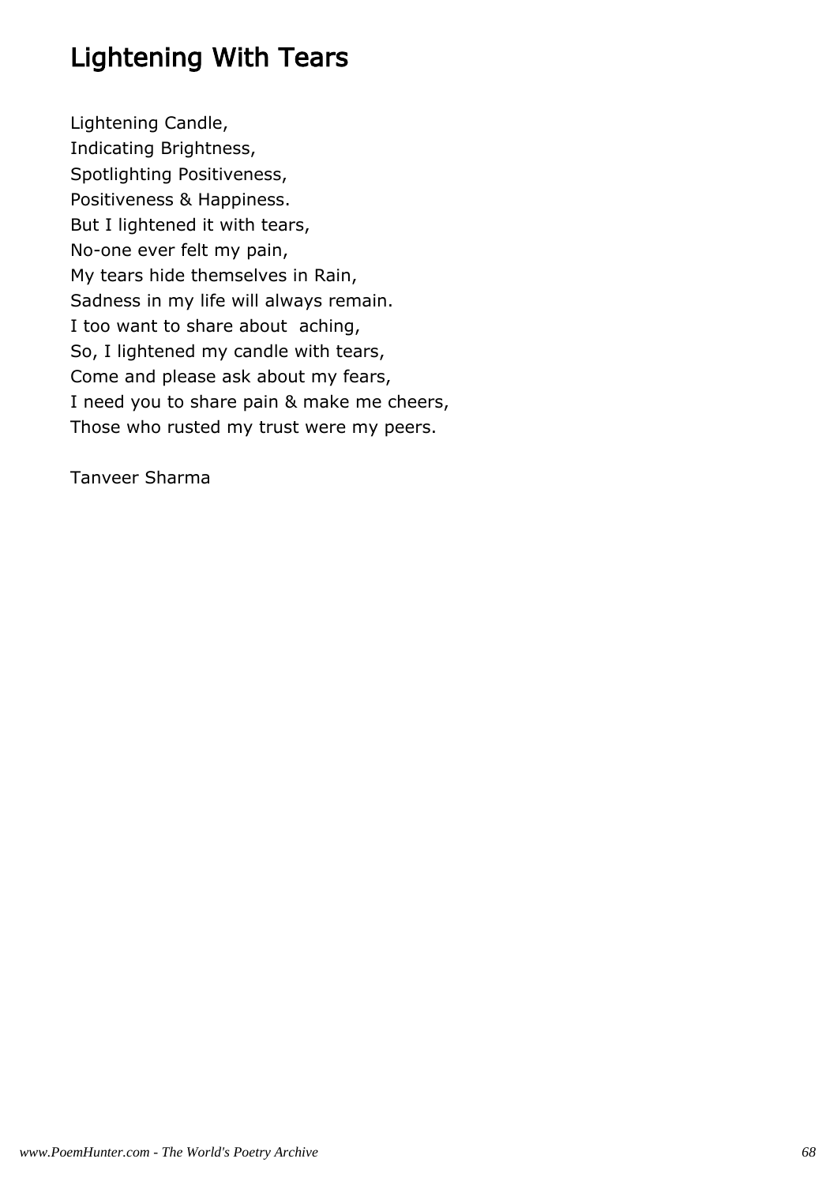# Lightening With Tears

Lightening Candle,
Indicating Brightness,
Spotlighting Positiveness,
Positiveness & Happiness.
But I lightened it with tears,
No-one ever felt my pain,
My tears hide themselves in Rain,
Sadness in my life will always remain.
I too want to share about  aching,
So, I lightened my candle with tears,
Come and please ask about my fears,
I need you to share pain & make me cheers,
Those who rusted my trust were my peers.

Tanveer Sharma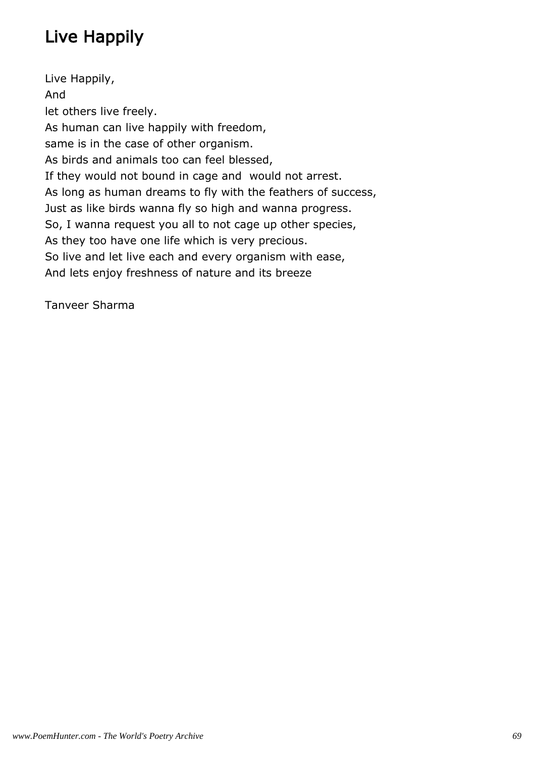# Live Happily

Live Happily,  
And  
let others live freely.  
As human can live happily with freedom,  
same is in the case of other organism.  
As birds and animals too can feel blessed,  
If they would not bound in cage and  would not arrest.  
As long as human dreams to fly with the feathers of success,  
Just as like birds wanna fly so high and wanna progress.  
So, I wanna request you all to not cage up other species,  
As they too have one life which is very precious.  
So live and let live each and every organism with ease,  
And lets enjoy freshness of nature and its breeze

Tanveer Sharma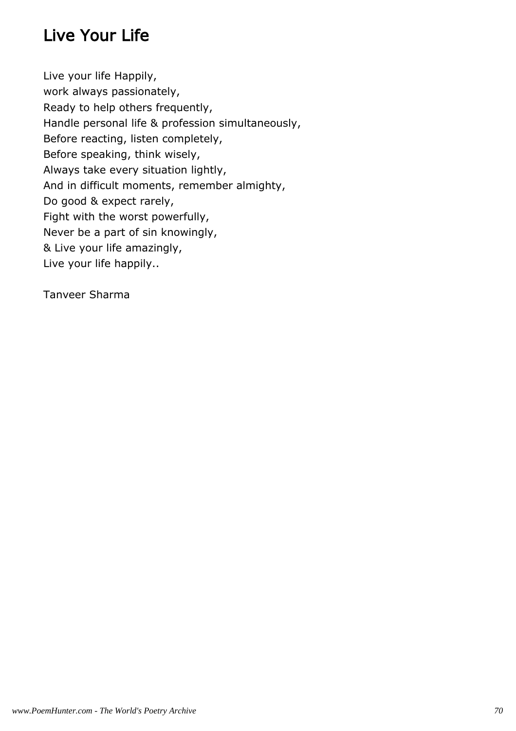## Live Your Life

Live your life Happily,
work always passionately,
Ready to help others frequently,
Handle personal life & profession simultaneously,
Before reacting, listen completely,
Before speaking, think wisely,
Always take every situation lightly,
And in difficult moments, remember almighty,
Do good & expect rarely,
Fight with the worst powerfully,
Never be a part of sin knowingly,
& Live your life amazingly,
Live your life happily..

Tanveer Sharma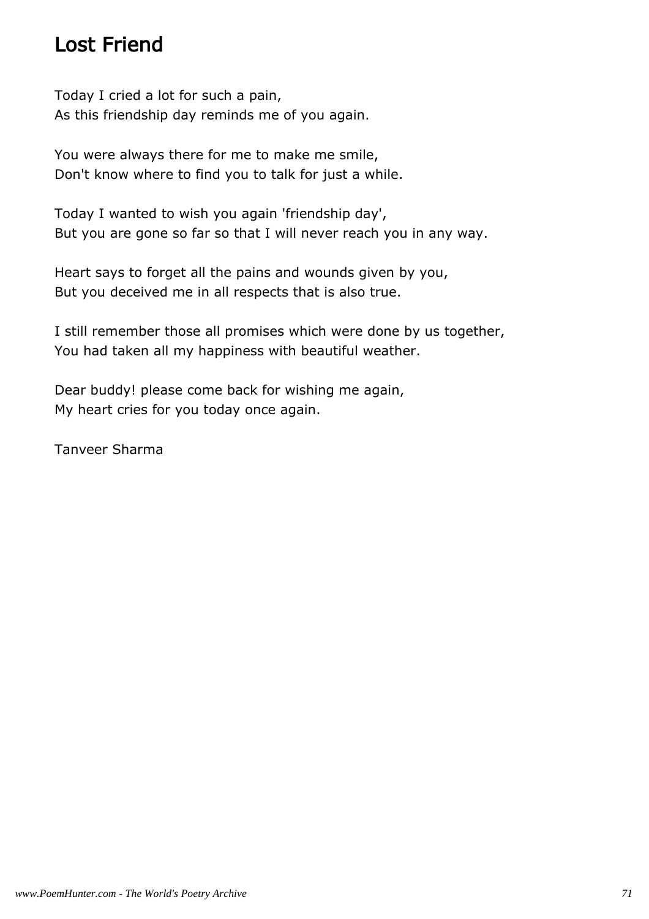# Lost Friend

Today I cried a lot for such a pain,
As this friendship day reminds me of you again.

You were always there for me to make me smile,
Don't know where to find you to talk for just a while.

Today I wanted to wish you again 'friendship day',
But you are gone so far so that I will never reach you in any way.

Heart says to forget all the pains and wounds given by you,
But you deceived me in all respects that is also true.

I still remember those all promises which were done by us together,
You had taken all my happiness with beautiful weather.

Dear buddy! please come back for wishing me again,
My heart cries for you today once again.

Tanveer Sharma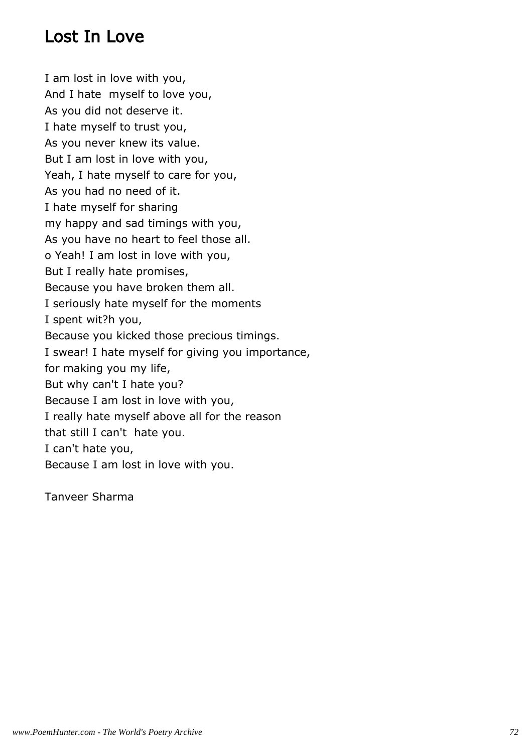# Lost In Love

I am lost in love with you,
And I hate  myself to love you,
As you did not deserve it.
I hate myself to trust you,
As you never knew its value.
But I am lost in love with you,
Yeah, I hate myself to care for you,
As you had no need of it.
I hate myself for sharing
my happy and sad timings with you,
As you have no heart to feel those all.
o Yeah! I am lost in love with you,
But I really hate promises,
Because you have broken them all.
I seriously hate myself for the moments
I spent wit?h you,
Because you kicked those precious timings.
I swear! I hate myself for giving you importance,
for making you my life,
But why can't I hate you?
Because I am lost in love with you,
I really hate myself above all for the reason
that still I can't  hate you.
I can't hate you,
Because I am lost in love with you.

Tanveer Sharma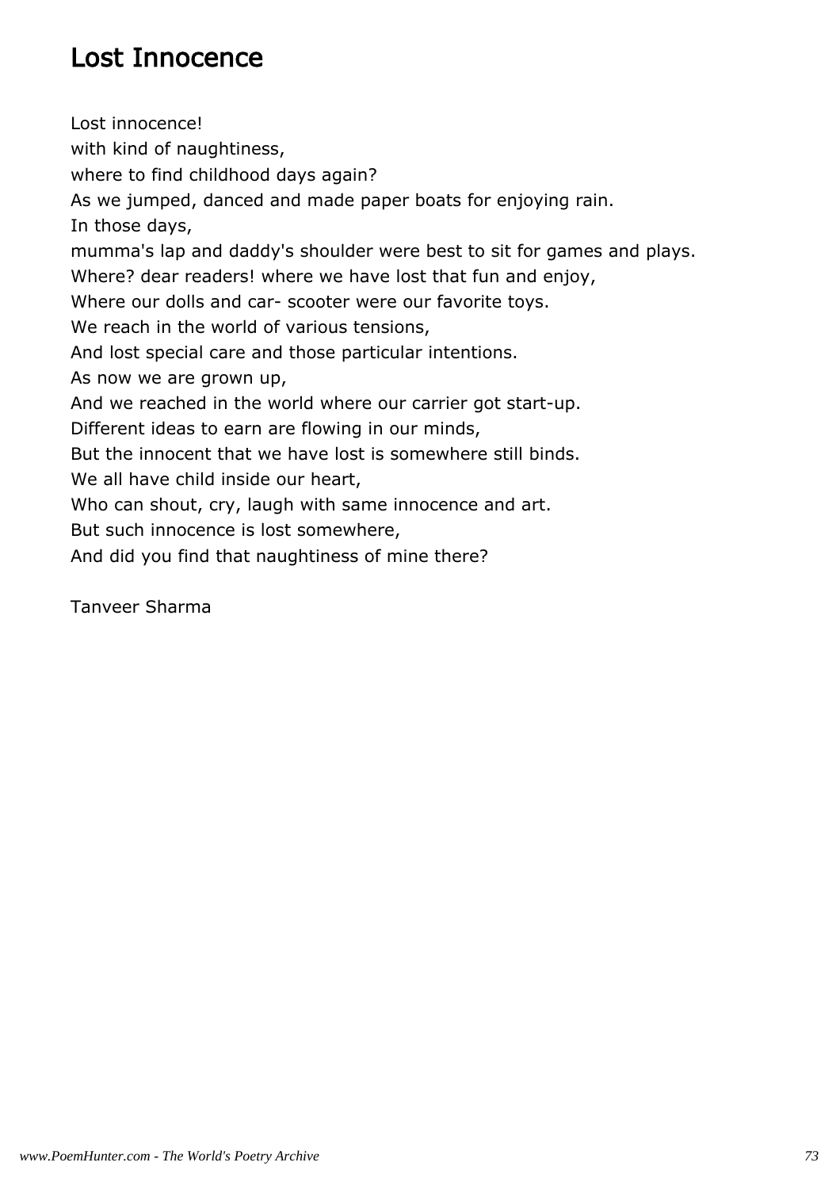# Lost Innocence

Lost innocence!  
with kind of naughtiness,  
where to find childhood days again?  
As we jumped, danced and made paper boats for enjoying rain.  
In those days,  
mumma's lap and daddy's shoulder were best to sit for games and plays.  
Where? dear readers! where we have lost that fun and enjoy,  
Where our dolls and car- scooter were our favorite toys.  
We reach in the world of various tensions,  
And lost special care and those particular intentions.  
As now we are grown up,  
And we reached in the world where our carrier got start-up.  
Different ideas to earn are flowing in our minds,  
But the innocent that we have lost is somewhere still binds.  
We all have child inside our heart,  
Who can shout, cry, laugh with same innocence and art.  
But such innocence is lost somewhere,  
And did you find that naughtiness of mine there?

Tanveer Sharma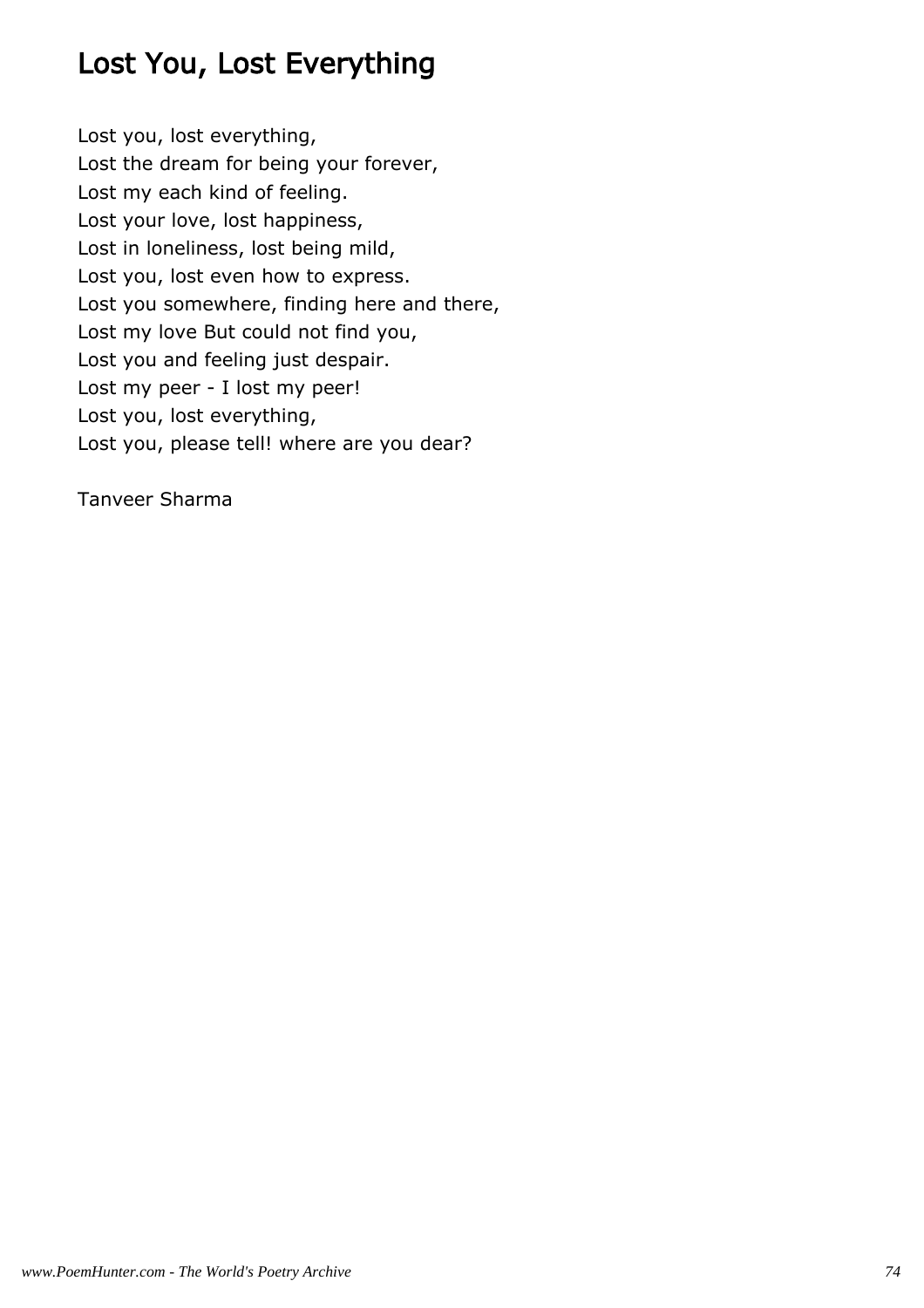# Lost You, Lost Everything

Lost you, lost everything,
Lost the dream for being your forever,
Lost my each kind of feeling.
Lost your love, lost happiness,
Lost in loneliness, lost being mild,
Lost you, lost even how to express.
Lost you somewhere, finding here and there,
Lost my love But could not find you,
Lost you and feeling just despair.
Lost my peer - I lost my peer!
Lost you, lost everything,
Lost you, please tell! where are you dear?

Tanveer Sharma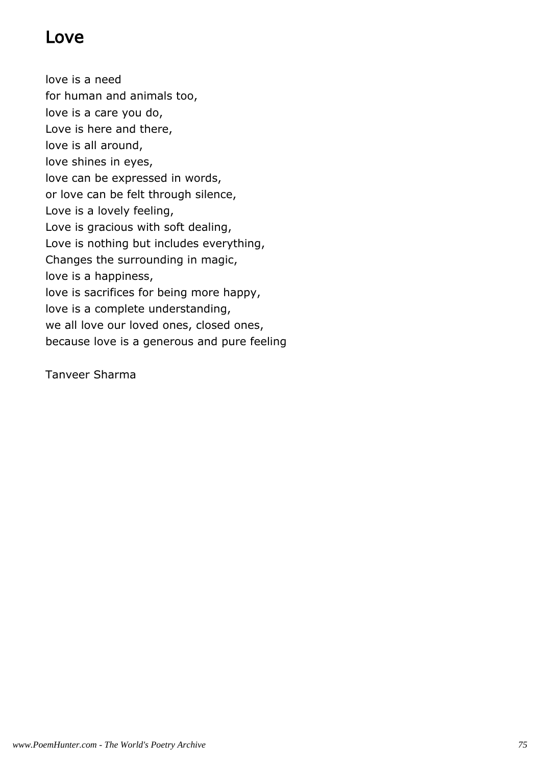# Love

love is a need  
for human and animals too,  
love is a care you do,  
Love is here and there,  
love is all around,  
love shines in eyes,  
love can be expressed in words,  
or love can be felt through silence,  
Love is a lovely feeling,  
Love is gracious with soft dealing,  
Love is nothing but includes everything,  
Changes the surrounding in magic,  
love is a happiness,  
love is sacrifices for being more happy,  
love is a complete understanding,  
we all love our loved ones, closed ones,  
because love is a generous and pure feeling

Tanveer Sharma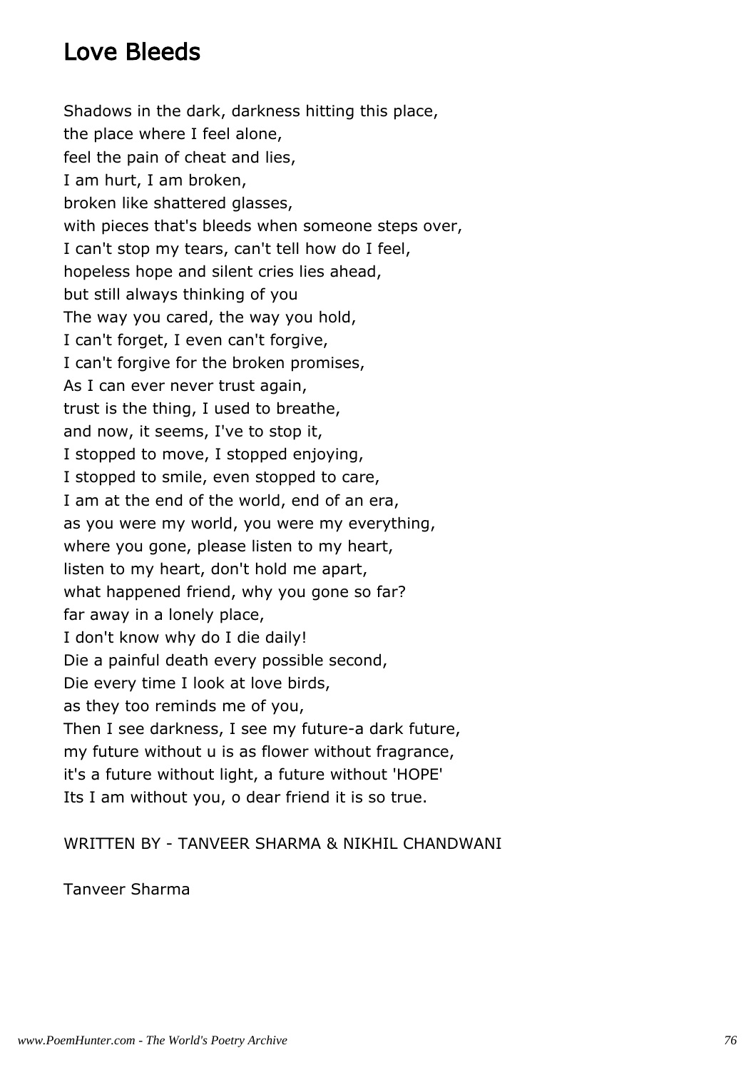## Love Bleeds

Shadows in the dark, darkness hitting this place,  
the place where I feel alone,  
feel the pain of cheat and lies,  
I am hurt, I am broken,  
broken like shattered glasses,  
with pieces that's bleeds when someone steps over,  
I can't stop my tears, can't tell how do I feel,  
hopeless hope and silent cries lies ahead,  
but still always thinking of you  
The way you cared, the way you hold,  
I can't forget, I even can't forgive,  
I can't forgive for the broken promises,  
As I can ever never trust again,  
trust is the thing, I used to breathe,  
and now, it seems, I've to stop it,  
I stopped to move, I stopped enjoying,  
I stopped to smile, even stopped to care,  
I am at the end of the world, end of an era,  
as you were my world, you were my everything,  
where you gone, please listen to my heart,  
listen to my heart, don't hold me apart,  
what happened friend, why you gone so far?  
far away in a lonely place,  
I don't know why do I die daily!  
Die a painful death every possible second,  
Die every time I look at love birds,  
as they too reminds me of you,  
Then I see darkness, I see my future-a dark future,  
my future without u is as flower without fragrance,  
it's a future without light, a future without 'HOPE'  
Its I am without you, o dear friend it is so true.

WRITTEN BY - TANVEER SHARMA & NIKHIL CHANDWANI

Tanveer Sharma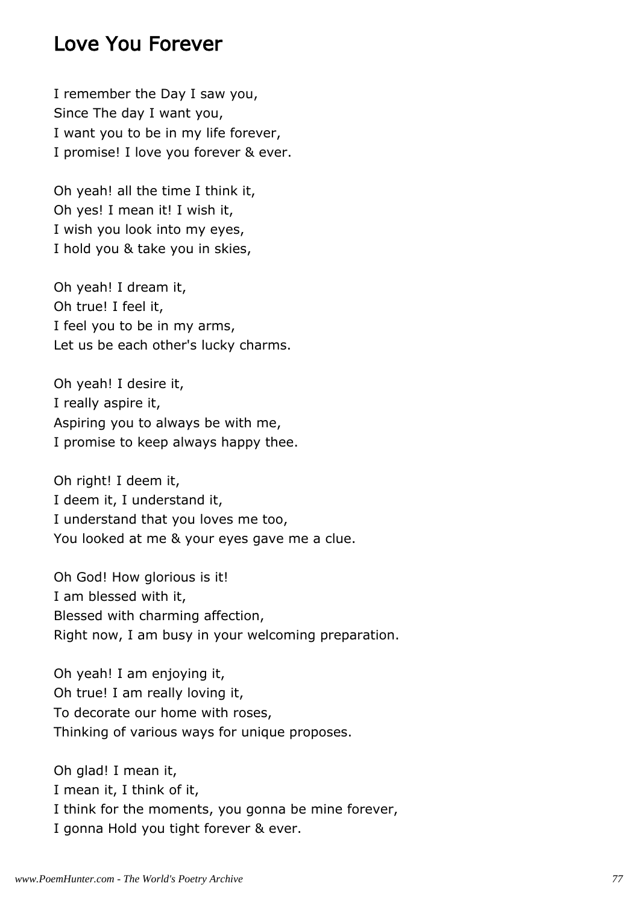## Love You Forever

I remember the Day I saw you,  
Since The day I want you,  
I want you to be in my life forever,  
I promise! I love you forever & ever.

Oh yeah! all the time I think it,  
Oh yes! I mean it! I wish it,  
I wish you look into my eyes,  
I hold you & take you in skies,

Oh yeah! I dream it,  
Oh true! I feel it,  
I feel you to be in my arms,  
Let us be each other's lucky charms.

Oh yeah! I desire it,  
I really aspire it,  
Aspiring you to always be with me,  
I promise to keep always happy thee.

Oh right! I deem it,  
I deem it, I understand it,  
I understand that you loves me too,  
You looked at me & your eyes gave me a clue.

Oh God! How glorious is it!  
I am blessed with it,  
Blessed with charming affection,  
Right now, I am busy in your welcoming preparation.

Oh yeah! I am enjoying it,  
Oh true! I am really loving it,  
To decorate our home with roses,  
Thinking of various ways for unique proposes.

Oh glad! I mean it,  
I mean it, I think of it,  
I think for the moments, you gonna be mine forever,  
I gonna Hold you tight forever & ever.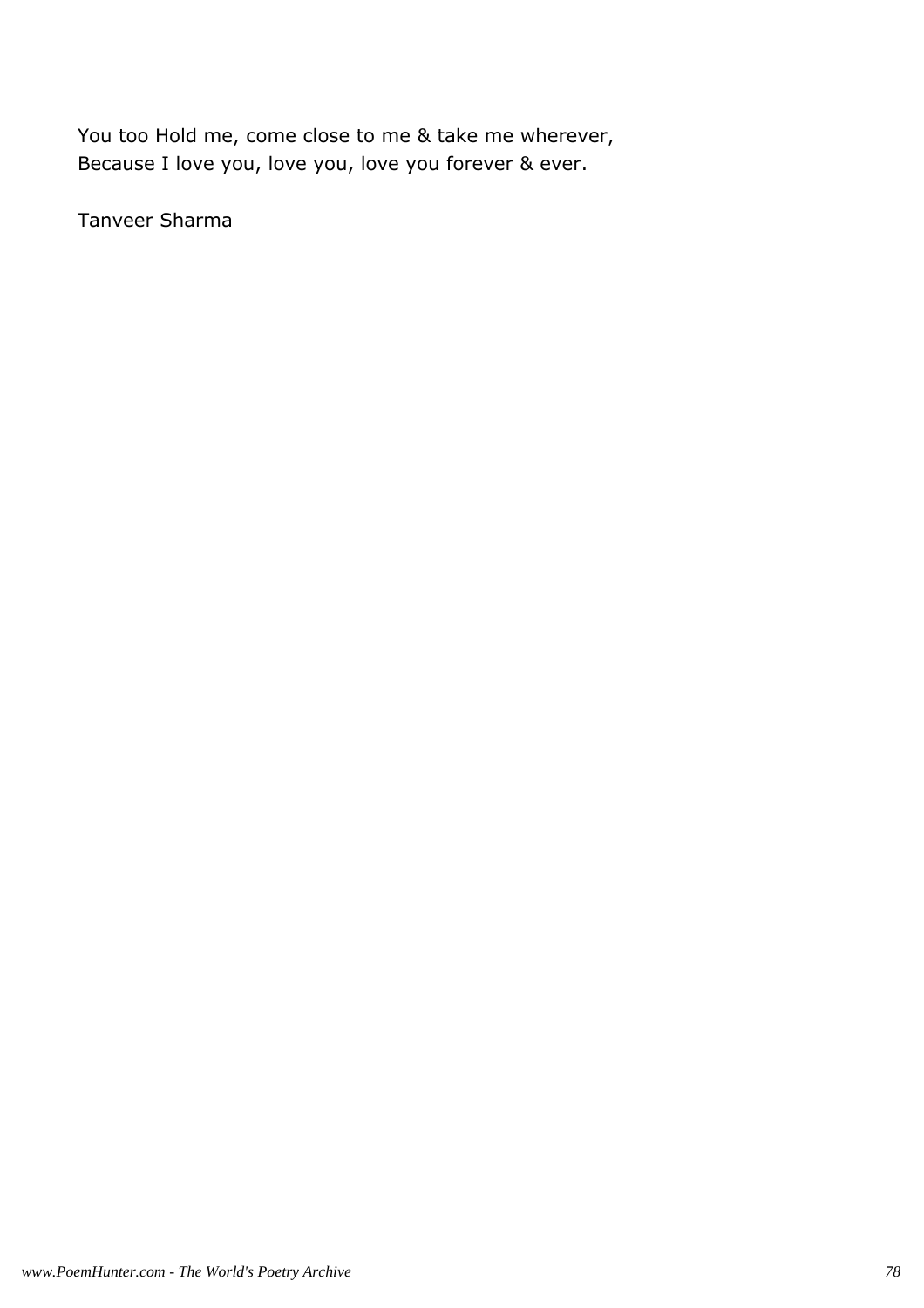You too Hold me, come close to me & take me wherever,
Because I love you, love you, love you forever & ever.

Tanveer Sharma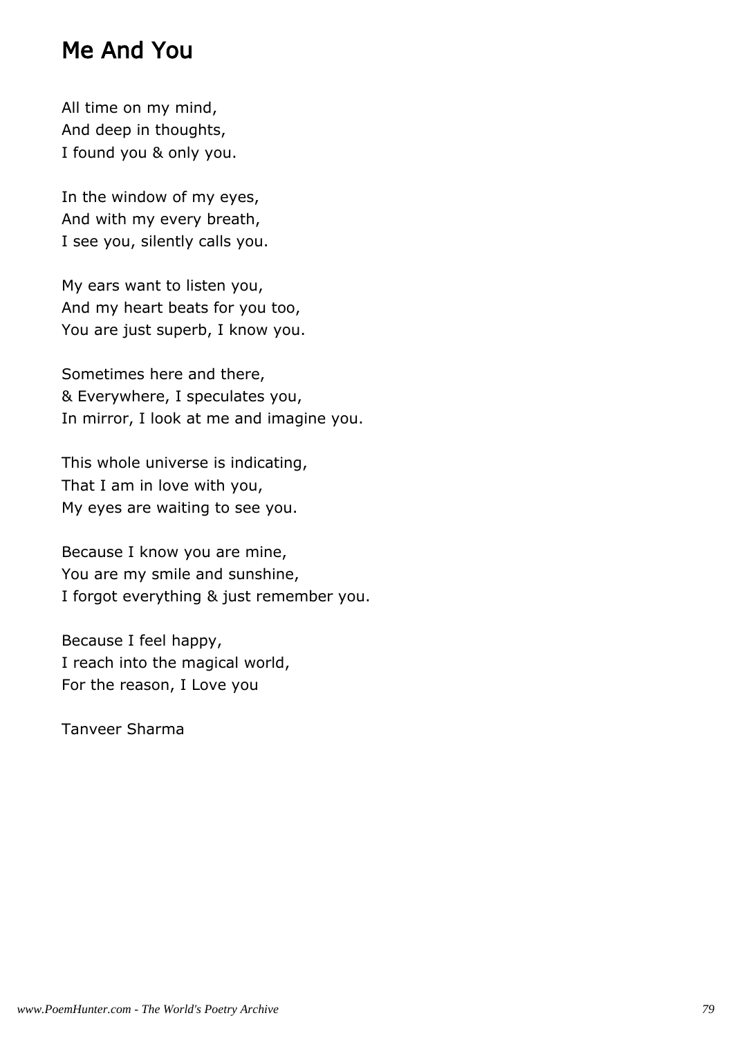# Me And You

All time on my mind,
And deep in thoughts,
I found you & only you.

In the window of my eyes,
And with my every breath,
I see you, silently calls you.

My ears want to listen you,
And my heart beats for you too,
You are just superb, I know you.

Sometimes here and there,
& Everywhere, I speculates you,
In mirror, I look at me and imagine you.

This whole universe is indicating,
That I am in love with you,
My eyes are waiting to see you.

Because I know you are mine,
You are my smile and sunshine,
I forgot everything & just remember you.

Because I feel happy,
I reach into the magical world,
For the reason, I Love you

Tanveer Sharma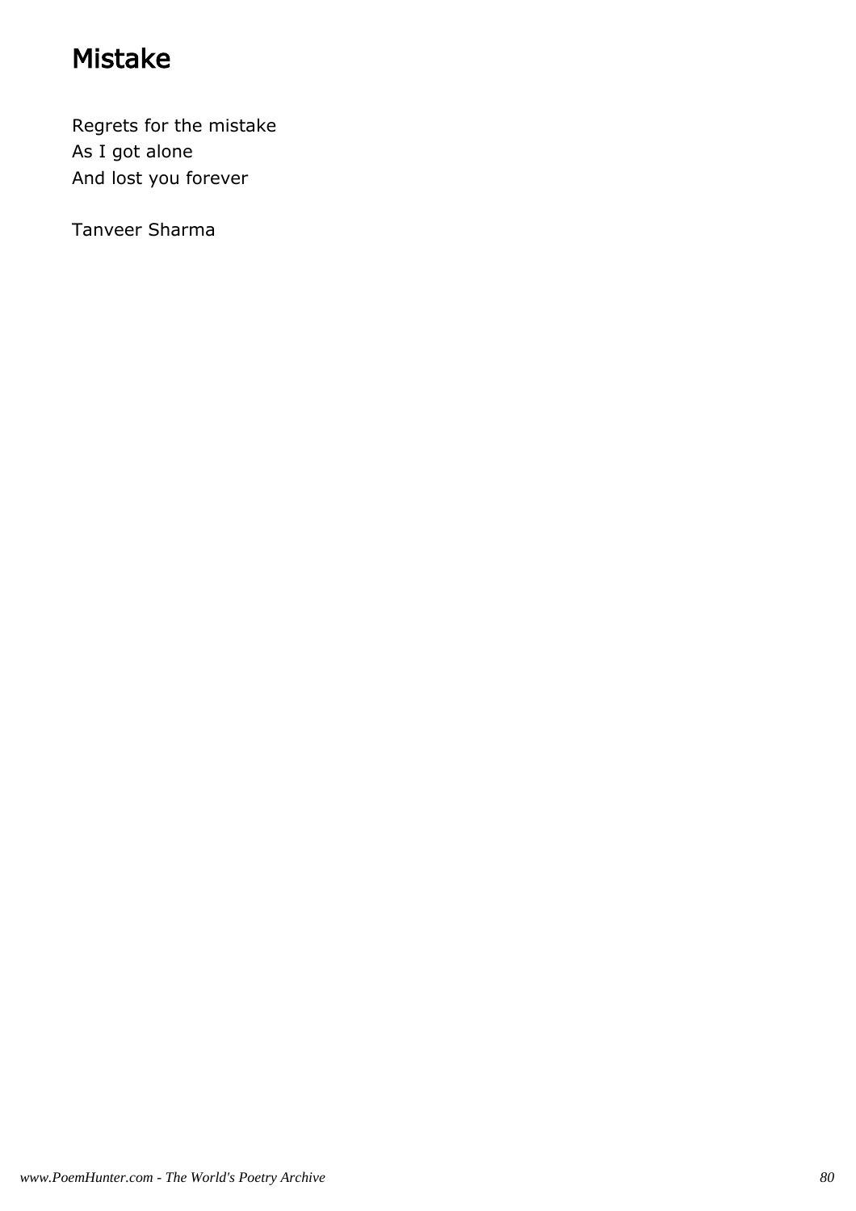# Mistake

Regrets for the mistake  
As I got alone  
And lost you forever

Tanveer Sharma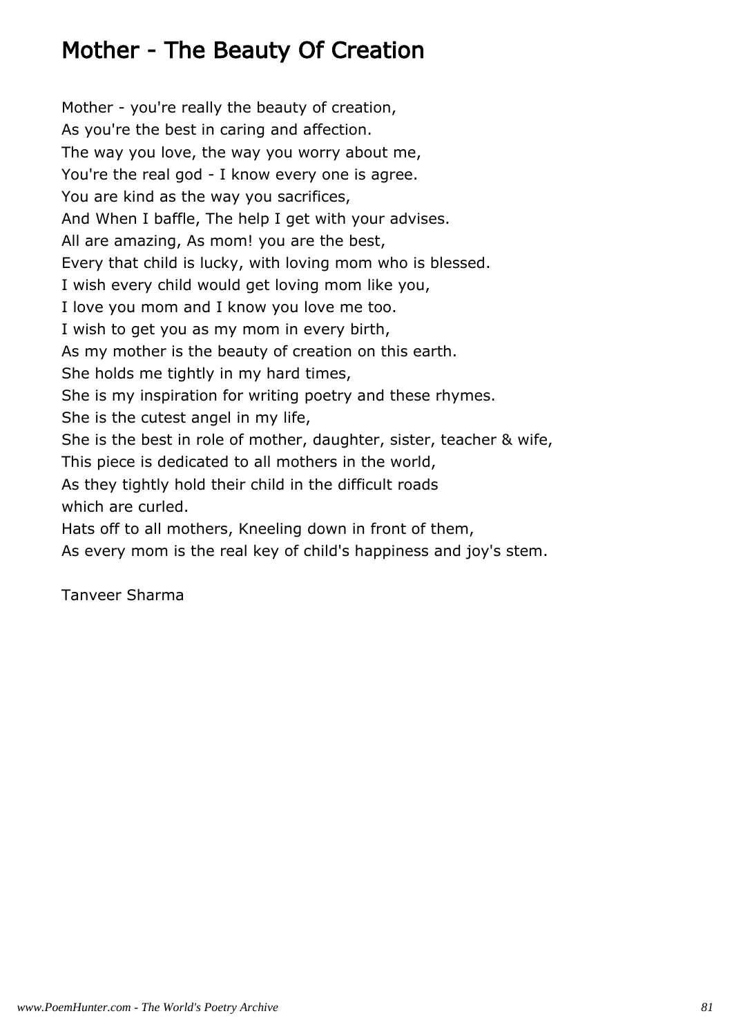# Mother - The Beauty Of Creation

Mother - you're really the beauty of creation,
As you're the best in caring and affection.
The way you love, the way you worry about me,
You're the real god - I know every one is agree.
You are kind as the way you sacrifices,
And When I baffle, The help I get with your advises.
All are amazing, As mom! you are the best,
Every that child is lucky, with loving mom who is blessed.
I wish every child would get loving mom like you,
I love you mom and I know you love me too.
I wish to get you as my mom in every birth,
As my mother is the beauty of creation on this earth.
She holds me tightly in my hard times,
She is my inspiration for writing poetry and these rhymes.
She is the cutest angel in my life,
She is the best in role of mother, daughter, sister, teacher & wife,
This piece is dedicated to all mothers in the world,
As they tightly hold their child in the difficult roads
which are curled.
Hats off to all mothers, Kneeling down in front of them,
As every mom is the real key of child's happiness and joy's stem.

Tanveer Sharma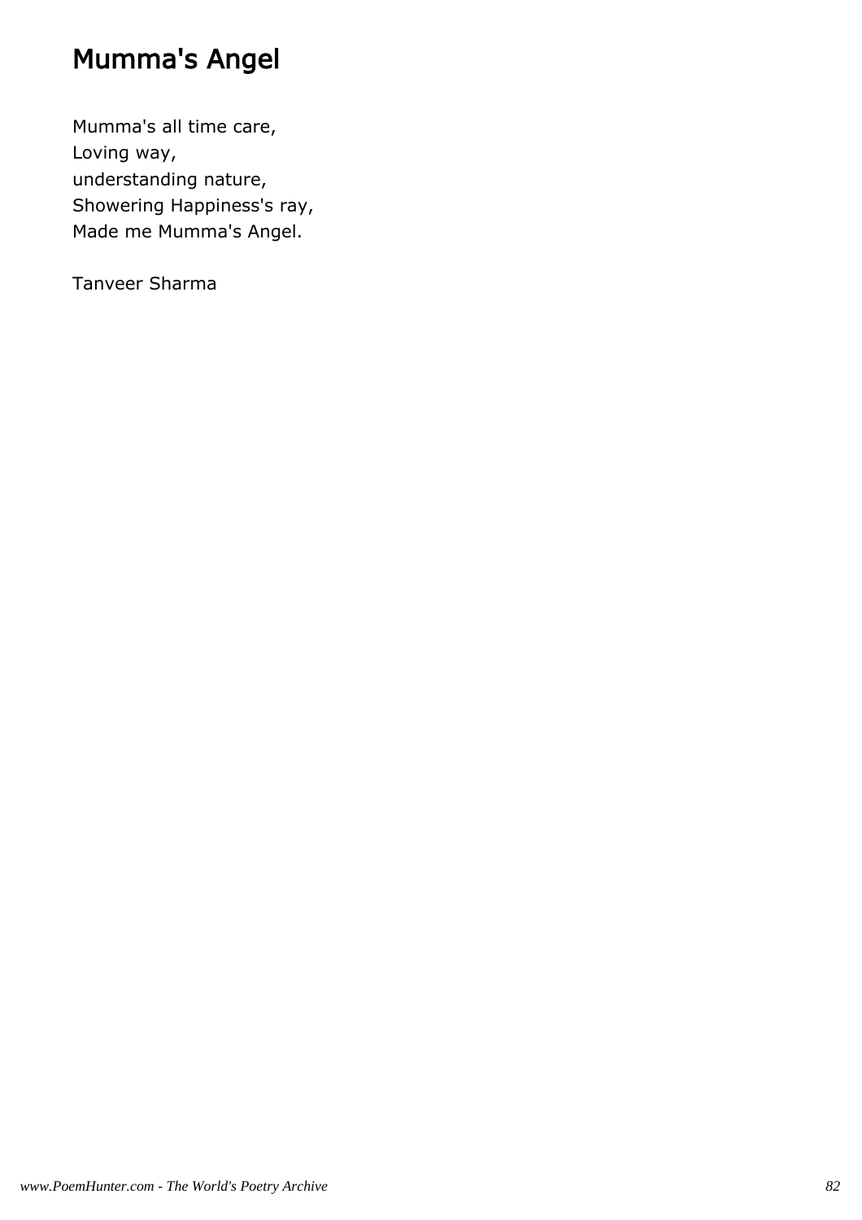# Mumma's Angel

Mumma's all time care,  
Loving way,  
understanding nature,  
Showering Happiness's ray,  
Made me Mumma's Angel.

Tanveer Sharma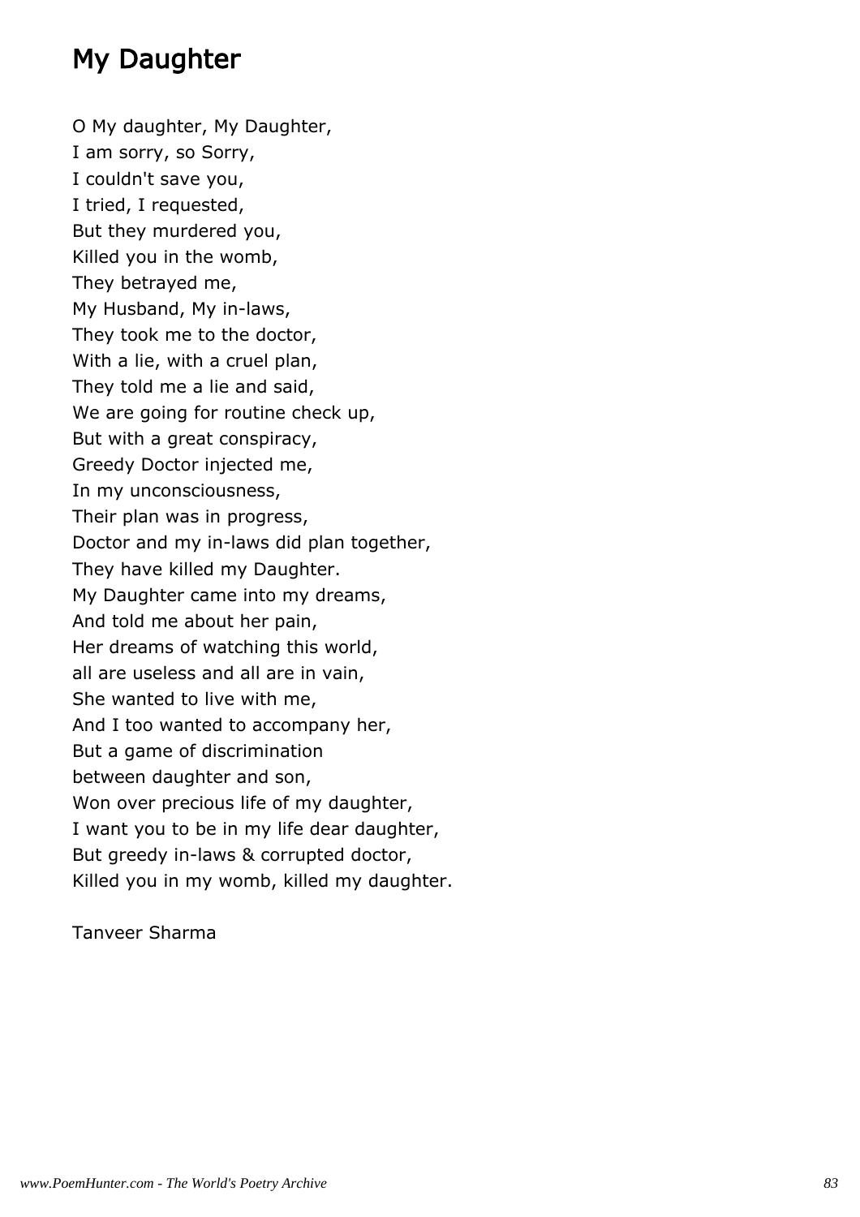# My Daughter

O My daughter, My Daughter,
I am sorry, so Sorry,
I couldn't save you,
I tried, I requested,
But they murdered you,
Killed you in the womb,
They betrayed me,
My Husband, My in-laws,
They took me to the doctor,
With a lie, with a cruel plan,
They told me a lie and said,
We are going for routine check up,
But with a great conspiracy,
Greedy Doctor injected me,
In my unconsciousness,
Their plan was in progress,
Doctor and my in-laws did plan together,
They have killed my Daughter.
My Daughter came into my dreams,
And told me about her pain,
Her dreams of watching this world,
all are useless and all are in vain,
She wanted to live with me,
And I too wanted to accompany her,
But a game of discrimination
between daughter and son,
Won over precious life of my daughter,
I want you to be in my life dear daughter,
But greedy in-laws & corrupted doctor,
Killed you in my womb, killed my daughter.

Tanveer Sharma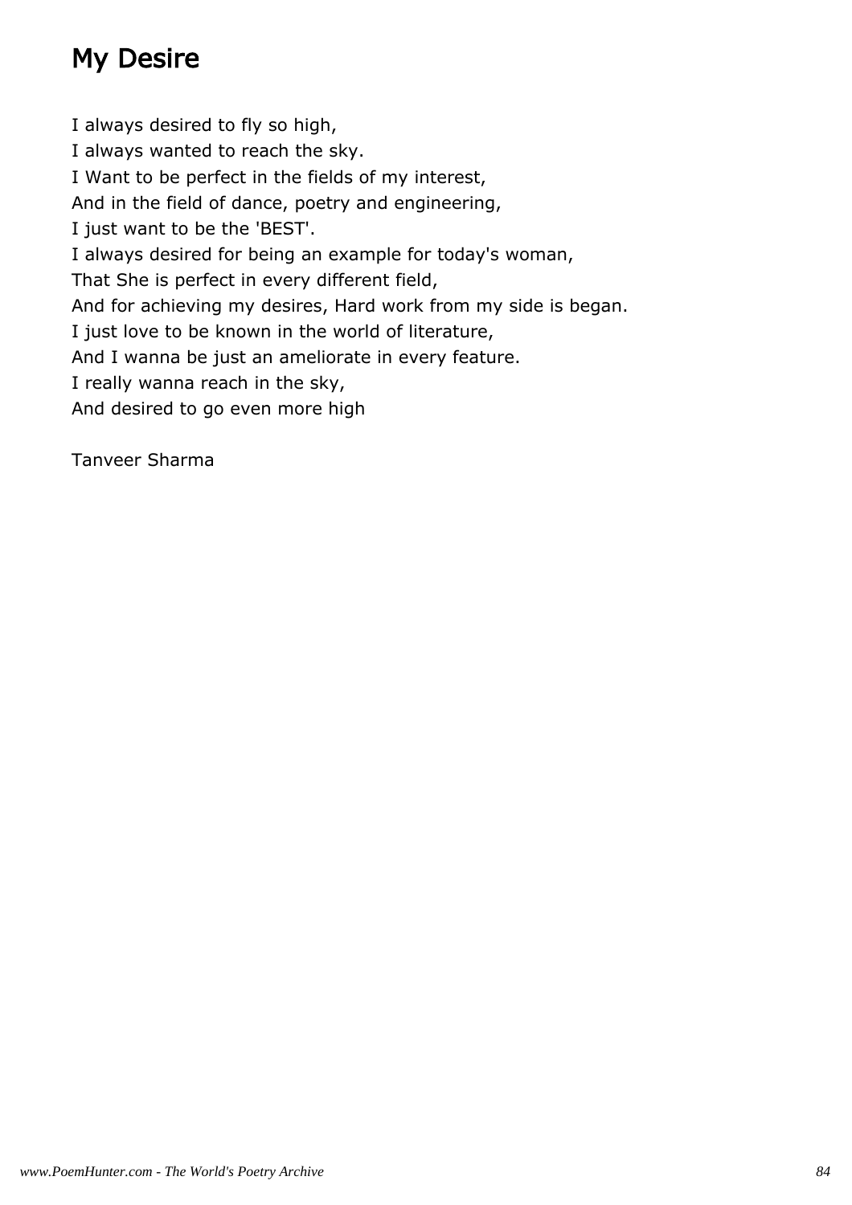# My Desire

I always desired to fly so high,  
I always wanted to reach the sky.  
I Want to be perfect in the fields of my interest,  
And in the field of dance, poetry and engineering,  
I just want to be the 'BEST'.  
I always desired for being an example for today's woman,  
That She is perfect in every different field,  
And for achieving my desires, Hard work from my side is began.  
I just love to be known in the world of literature,  
And I wanna be just an ameliorate in every feature.  
I really wanna reach in the sky,  
And desired to go even more high

Tanveer Sharma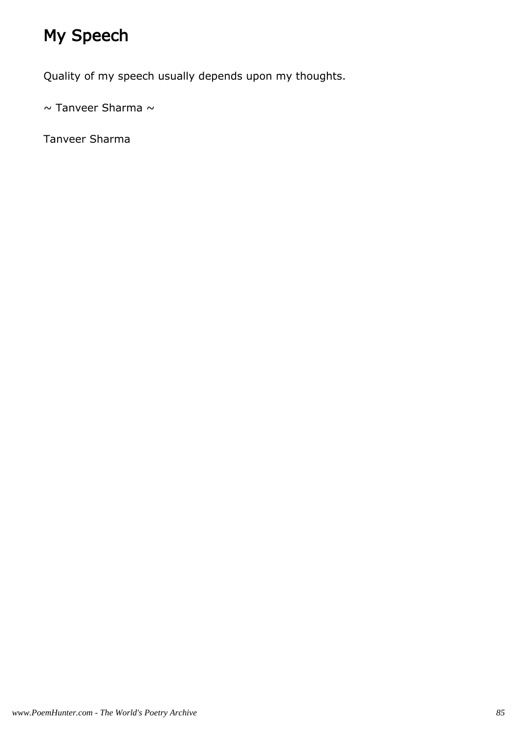# My Speech

Quality of my speech usually depends upon my thoughts.

~ Tanveer Sharma ~

Tanveer Sharma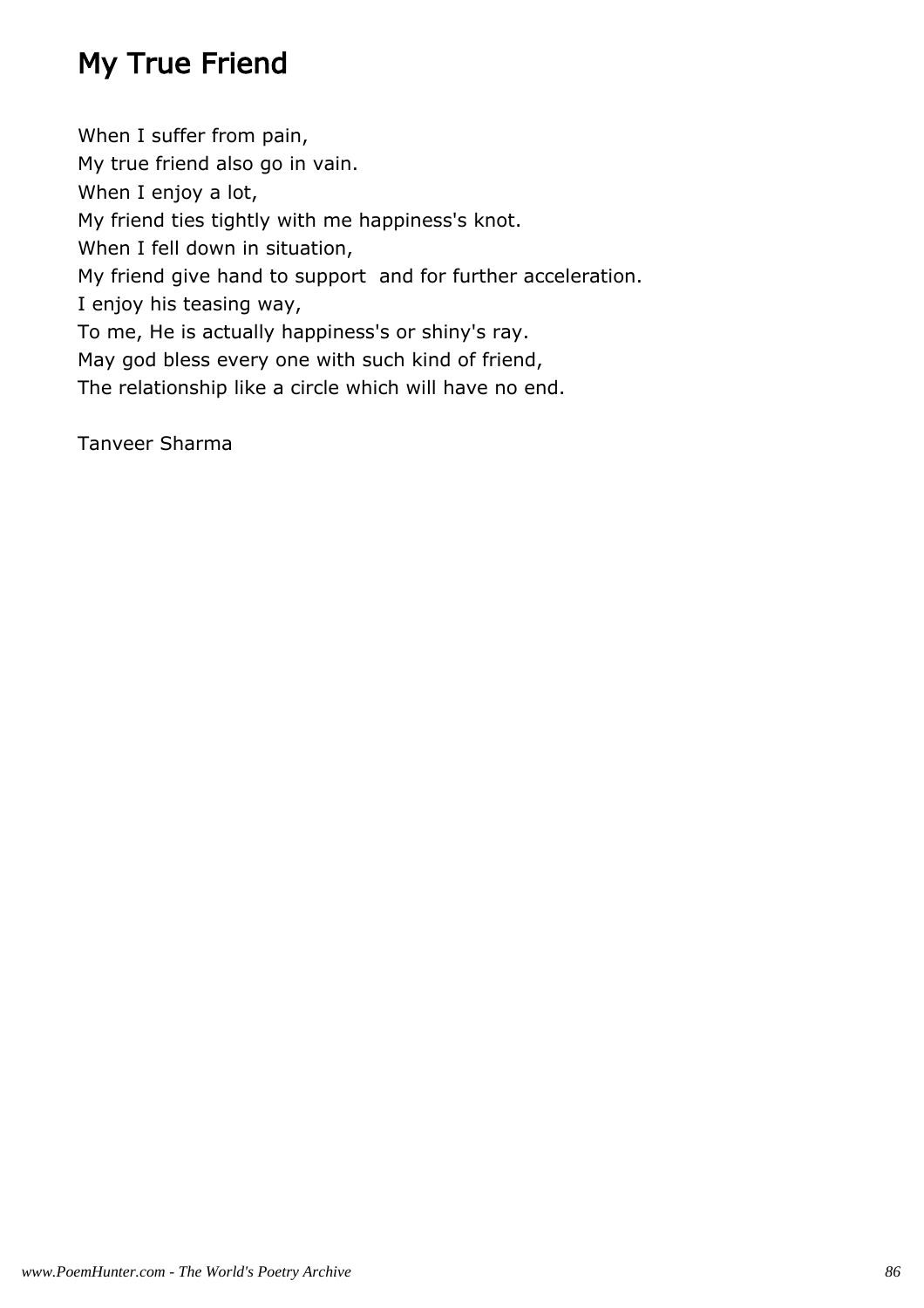# My True Friend

When I suffer from pain,
My true friend also go in vain.
When I enjoy a lot,
My friend ties tightly with me happiness's knot.
When I fell down in situation,
My friend give hand to support and for further acceleration.
I enjoy his teasing way,
To me, He is actually happiness's or shiny's ray.
May god bless every one with such kind of friend,
The relationship like a circle which will have no end.

Tanveer Sharma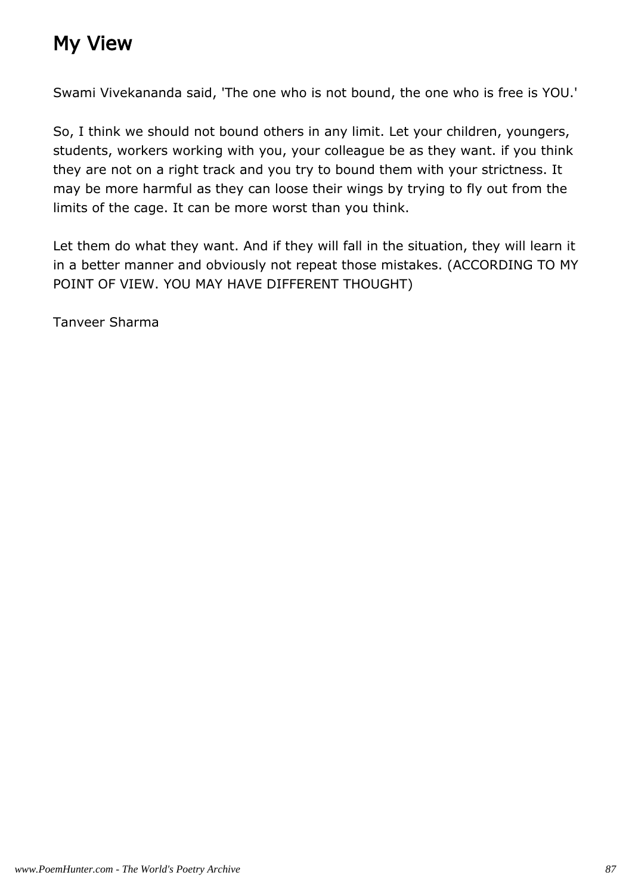# My View

Swami Vivekananda said, 'The one who is not bound, the one who is free is YOU.'

So, I think we should not bound others in any limit. Let your children, youngers, students, workers working with you, your colleague be as they want. if you think they are not on a right track and you try to bound them with your strictness. It may be more harmful as they can loose their wings by trying to fly out from the limits of the cage. It can be more worst than you think.

Let them do what they want. And if they will fall in the situation, they will learn it in a better manner and obviously not repeat those mistakes. (ACCORDING TO MY POINT OF VIEW. YOU MAY HAVE DIFFERENT THOUGHT)

Tanveer Sharma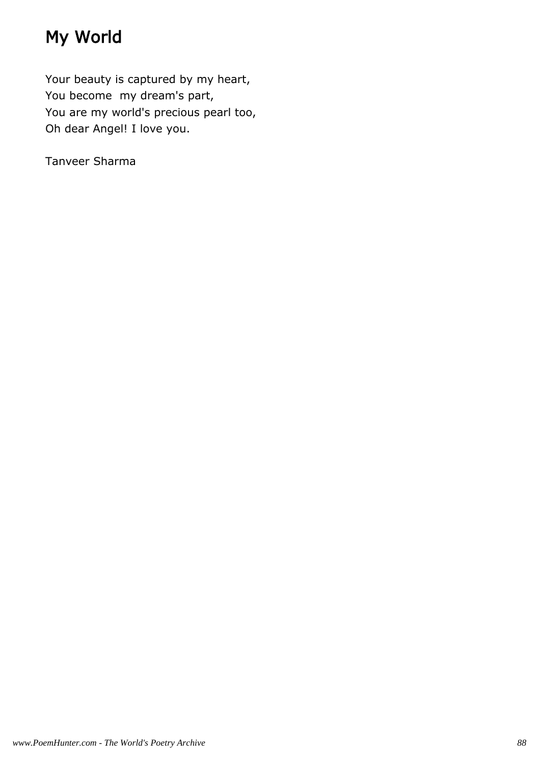# My World

Your beauty is captured by my heart,  
You become  my dream's part,  
You are my world's precious pearl too,  
Oh dear Angel! I love you.

Tanveer Sharma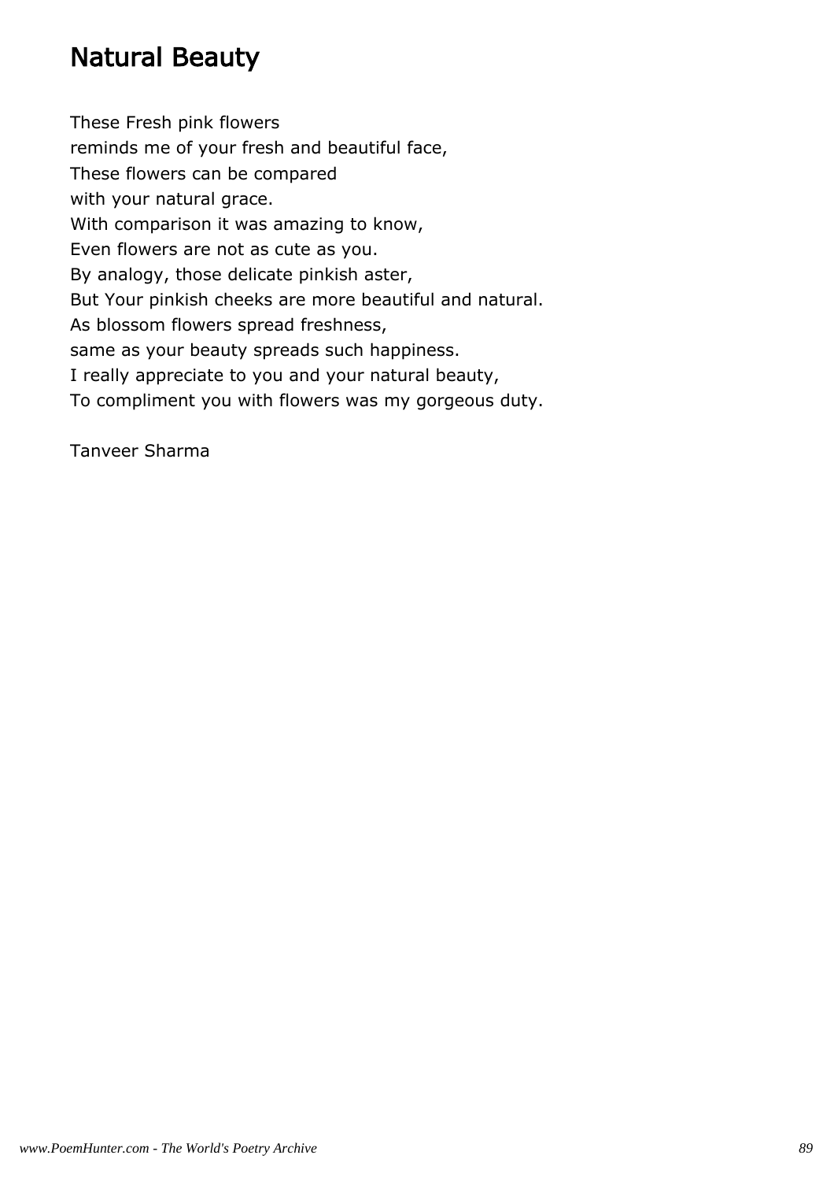# Natural Beauty

These Fresh pink flowers  
reminds me of your fresh and beautiful face,  
These flowers can be compared  
with your natural grace.  
With comparison it was amazing to know,  
Even flowers are not as cute as you.  
By analogy, those delicate pinkish aster,  
But Your pinkish cheeks are more beautiful and natural.  
As blossom flowers spread freshness,  
same as your beauty spreads such happiness.  
I really appreciate to you and your natural beauty,  
To compliment you with flowers was my gorgeous duty.

Tanveer Sharma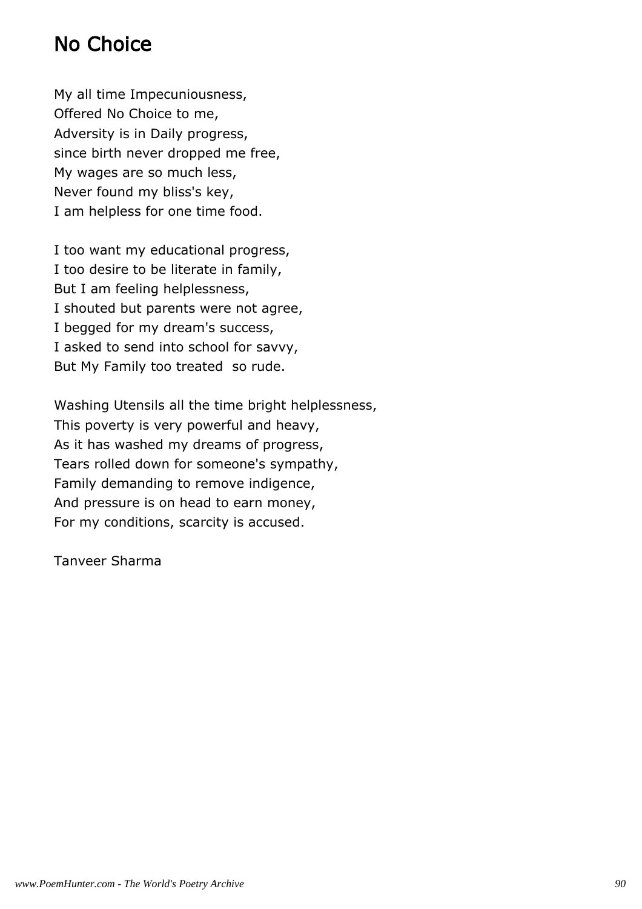# No Choice

My all time Impecuniousness,
Offered No Choice to me,
Adversity is in Daily progress,
since birth never dropped me free,
My wages are so much less,
Never found my bliss's key,
I am helpless for one time food.

I too want my educational progress,
I too desire to be literate in family,
But I am feeling helplessness,
I shouted but parents were not agree,
I begged for my dream's success,
I asked to send into school for savvy,
But My Family too treated so rude.

Washing Utensils all the time bright helplessness,
This poverty is very powerful and heavy,
As it has washed my dreams of progress,
Tears rolled down for someone's sympathy,
Family demanding to remove indigence,
And pressure is on head to earn money,
For my conditions, scarcity is accused.

Tanveer Sharma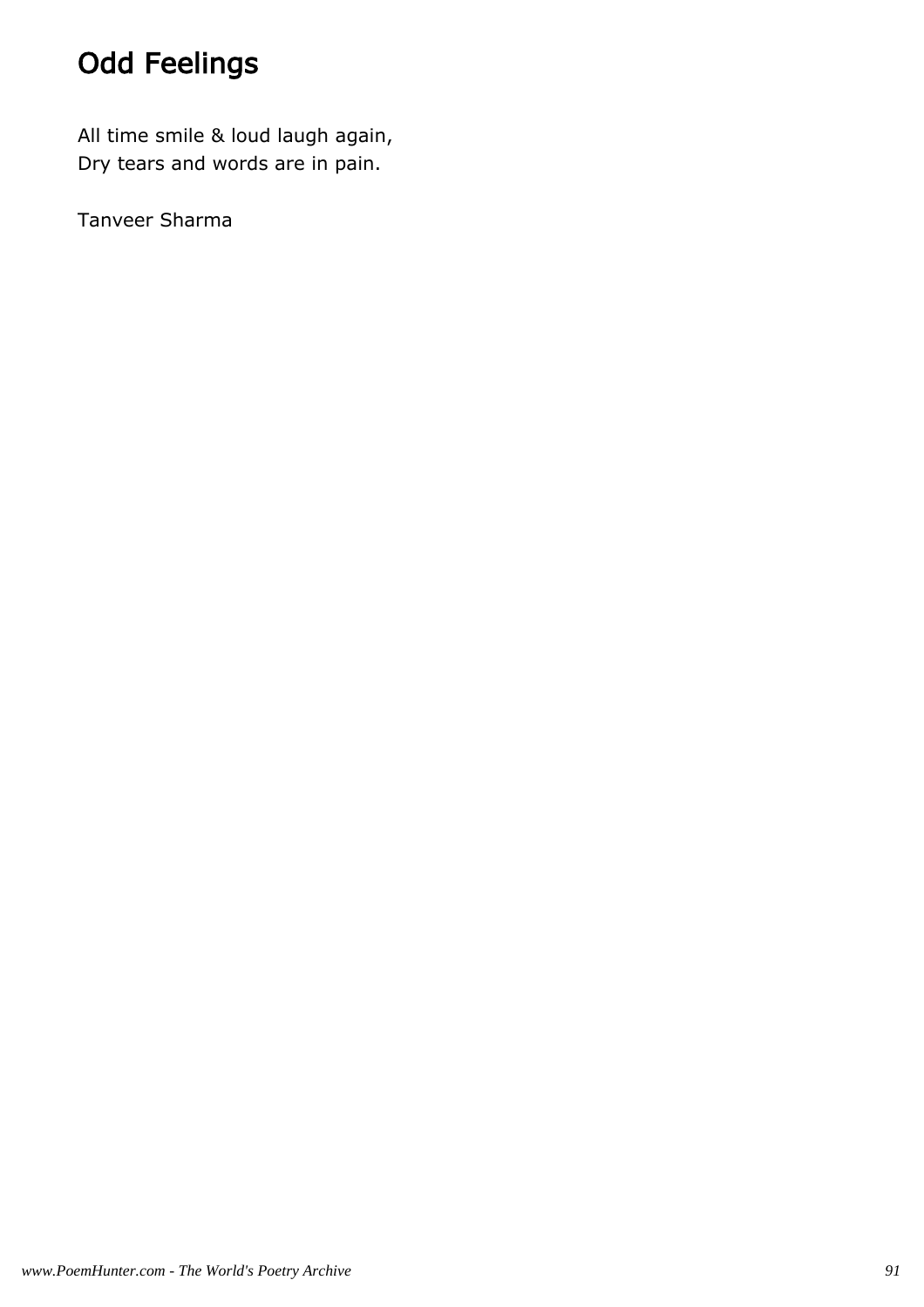# Odd Feelings

All time smile & loud laugh again,
Dry tears and words are in pain.

Tanveer Sharma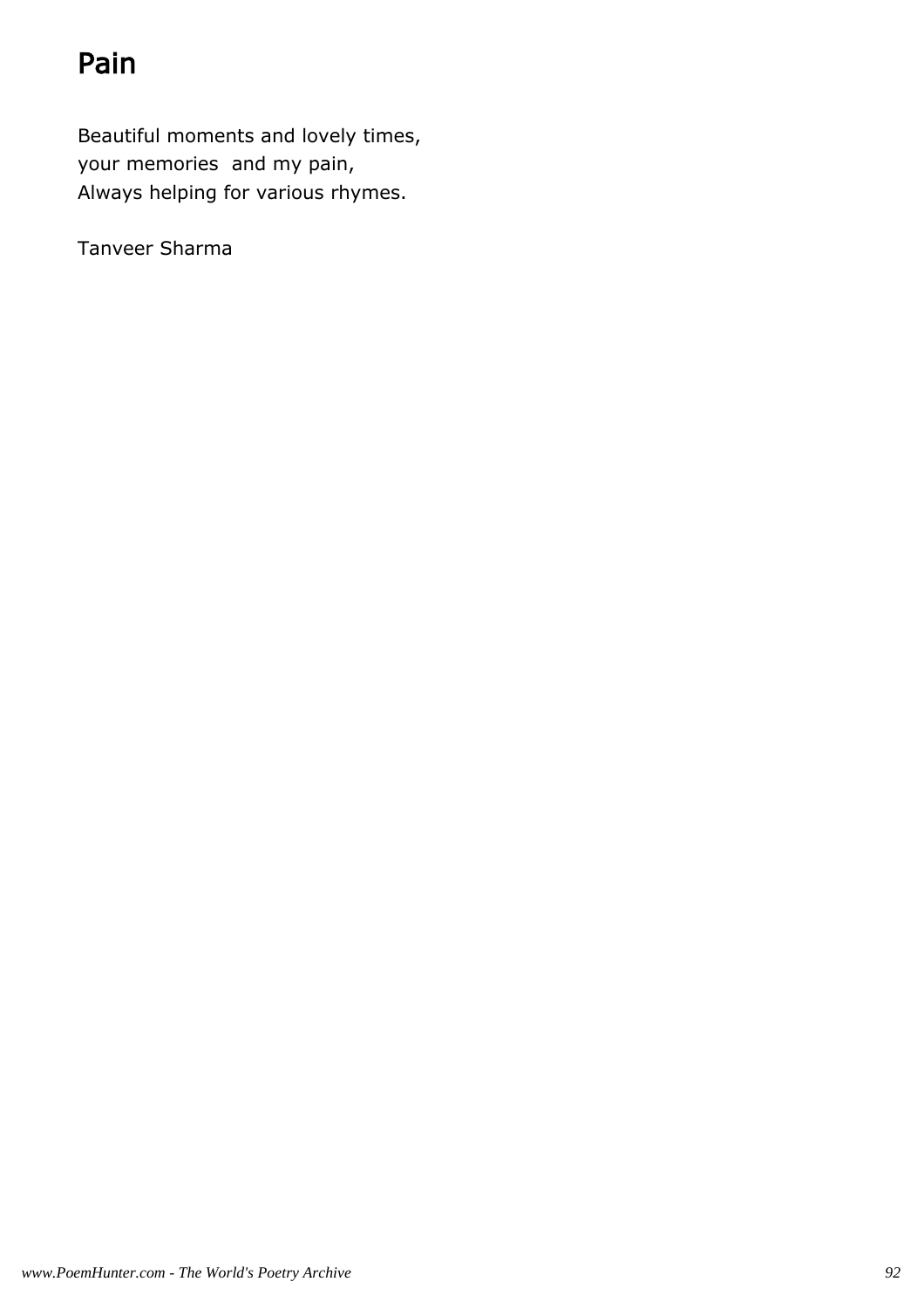# Pain

Beautiful moments and lovely times,  
your memories  and my pain,  
Always helping for various rhymes.

Tanveer Sharma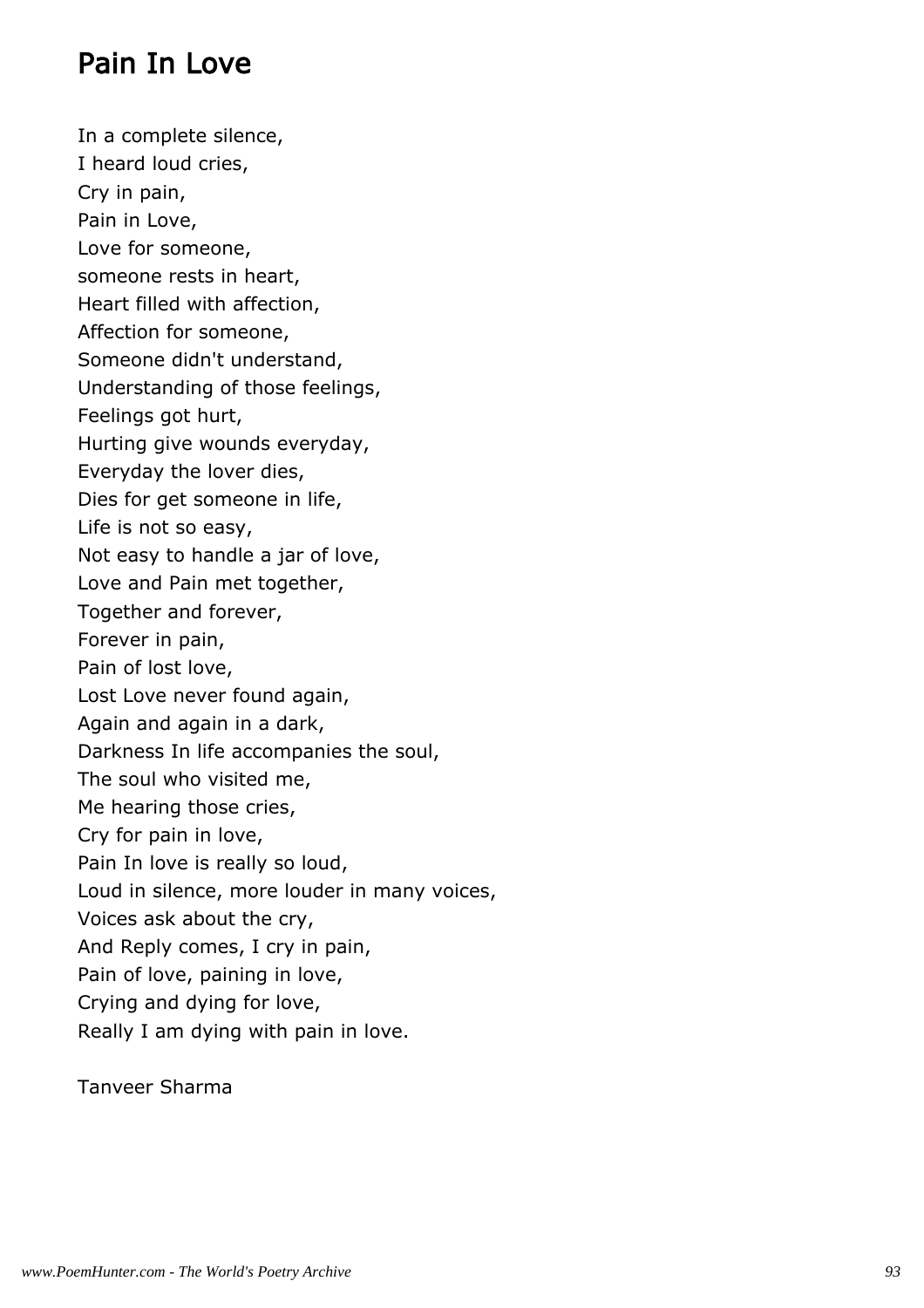## Pain In Love

In a complete silence,
I heard loud cries,
Cry in pain,
Pain in Love,
Love for someone,
someone rests in heart,
Heart filled with affection,
Affection for someone,
Someone didn't understand,
Understanding of those feelings,
Feelings got hurt,
Hurting give wounds everyday,
Everyday the lover dies,
Dies for get someone in life,
Life is not so easy,
Not easy to handle a jar of love,
Love and Pain met together,
Together and forever,
Forever in pain,
Pain of lost love,
Lost Love never found again,
Again and again in a dark,
Darkness In life accompanies the soul,
The soul who visited me,
Me hearing those cries,
Cry for pain in love,
Pain In love is really so loud,
Loud in silence, more louder in many voices,
Voices ask about the cry,
And Reply comes, I cry in pain,
Pain of love, paining in love,
Crying and dying for love,
Really I am dying with pain in love.

Tanveer Sharma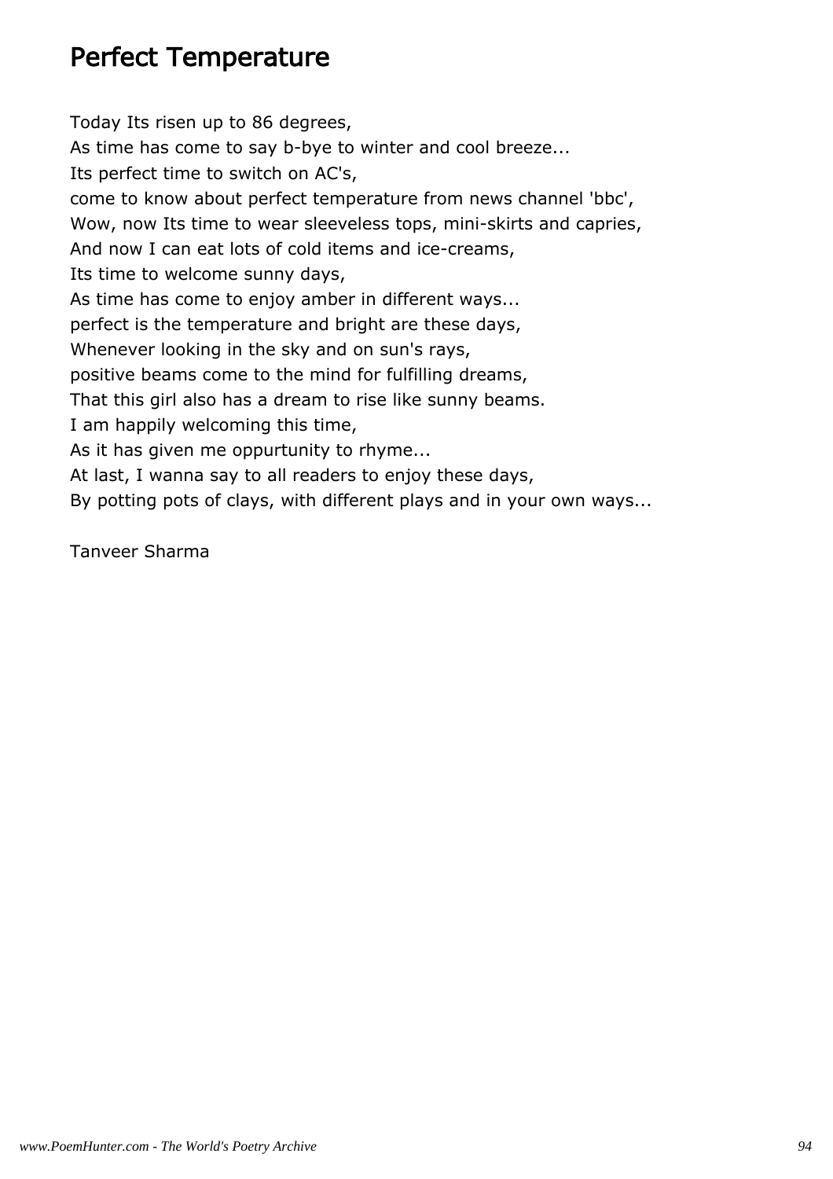# Perfect Temperature

Today Its risen up to 86 degrees,  
As time has come to say b-bye to winter and cool breeze...  
Its perfect time to switch on AC's,  
come to know about perfect temperature from news channel 'bbc',  
Wow, now Its time to wear sleeveless tops, mini-skirts and capries,  
And now I can eat lots of cold items and ice-creams,  
Its time to welcome sunny days,  
As time has come to enjoy amber in different ways...  
perfect is the temperature and bright are these days,  
Whenever looking in the sky and on sun's rays,  
positive beams come to the mind for fulfilling dreams,  
That this girl also has a dream to rise like sunny beams.  
I am happily welcoming this time,  
As it has given me oppurtunity to rhyme...  
At last, I wanna say to all readers to enjoy these days,  
By potting pots of clays, with different plays and in your own ways...

Tanveer Sharma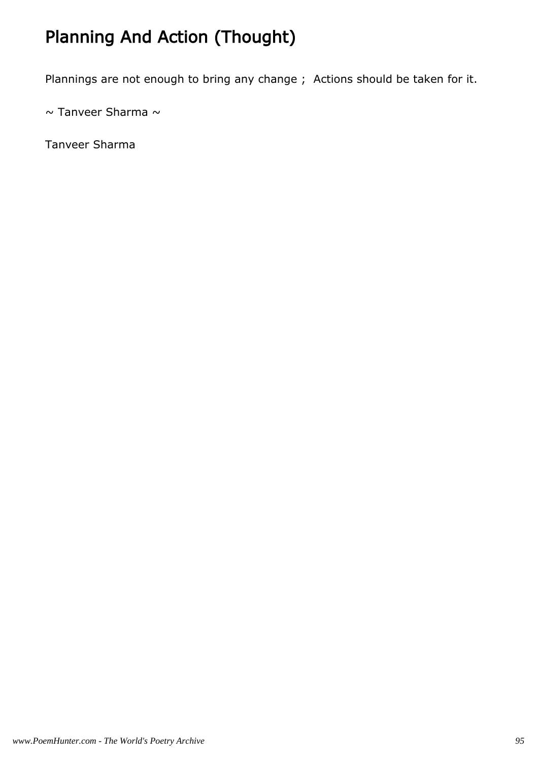# Planning And Action (Thought)

Plannings are not enough to bring any change ;  Actions should be taken for it.

~ Tanveer Sharma ~

Tanveer Sharma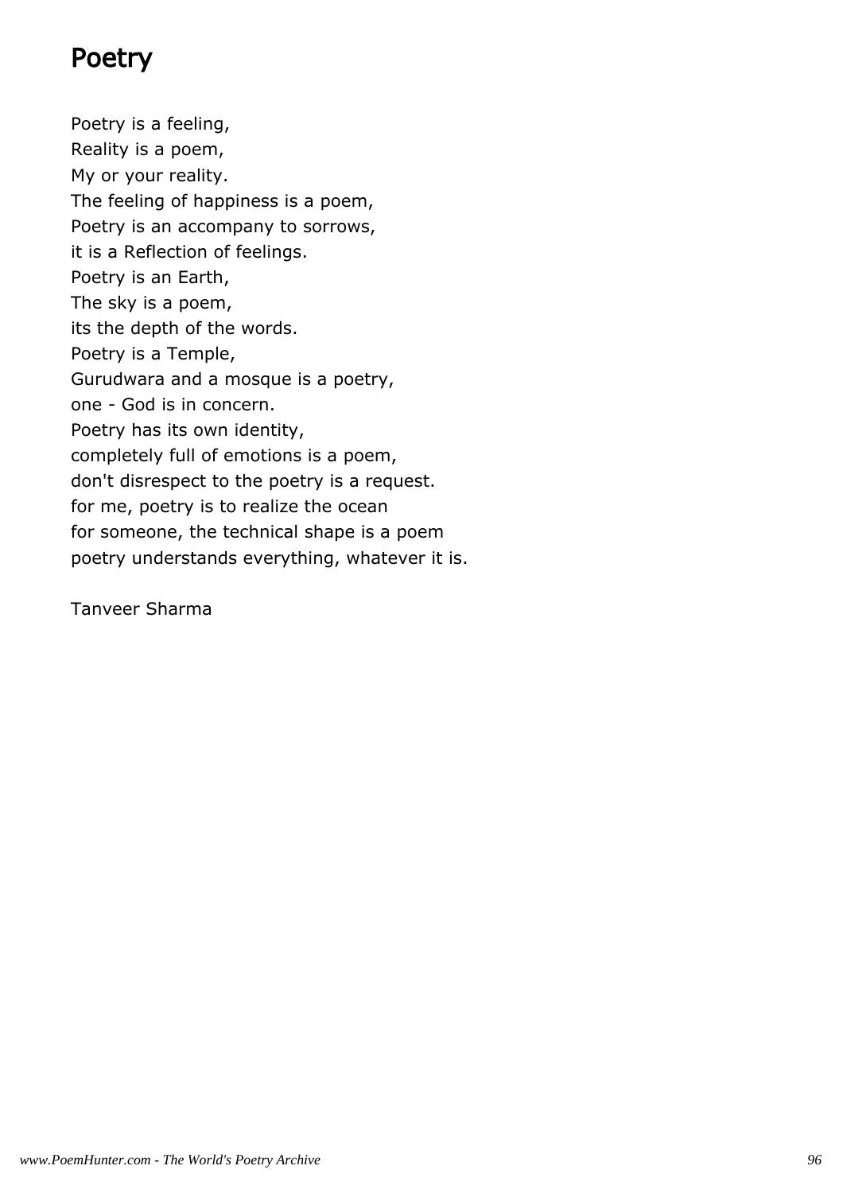# Poetry

Poetry is a feeling,  
Reality is a poem,  
My or your reality.  
The feeling of happiness is a poem,  
Poetry is an accompany to sorrows,  
it is a Reflection of feelings.  
Poetry is an Earth,  
The sky is a poem,  
its the depth of the words.  
Poetry is a Temple,  
Gurudwara and a mosque is a poetry,  
one - God is in concern.  
Poetry has its own identity,  
completely full of emotions is a poem,  
don't disrespect to the poetry is a request.  
for me, poetry is to realize the ocean  
for someone, the technical shape is a poem  
poetry understands everything, whatever it is.

Tanveer Sharma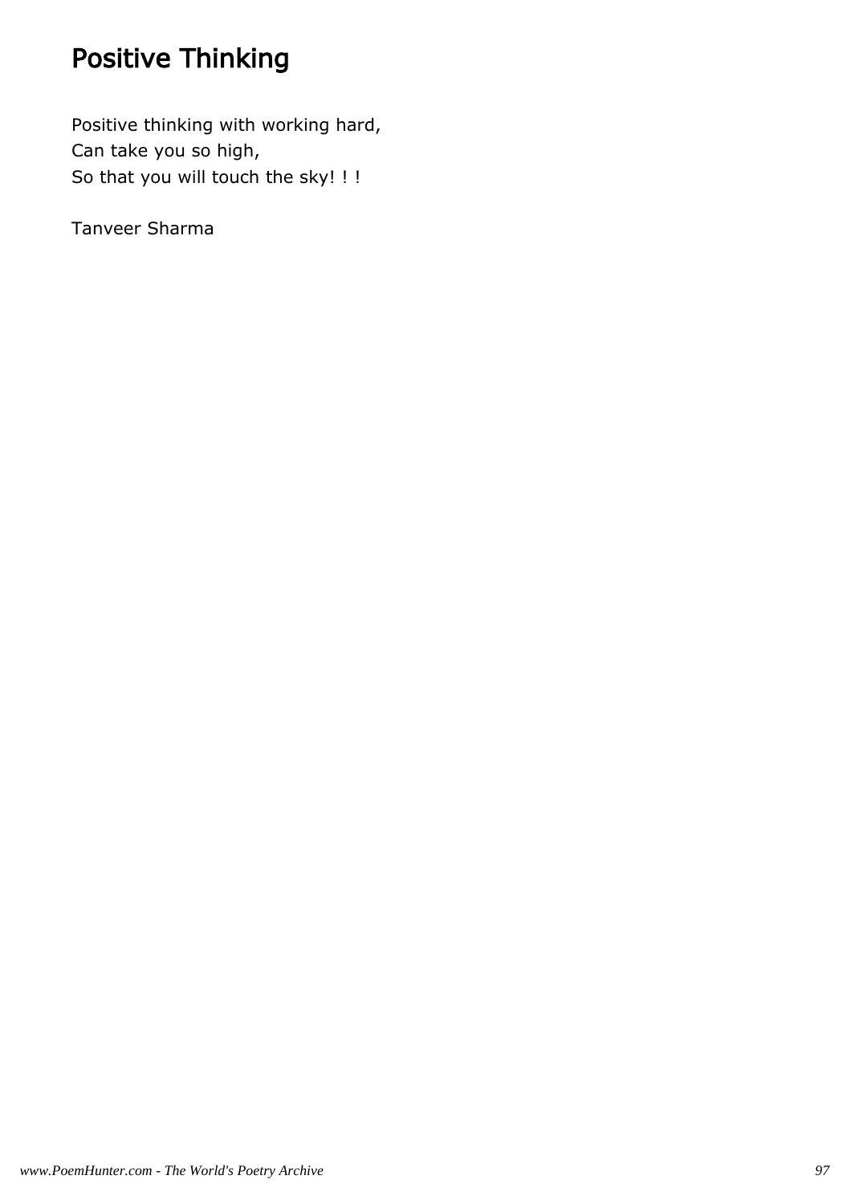# Positive Thinking

Positive thinking with working hard,
Can take you so high,
So that you will touch the sky! ! !

Tanveer Sharma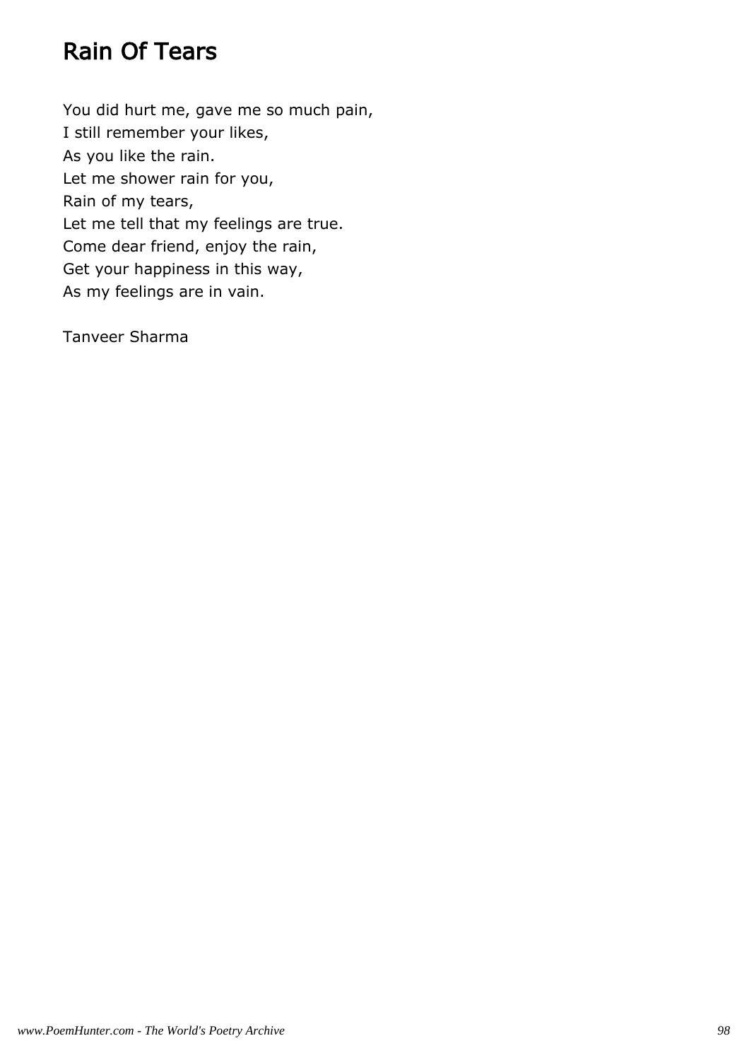# Rain Of Tears

You did hurt me, gave me so much pain,  
I still remember your likes,  
As you like the rain.  
Let me shower rain for you,  
Rain of my tears,  
Let me tell that my feelings are true.  
Come dear friend, enjoy the rain,  
Get your happiness in this way,  
As my feelings are in vain.

Tanveer Sharma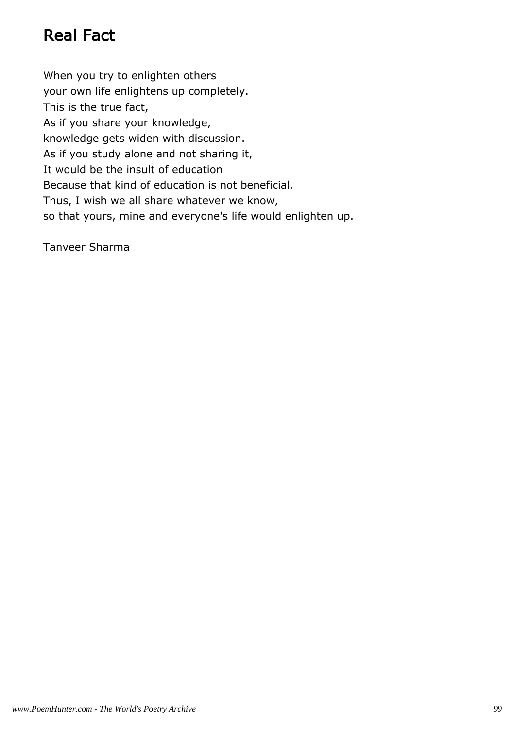# Real Fact

When you try to enlighten others
your own life enlightens up completely.
This is the true fact,
As if you share your knowledge,
knowledge gets widen with discussion.
As if you study alone and not sharing it,
It would be the insult of education
Because that kind of education is not beneficial.
Thus, I wish we all share whatever we know,
so that yours, mine and everyone's life would enlighten up.

Tanveer Sharma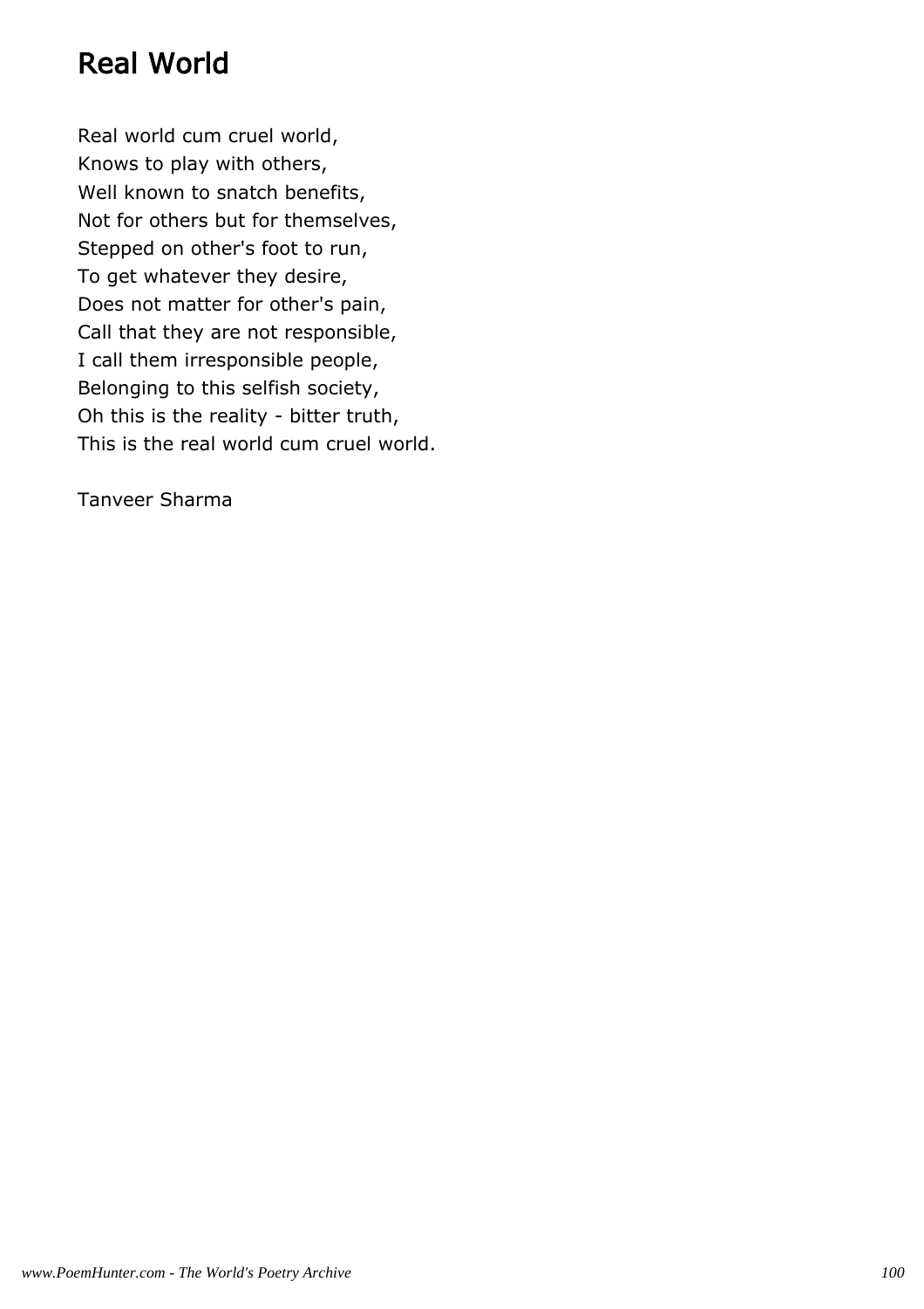# Real World

Real world cum cruel world,  
Knows to play with others,  
Well known to snatch benefits,  
Not for others but for themselves,  
Stepped on other's foot to run,  
To get whatever they desire,  
Does not matter for other's pain,  
Call that they are not responsible,  
I call them irresponsible people,  
Belonging to this selfish society,  
Oh this is the reality - bitter truth,  
This is the real world cum cruel world.

Tanveer Sharma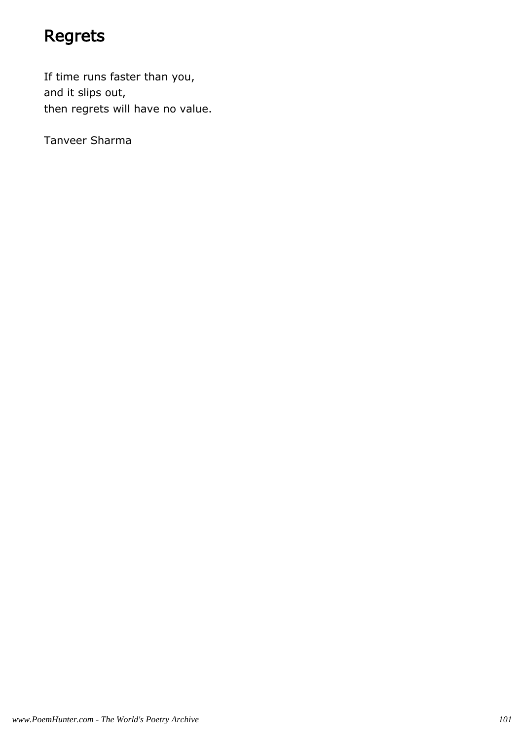# Regrets

If time runs faster than you,
and it slips out,
then regrets will have no value.

Tanveer Sharma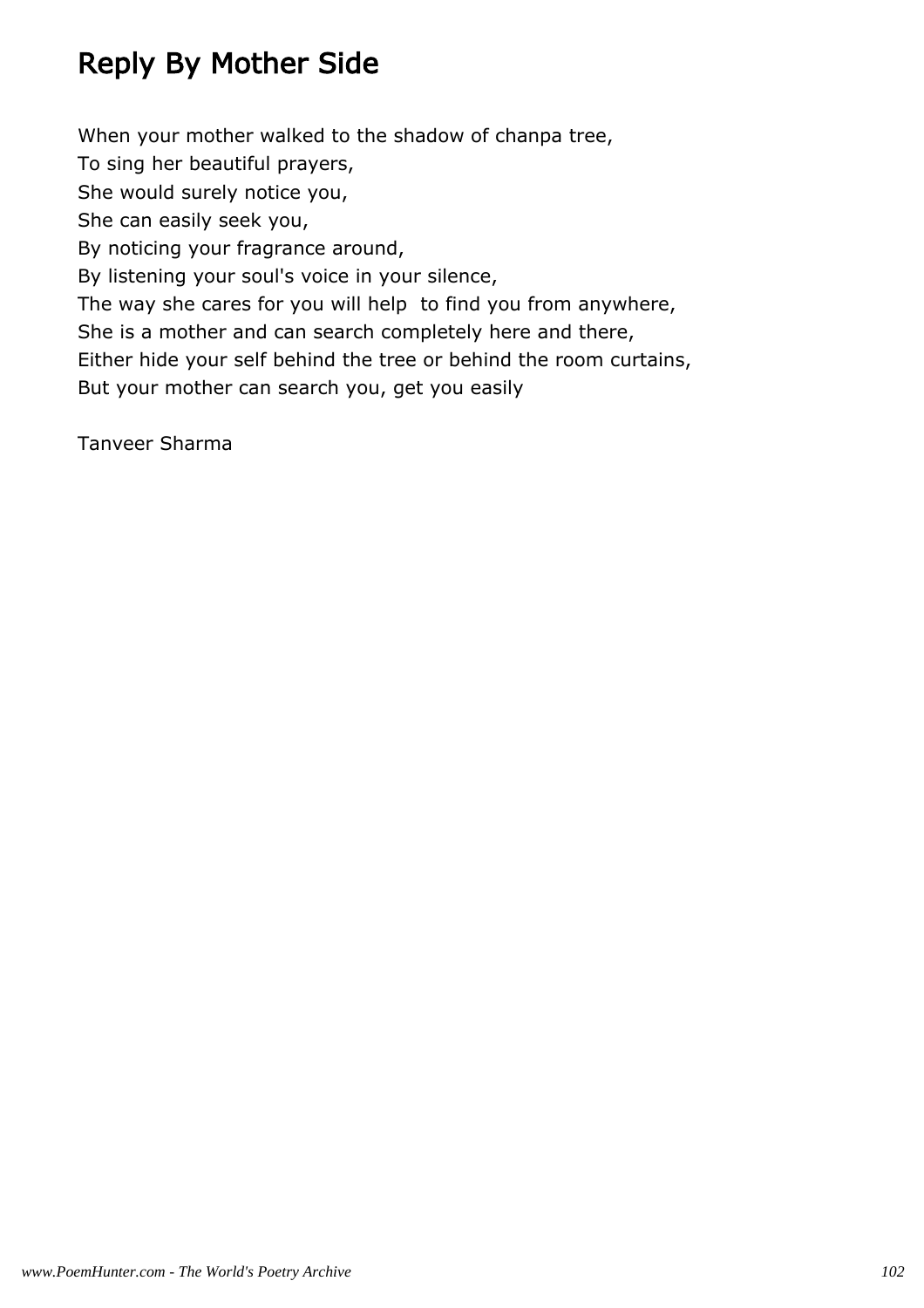# Reply By Mother Side

When your mother walked to the shadow of chanpa tree,
To sing her beautiful prayers,
She would surely notice you,
She can easily seek you,
By noticing your fragrance around,
By listening your soul's voice in your silence,
The way she cares for you will help  to find you from anywhere,
She is a mother and can search completely here and there,
Either hide your self behind the tree or behind the room curtains,
But your mother can search you, get you easily

Tanveer Sharma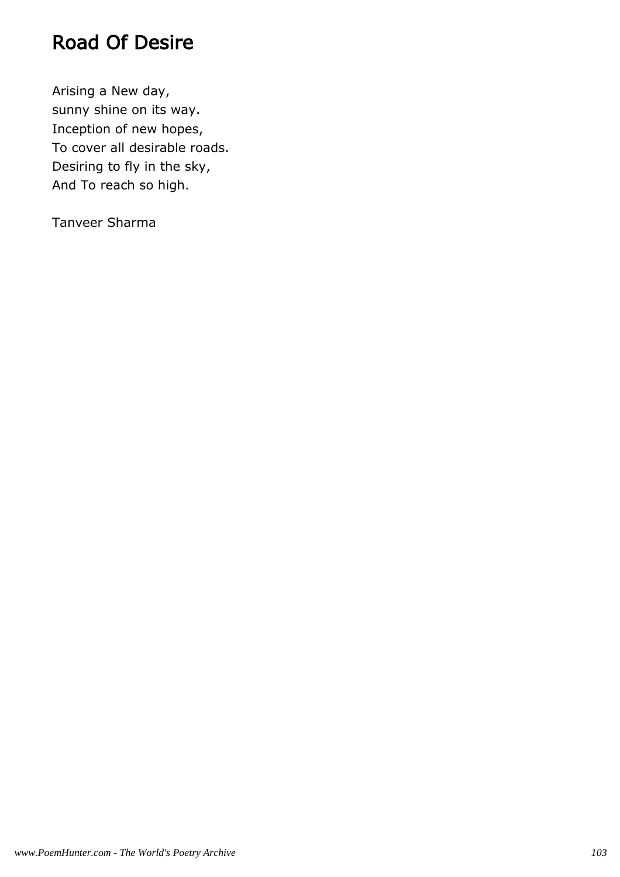# Road Of Desire

Arising a New day,
sunny shine on its way.
Inception of new hopes,
To cover all desirable roads.
Desiring to fly in the sky,
And To reach so high.

Tanveer Sharma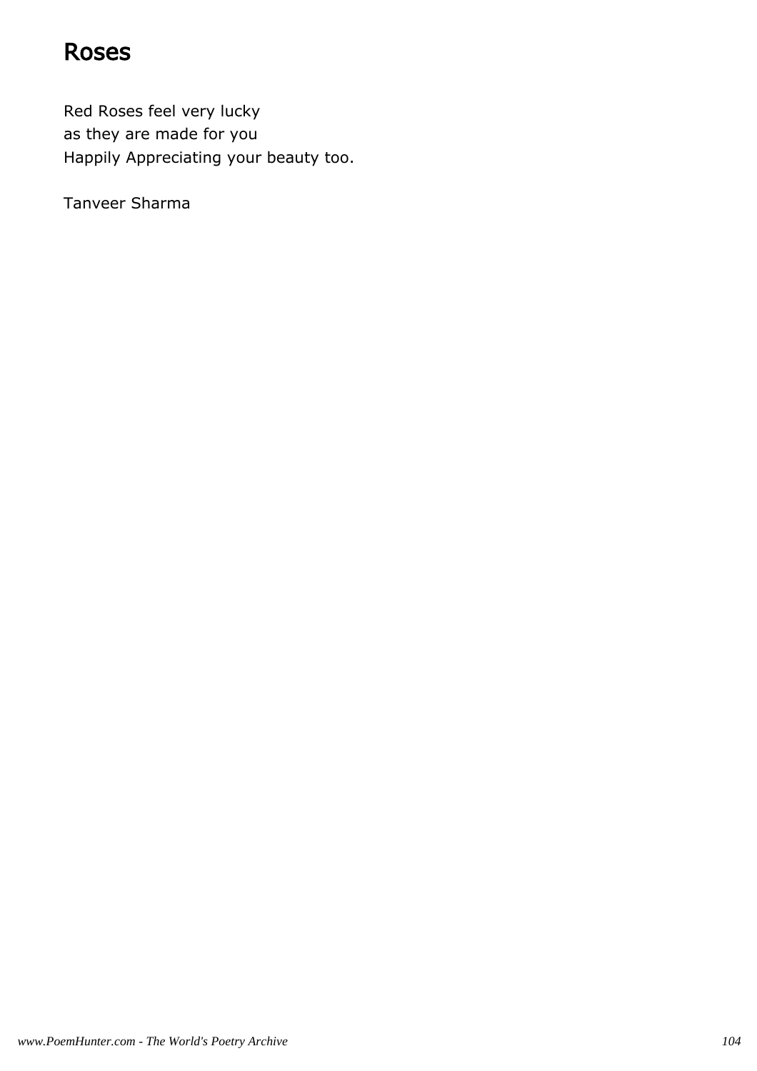# Roses

Red Roses feel very lucky  
as they are made for you  
Happily Appreciating your beauty too.

Tanveer Sharma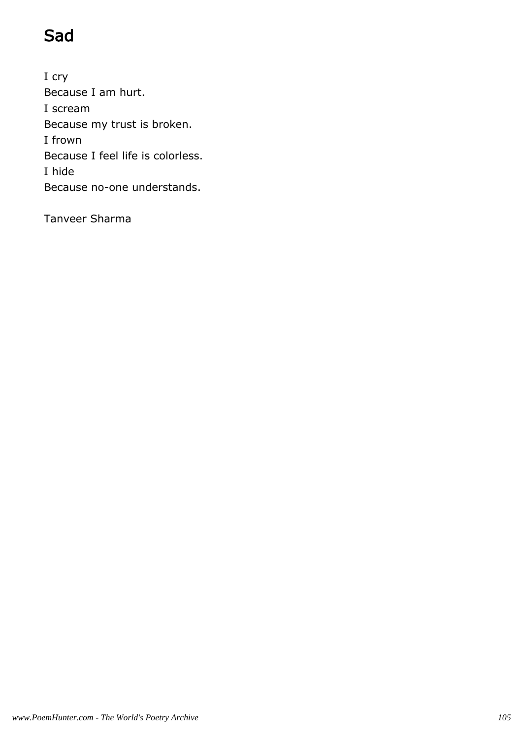# Sad

I cry
Because I am hurt.
I scream
Because my trust is broken.
I frown
Because I feel life is colorless.
I hide
Because no-one understands.

Tanveer Sharma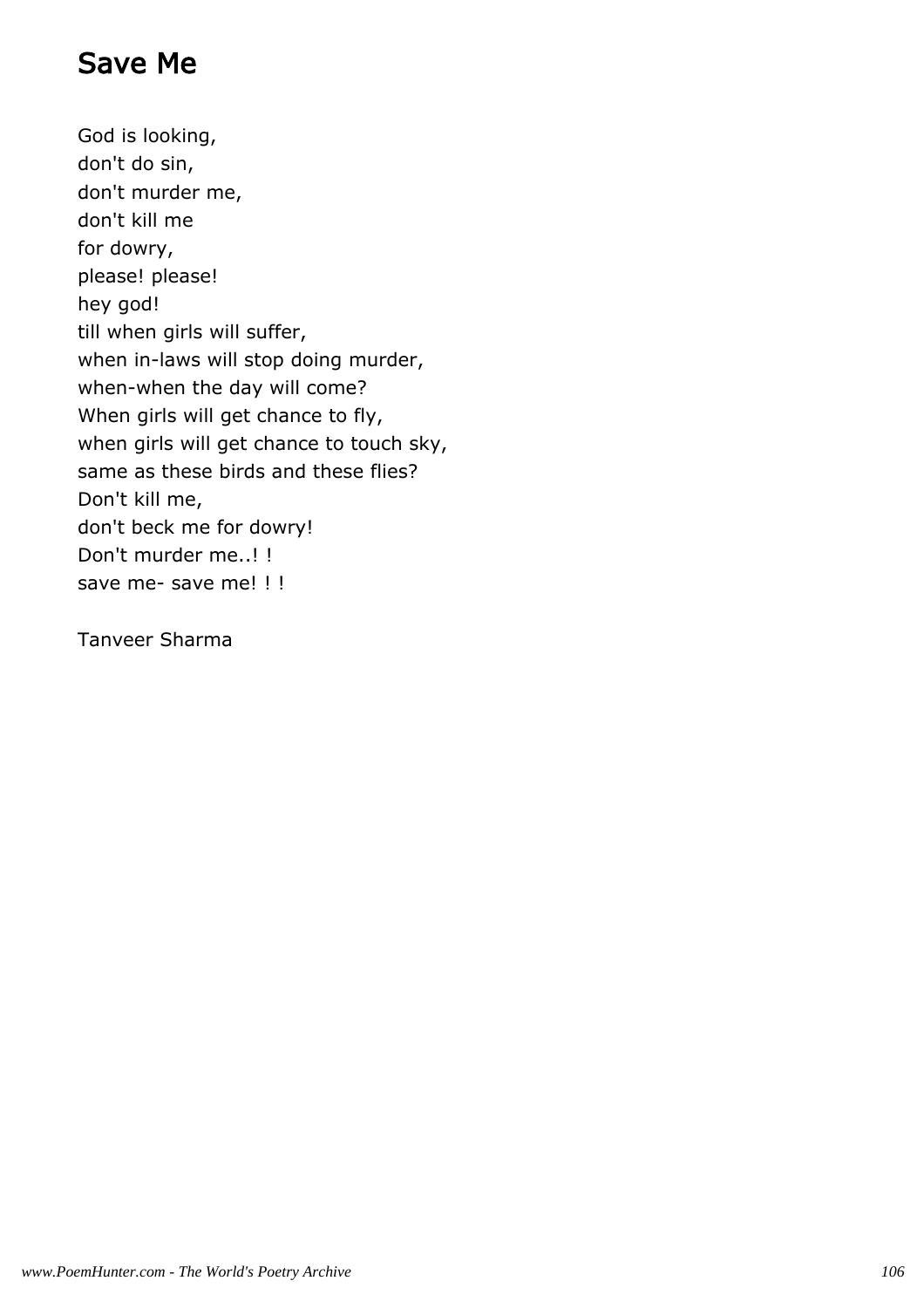## Save Me

God is looking,
don't do sin,
don't murder me,
don't kill me
for dowry,
please! please!
hey god!
till when girls will suffer,
when in-laws will stop doing murder,
when-when the day will come?
When girls will get chance to fly,
when girls will get chance to touch sky,
same as these birds and these flies?
Don't kill me,
don't beck me for dowry!
Don't murder me..! !
save me- save me! ! !

Tanveer Sharma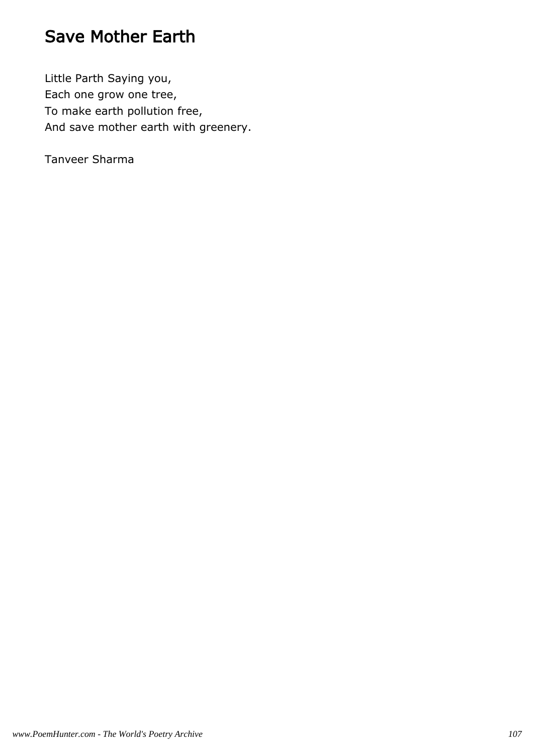# Save Mother Earth

Little Parth Saying you,
Each one grow one tree,
To make earth pollution free,
And save mother earth with greenery.

Tanveer Sharma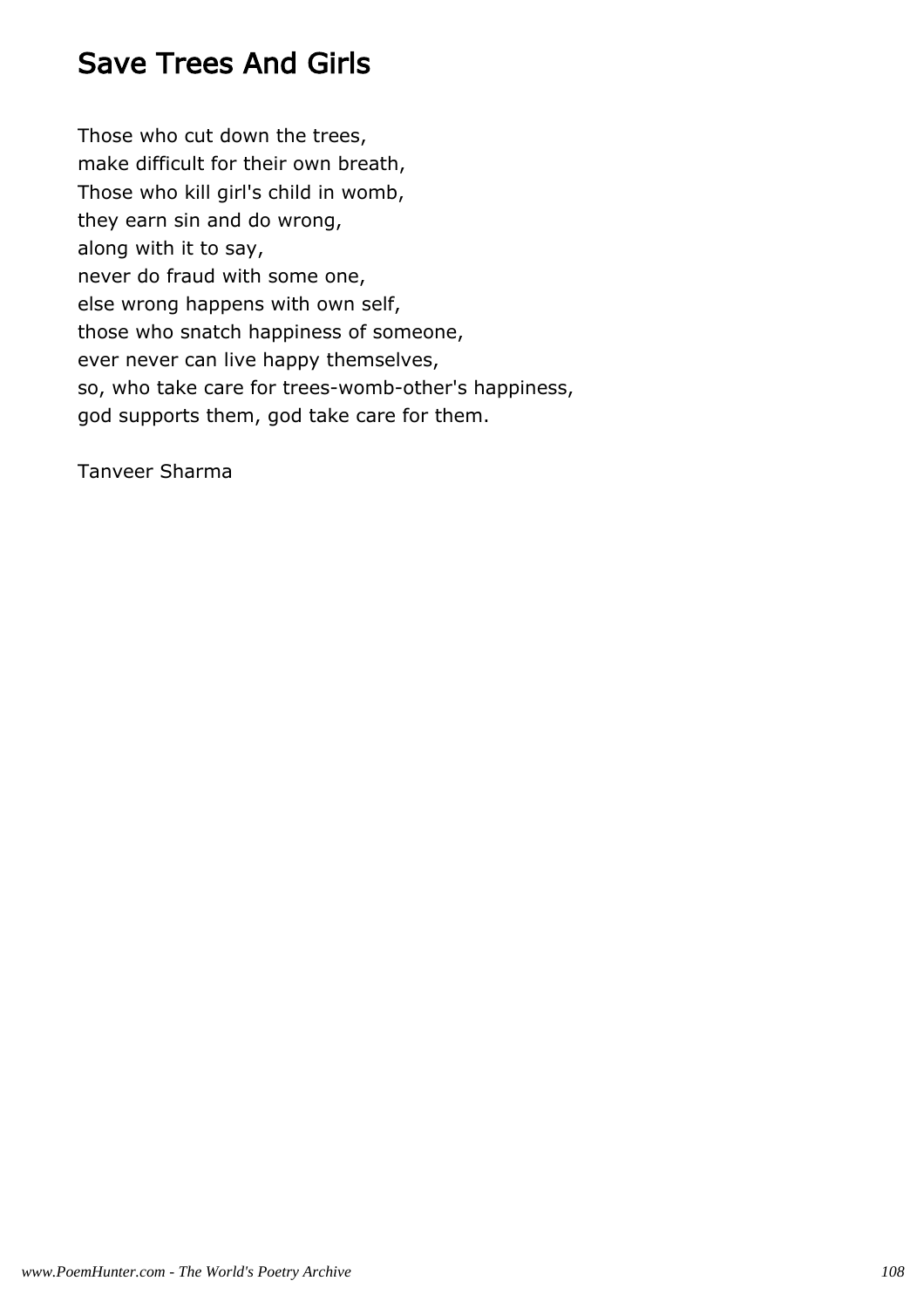# Save Trees And Girls

Those who cut down the trees,
make difficult for their own breath,
Those who kill girl's child in womb,
they earn sin and do wrong,
along with it to say,
never do fraud with some one,
else wrong happens with own self,
those who snatch happiness of someone,
ever never can live happy themselves,
so, who take care for trees-womb-other's happiness,
god supports them, god take care for them.

Tanveer Sharma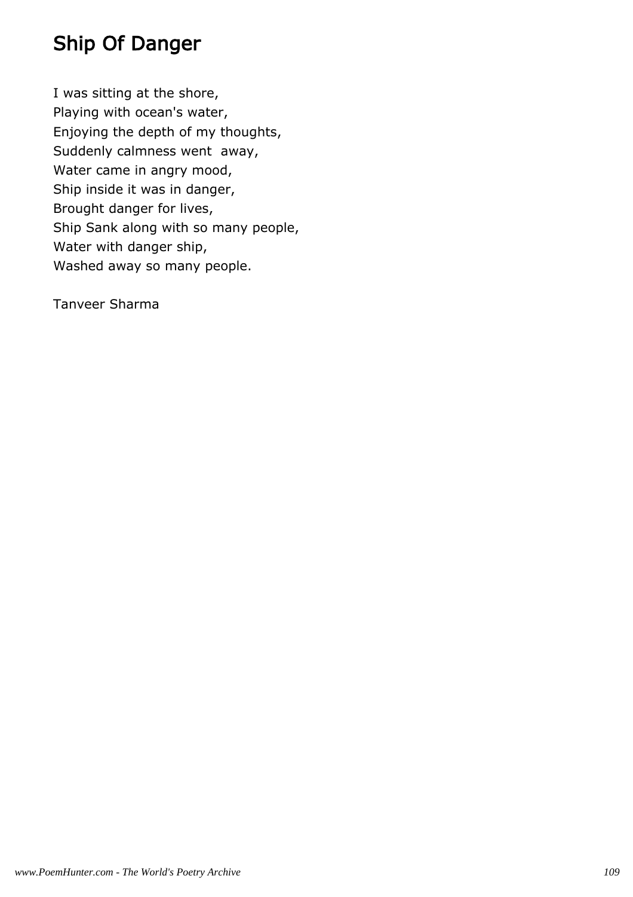## Ship Of Danger

I was sitting at the shore,  
Playing with ocean's water,  
Enjoying the depth of my thoughts,  
Suddenly calmness went  away,  
Water came in angry mood,  
Ship inside it was in danger,  
Brought danger for lives,  
Ship Sank along with so many people,  
Water with danger ship,  
Washed away so many people.

Tanveer Sharma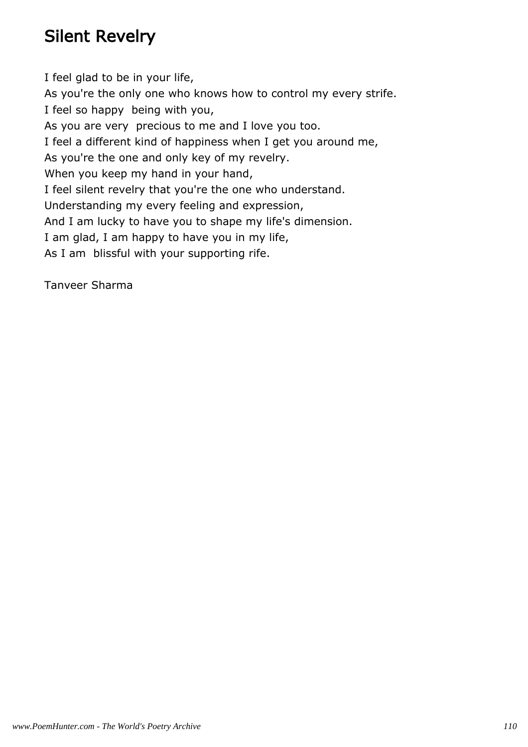# Silent Revelry

I feel glad to be in your life,  
As you're the only one who knows how to control my every strife.  
I feel so happy  being with you,  
As you are very  precious to me and I love you too.  
I feel a different kind of happiness when I get you around me,  
As you're the one and only key of my revelry.  
When you keep my hand in your hand,  
I feel silent revelry that you're the one who understand.  
Understanding my every feeling and expression,  
And I am lucky to have you to shape my life's dimension.  
I am glad, I am happy to have you in my life,  
As I am  blissful with your supporting rife.

Tanveer Sharma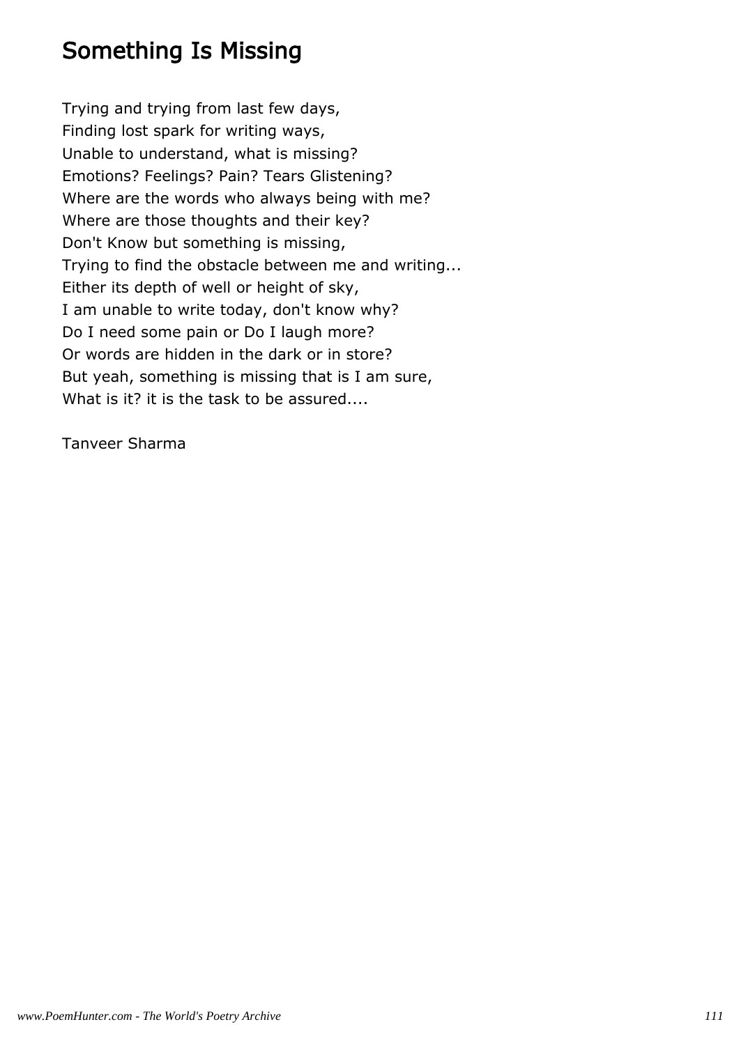## Something Is Missing

Trying and trying from last few days,
Finding lost spark for writing ways,
Unable to understand, what is missing?
Emotions? Feelings? Pain? Tears Glistening?
Where are the words who always being with me?
Where are those thoughts and their key?
Don't Know but something is missing,
Trying to find the obstacle between me and writing...
Either its depth of well or height of sky,
I am unable to write today, don't know why?
Do I need some pain or Do I laugh more?
Or words are hidden in the dark or in store?
But yeah, something is missing that is I am sure,
What is it? it is the task to be assured....

Tanveer Sharma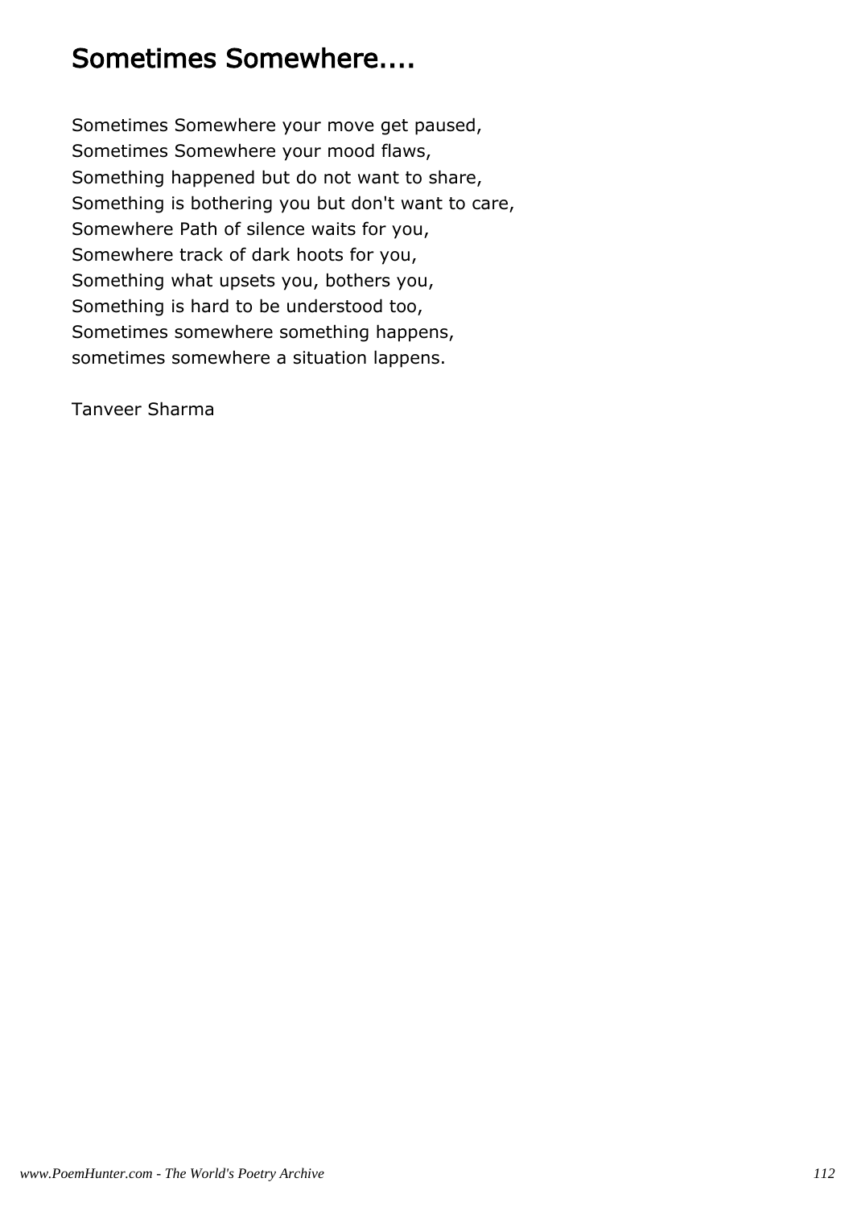# Sometimes Somewhere....

Sometimes Somewhere your move get paused,
Sometimes Somewhere your mood flaws,
Something happened but do not want to share,
Something is bothering you but don't want to care,
Somewhere Path of silence waits for you,
Somewhere track of dark hoots for you,
Something what upsets you, bothers you,
Something is hard to be understood too,
Sometimes somewhere something happens,
sometimes somewhere a situation lappens.

Tanveer Sharma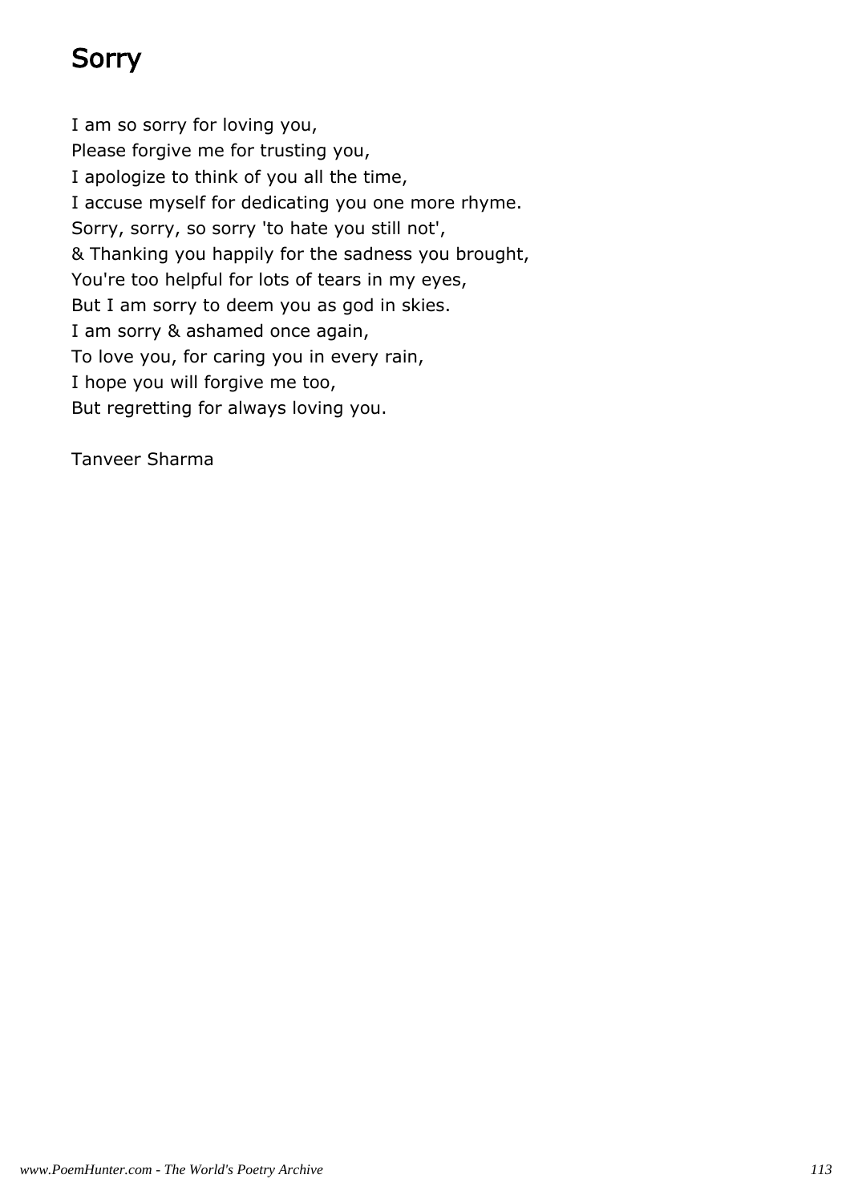# Sorry

I am so sorry for loving you,
Please forgive me for trusting you,
I apologize to think of you all the time,
I accuse myself for dedicating you one more rhyme.
Sorry, sorry, so sorry 'to hate you still not',
& Thanking you happily for the sadness you brought,
You're too helpful for lots of tears in my eyes,
But I am sorry to deem you as god in skies.
I am sorry & ashamed once again,
To love you, for caring you in every rain,
I hope you will forgive me too,
But regretting for always loving you.

Tanveer Sharma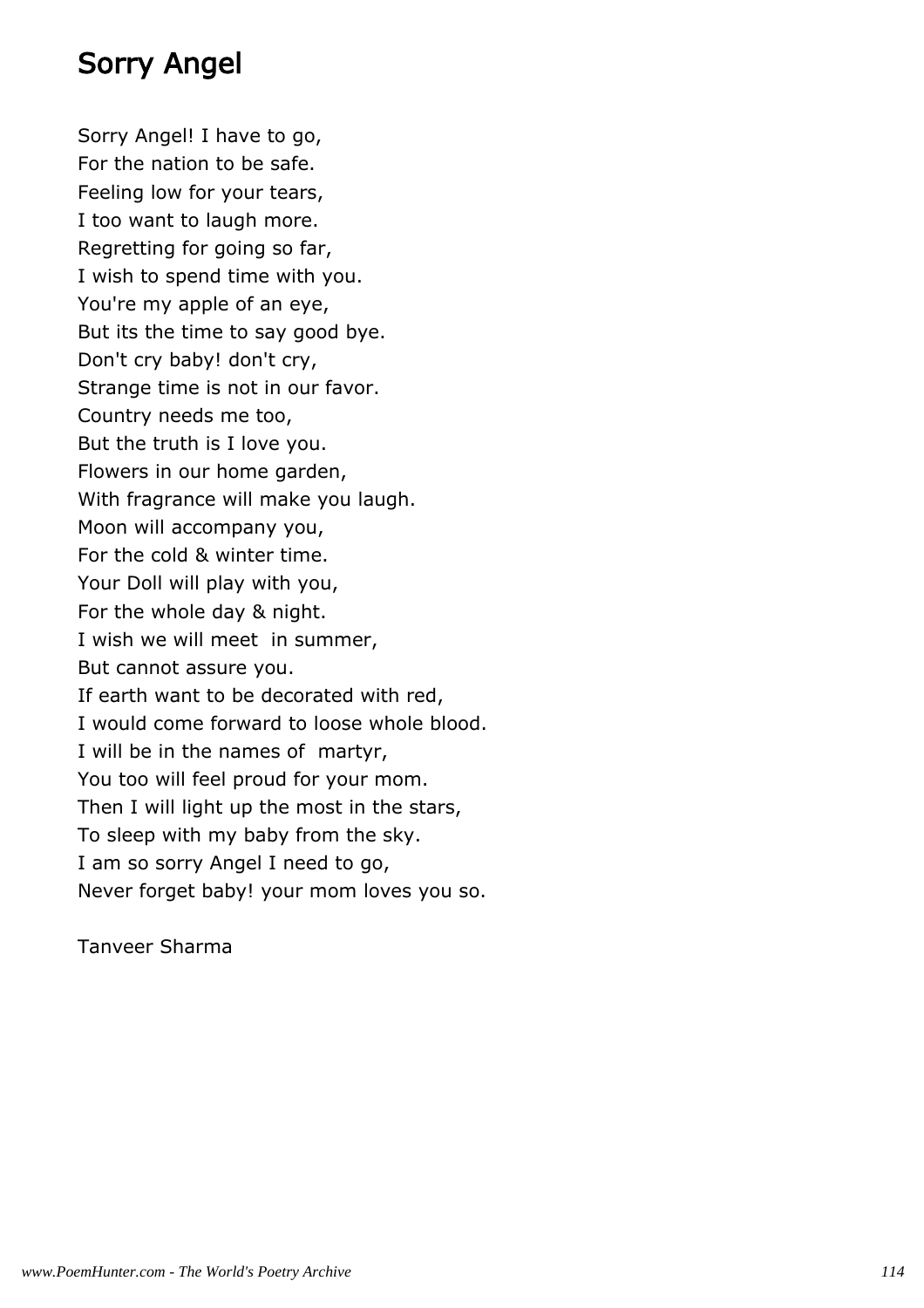# Sorry Angel

Sorry Angel! I have to go,
For the nation to be safe.
Feeling low for your tears,
I too want to laugh more.
Regretting for going so far,
I wish to spend time with you.
You're my apple of an eye,
But its the time to say good bye.
Don't cry baby! don't cry,
Strange time is not in our favor.
Country needs me too,
But the truth is I love you.
Flowers in our home garden,
With fragrance will make you laugh.
Moon will accompany you,
For the cold & winter time.
Your Doll will play with you,
For the whole day & night.
I wish we will meet  in summer,
But cannot assure you.
If earth want to be decorated with red,
I would come forward to loose whole blood.
I will be in the names of  martyr,
You too will feel proud for your mom.
Then I will light up the most in the stars,
To sleep with my baby from the sky.
I am so sorry Angel I need to go,
Never forget baby! your mom loves you so.

Tanveer Sharma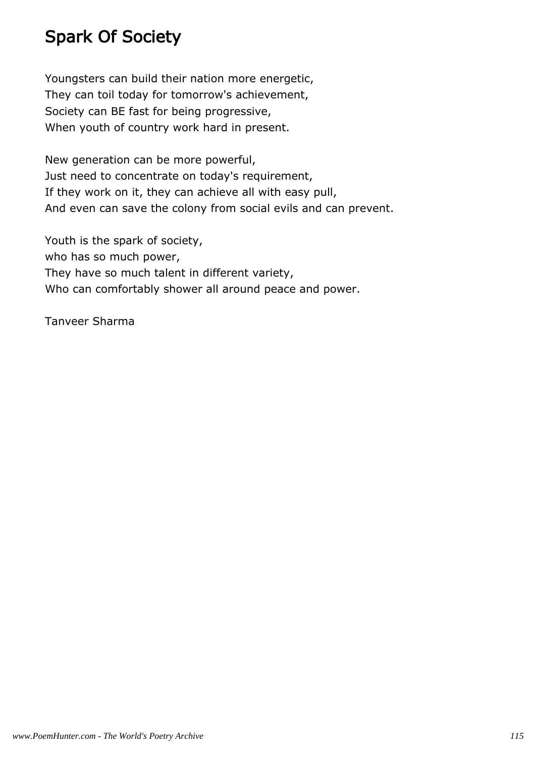# Spark Of Society

Youngsters can build their nation more energetic,
They can toil today for tomorrow's achievement,
Society can BE fast for being progressive,
When youth of country work hard in present.

New generation can be more powerful,
Just need to concentrate on today's requirement,
If they work on it, they can achieve all with easy pull,
And even can save the colony from social evils and can prevent.

Youth is the spark of society,
who has so much power,
They have so much talent in different variety,
Who can comfortably shower all around peace and power.

Tanveer Sharma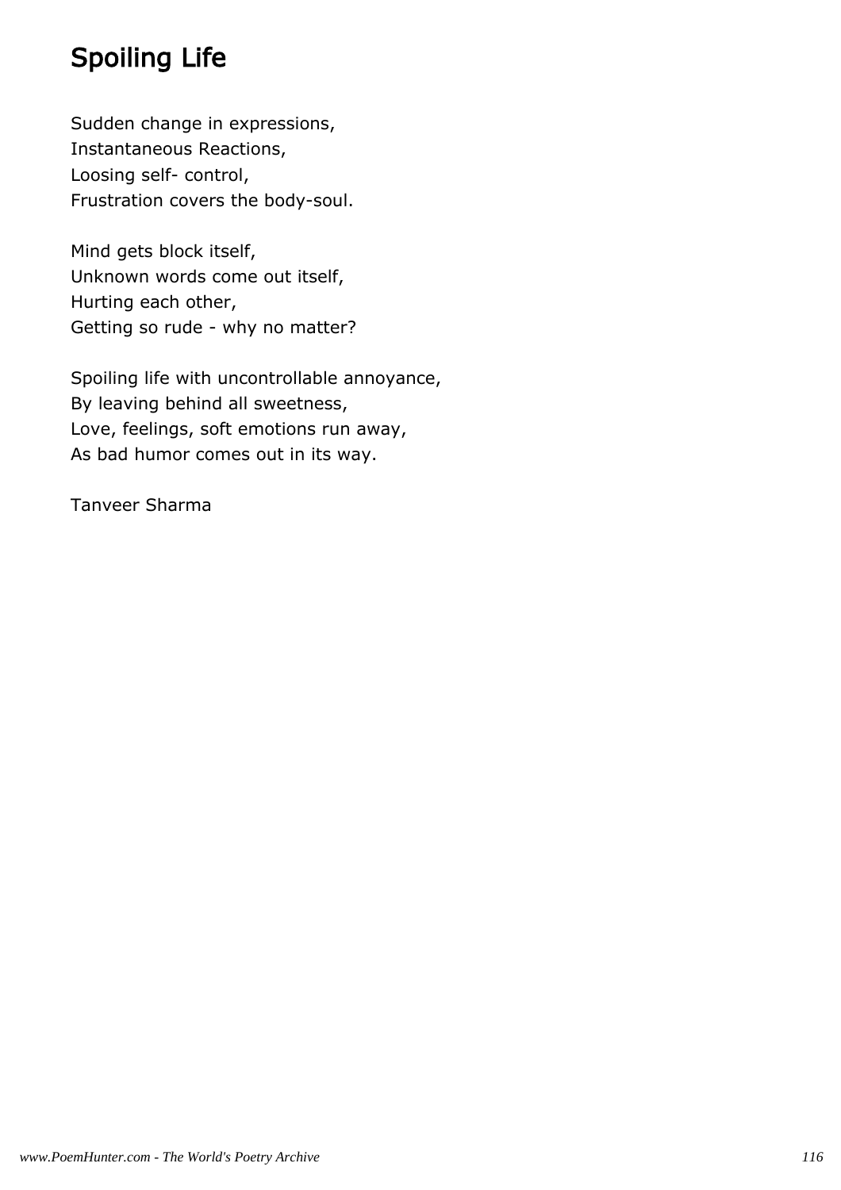# Spoiling Life

Sudden change in expressions,  
Instantaneous Reactions,  
Loosing self- control,  
Frustration covers the body-soul.

Mind gets block itself,  
Unknown words come out itself,  
Hurting each other,  
Getting so rude - why no matter?

Spoiling life with uncontrollable annoyance,  
By leaving behind all sweetness,  
Love, feelings, soft emotions run away,  
As bad humor comes out in its way.

Tanveer Sharma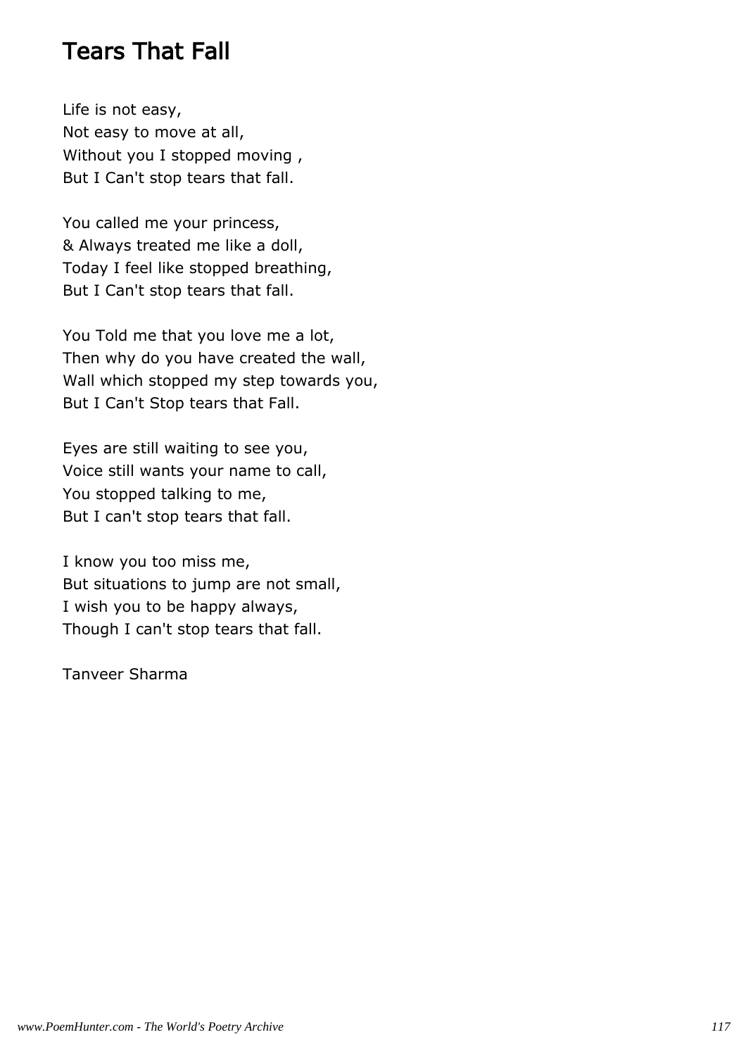# Tears That Fall

Life is not easy,  
Not easy to move at all,  
Without you I stopped moving ,  
But I Can't stop tears that fall.

You called me your princess,  
& Always treated me like a doll,  
Today I feel like stopped breathing,  
But I Can't stop tears that fall.

You Told me that you love me a lot,  
Then why do you have created the wall,  
Wall which stopped my step towards you,  
But I Can't Stop tears that Fall.

Eyes are still waiting to see you,  
Voice still wants your name to call,  
You stopped talking to me,  
But I can't stop tears that fall.

I know you too miss me,  
But situations to jump are not small,  
I wish you to be happy always,  
Though I can't stop tears that fall.

Tanveer Sharma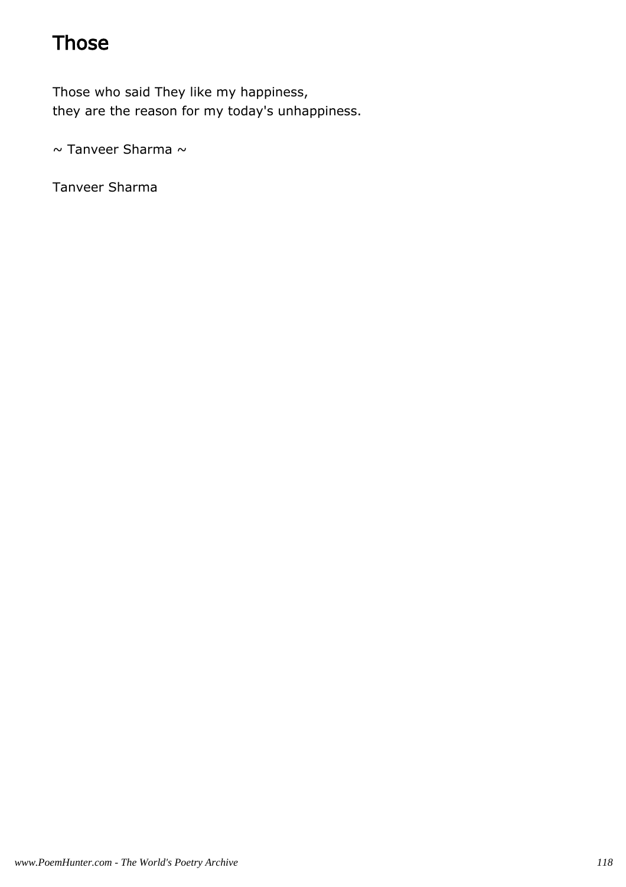# Those

Those who said They like my happiness,  
they are the reason for my today's unhappiness.

~ Tanveer Sharma ~

Tanveer Sharma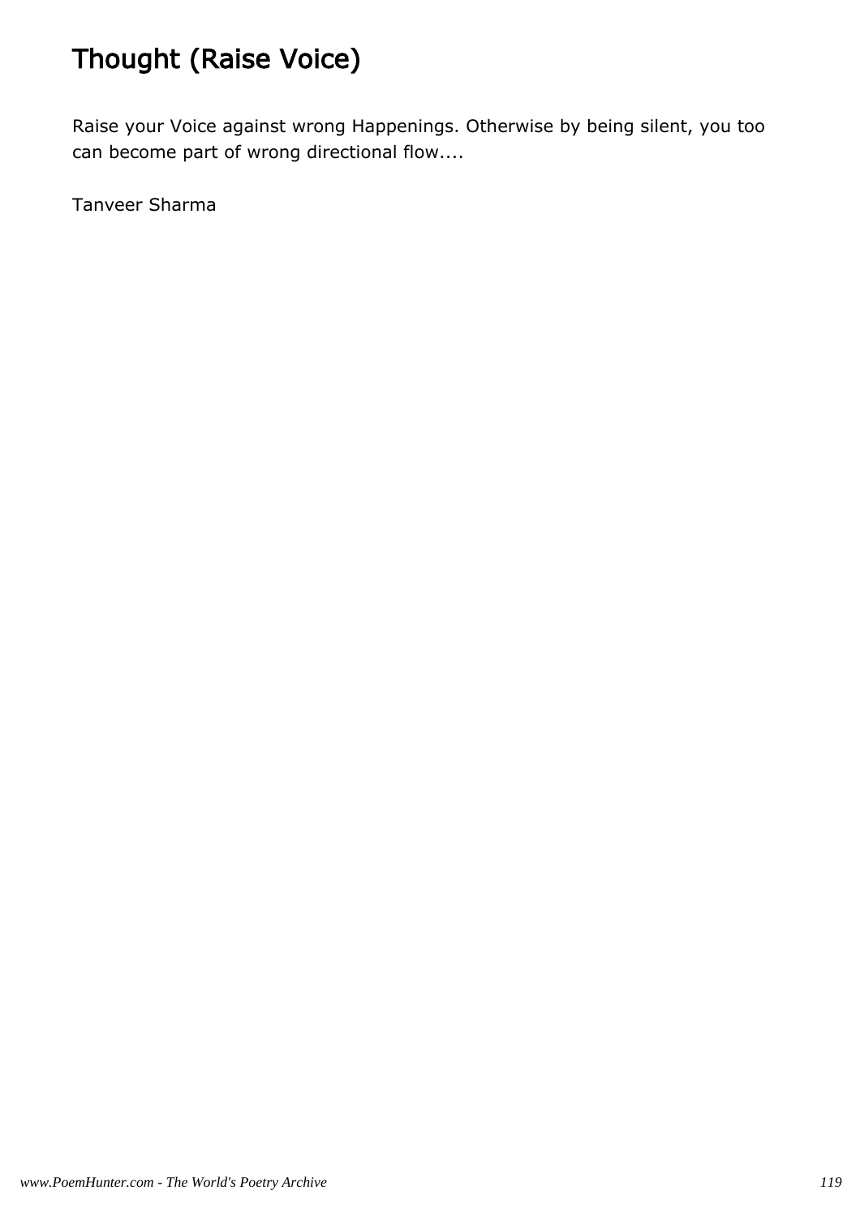# Thought (Raise Voice)

Raise your Voice against wrong Happenings. Otherwise by being silent, you too can become part of wrong directional flow....

Tanveer Sharma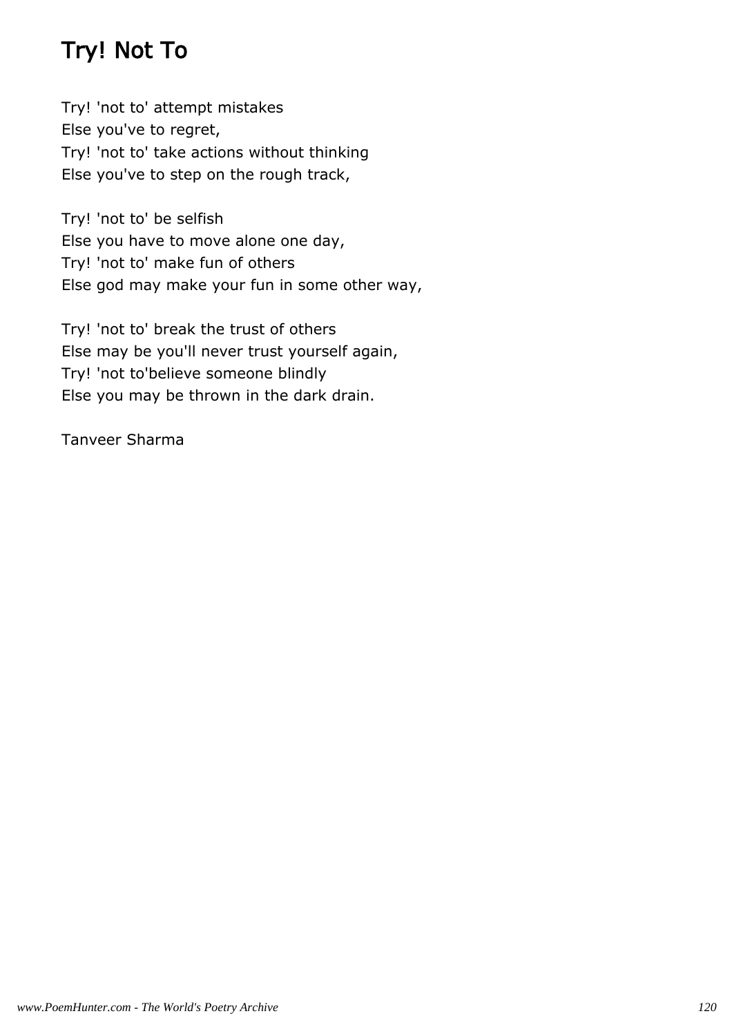# Try! Not To

Try! 'not to' attempt mistakes  
Else you've to regret,  
Try! 'not to' take actions without thinking  
Else you've to step on the rough track,

Try! 'not to' be selfish  
Else you have to move alone one day,  
Try! 'not to' make fun of others  
Else god may make your fun in some other way,

Try! 'not to' break the trust of others  
Else may be you'll never trust yourself again,  
Try! 'not to'believe someone blindly  
Else you may be thrown in the dark drain.

Tanveer Sharma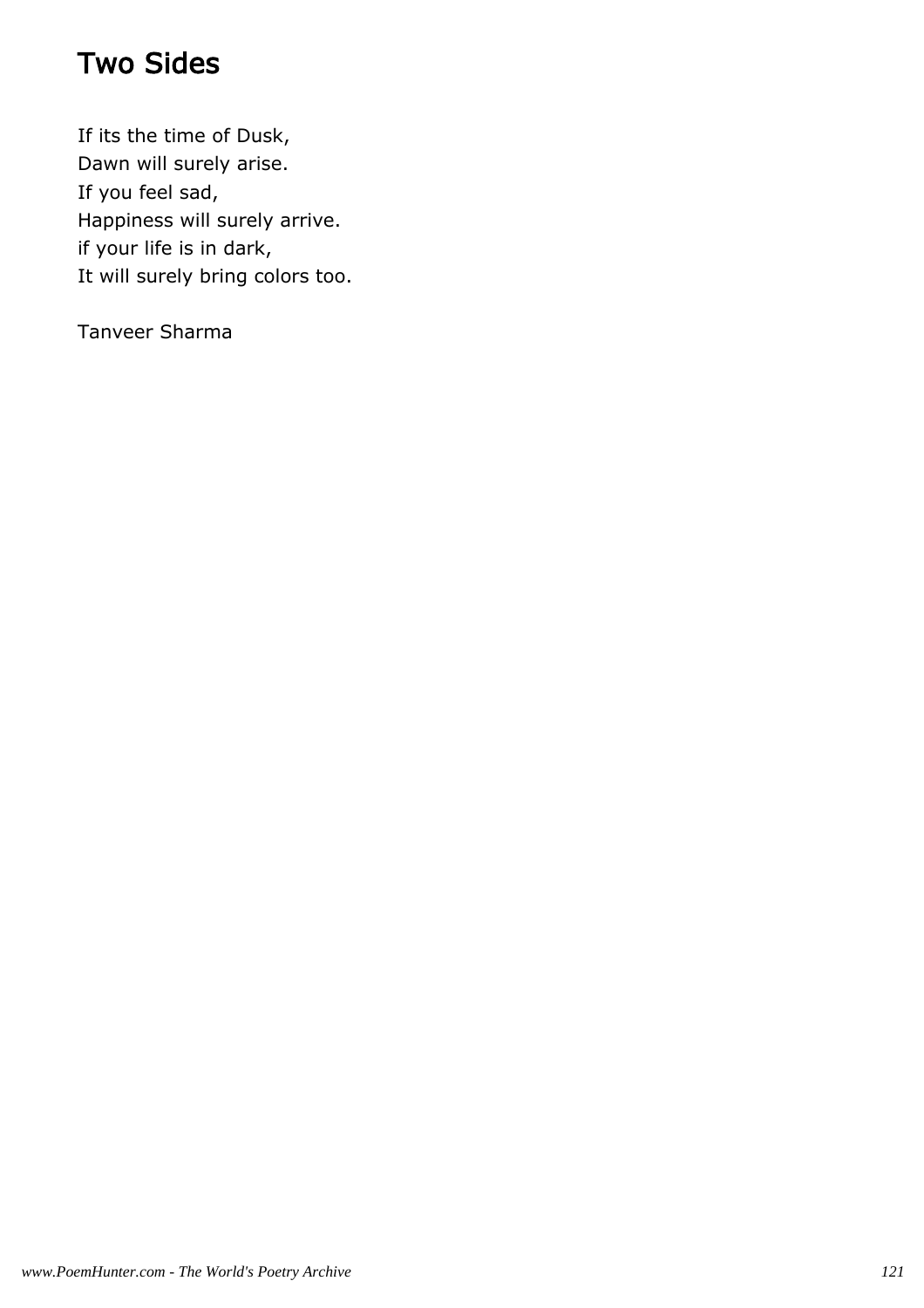# Two Sides

If its the time of Dusk,
Dawn will surely arise.
If you feel sad,
Happiness will surely arrive.
if your life is in dark,
It will surely bring colors too.

Tanveer Sharma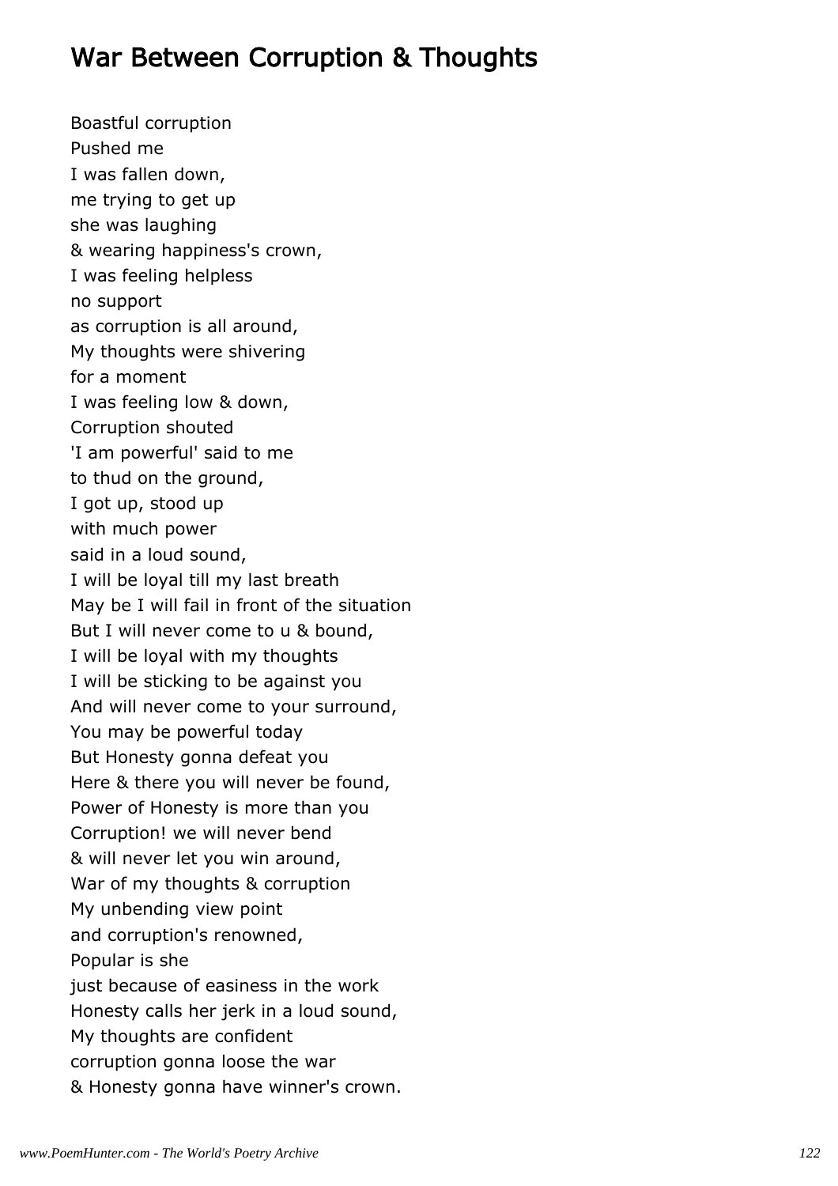# War Between Corruption & Thoughts

Boastful corruption
Pushed me
I was fallen down,
me trying to get up
she was laughing
& wearing happiness's crown,
I was feeling helpless
no support
as corruption is all around,
My thoughts were shivering
for a moment
I was feeling low & down,
Corruption shouted
'I am powerful' said to me
to thud on the ground,
I got up, stood up
with much power
said in a loud sound,
I will be loyal till my last breath
May be I will fail in front of the situation
But I will never come to u & bound,
I will be loyal with my thoughts
I will be sticking to be against you
And will never come to your surround,
You may be powerful today
But Honesty gonna defeat you
Here & there you will never be found,
Power of Honesty is more than you
Corruption! we will never bend
& will never let you win around,
War of my thoughts & corruption
My unbending view point
and corruption's renowned,
Popular is she
just because of easiness in the work
Honesty calls her jerk in a loud sound,
My thoughts are confident
corruption gonna loose the war
& Honesty gonna have winner's crown.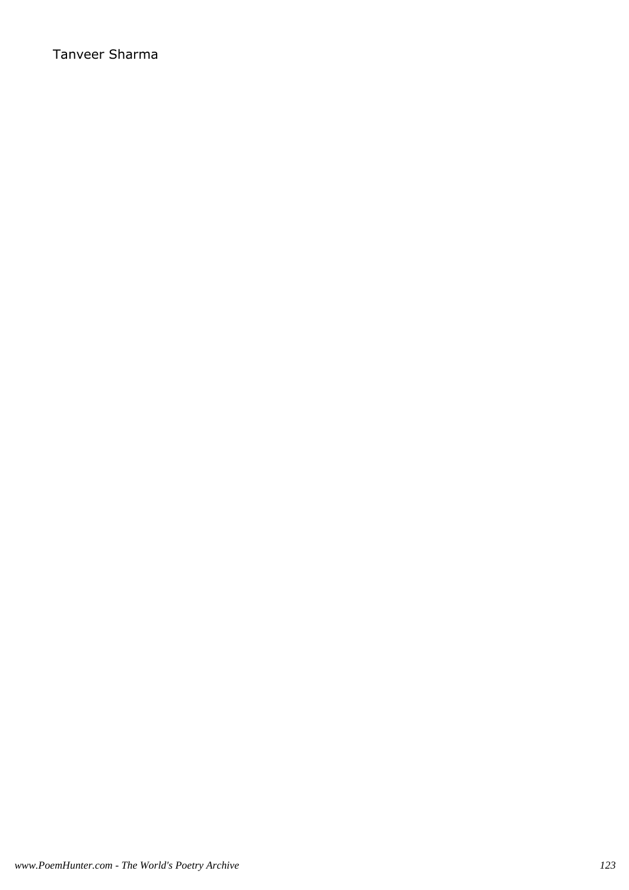Tanveer Sharma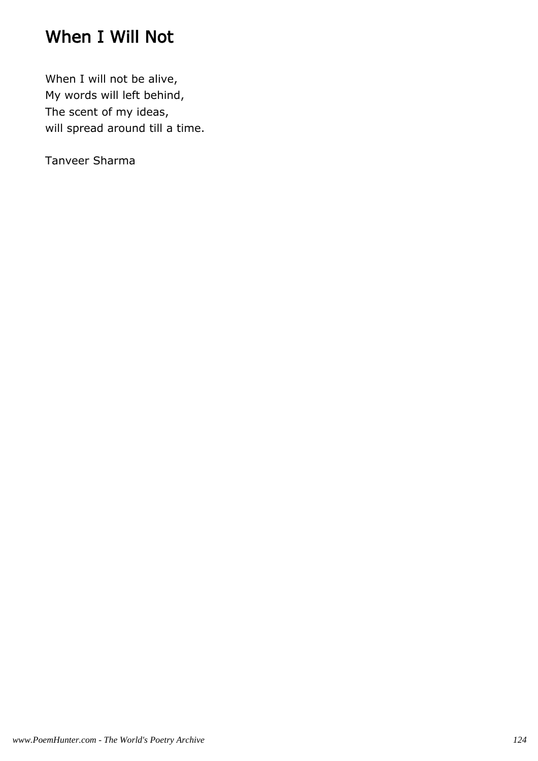# When I Will Not

When I will not be alive,
My words will left behind,
The scent of my ideas,
will spread around till a time.

Tanveer Sharma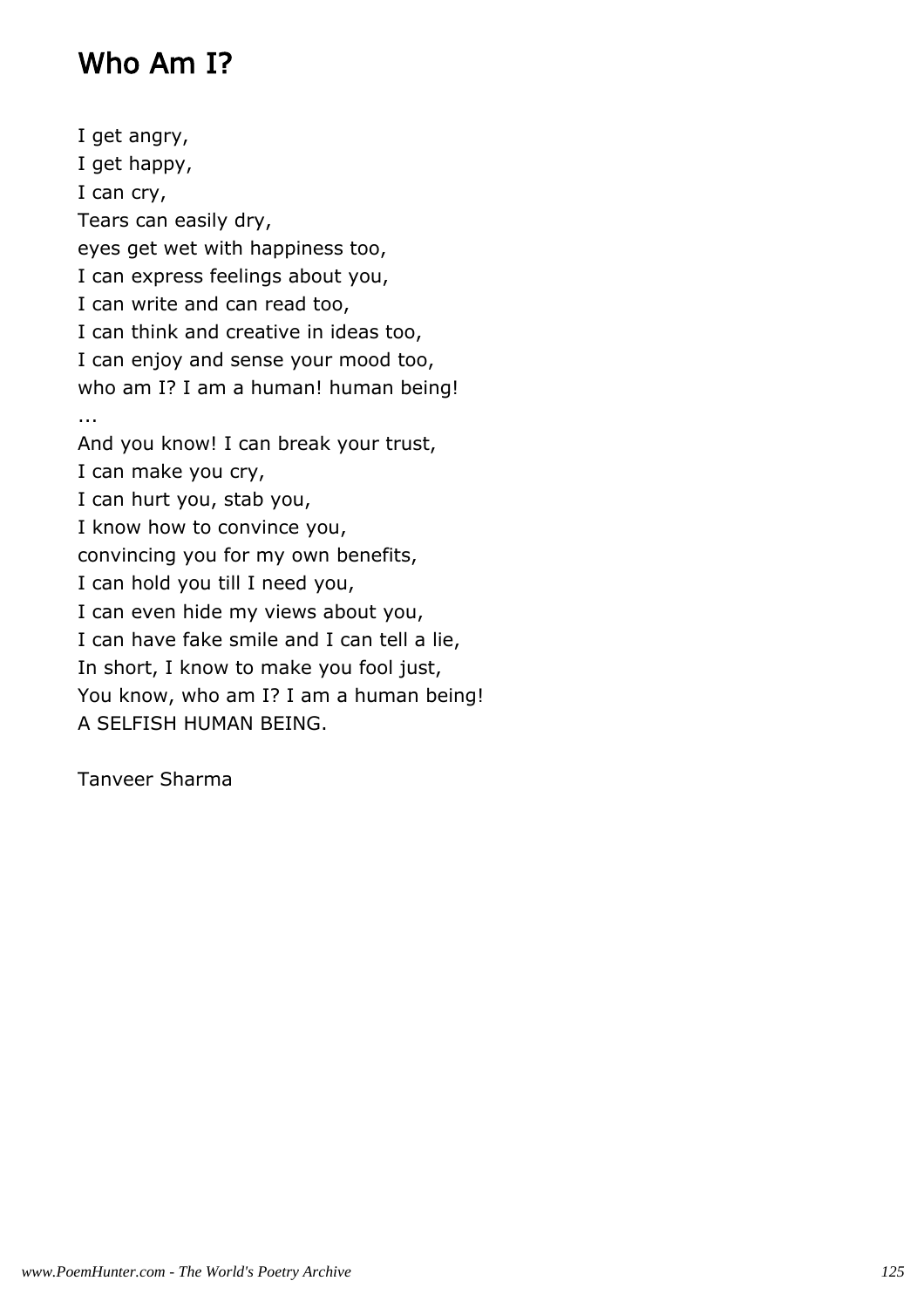## Who Am I?

I get angry,  
I get happy,  
I can cry,  
Tears can easily dry,  
eyes get wet with happiness too,  
I can express feelings about you,  
I can write and can read too,  
I can think and creative in ideas too,  
I can enjoy and sense your mood too,  
who am I? I am a human! human being!  
...  
And you know! I can break your trust,  
I can make you cry,  
I can hurt you, stab you,  
I know how to convince you,  
convincing you for my own benefits,  
I can hold you till I need you,  
I can even hide my views about you,  
I can have fake smile and I can tell a lie,  
In short, I know to make you fool just,  
You know, who am I? I am a human being!  
A SELFISH HUMAN BEING.

Tanveer Sharma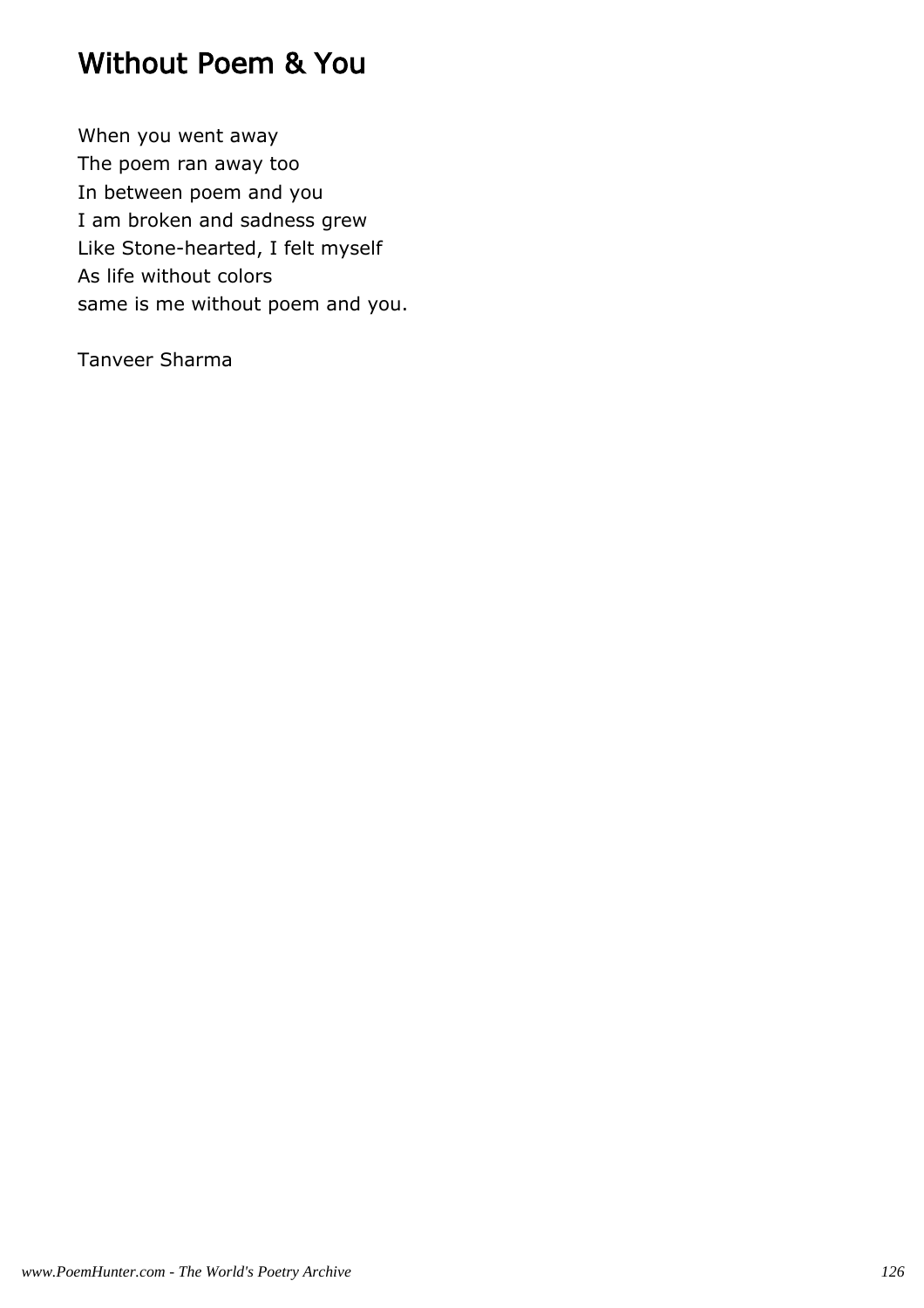# Without Poem & You

When you went away
The poem ran away too
In between poem and you
I am broken and sadness grew
Like Stone-hearted, I felt myself
As life without colors
same is me without poem and you.

Tanveer Sharma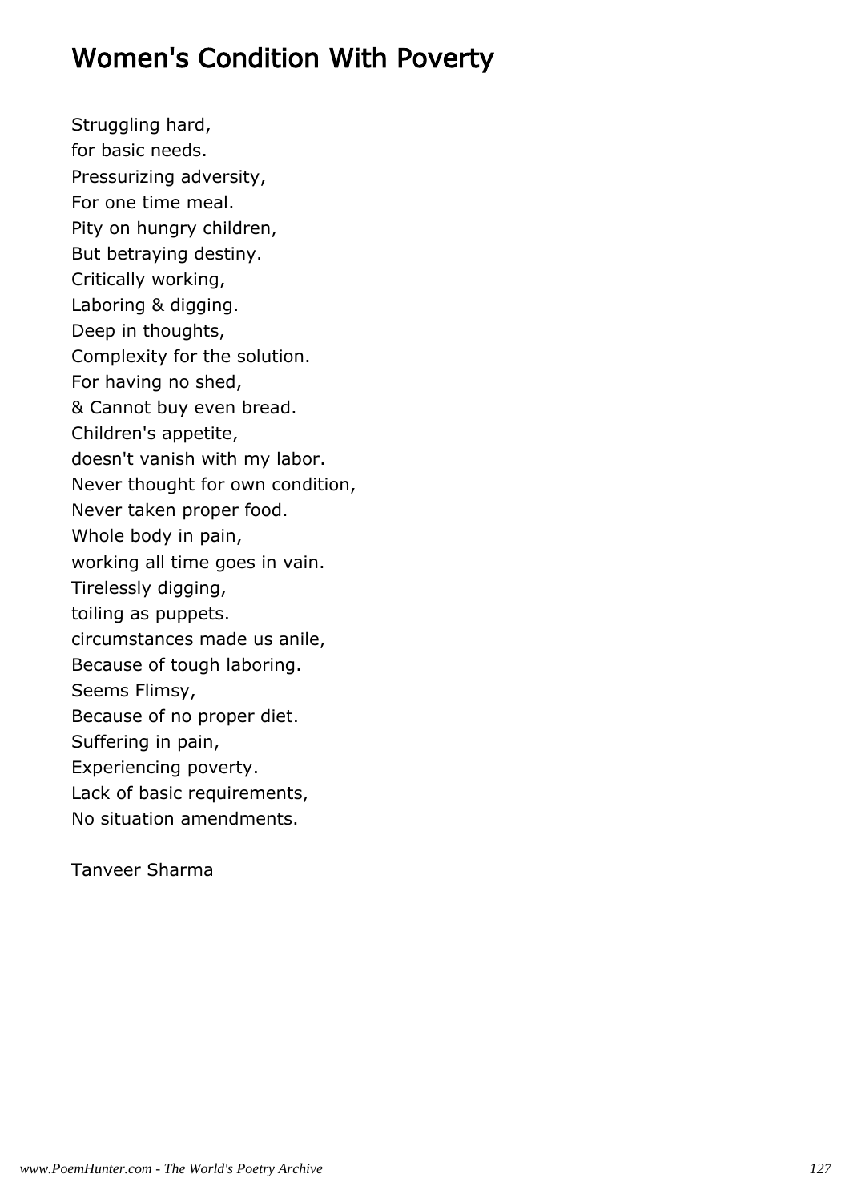# Women's Condition With Poverty

Struggling hard,
for basic needs.
Pressurizing adversity,
For one time meal.
Pity on hungry children,
But betraying destiny.
Critically working,
Laboring & digging.
Deep in thoughts,
Complexity for the solution.
For having no shed,
& Cannot buy even bread.
Children's appetite,
doesn't vanish with my labor.
Never thought for own condition,
Never taken proper food.
Whole body in pain,
working all time goes in vain.
Tirelessly digging,
toiling as puppets.
circumstances made us anile,
Because of tough laboring.
Seems Flimsy,
Because of no proper diet.
Suffering in pain,
Experiencing poverty.
Lack of basic requirements,
No situation amendments.

Tanveer Sharma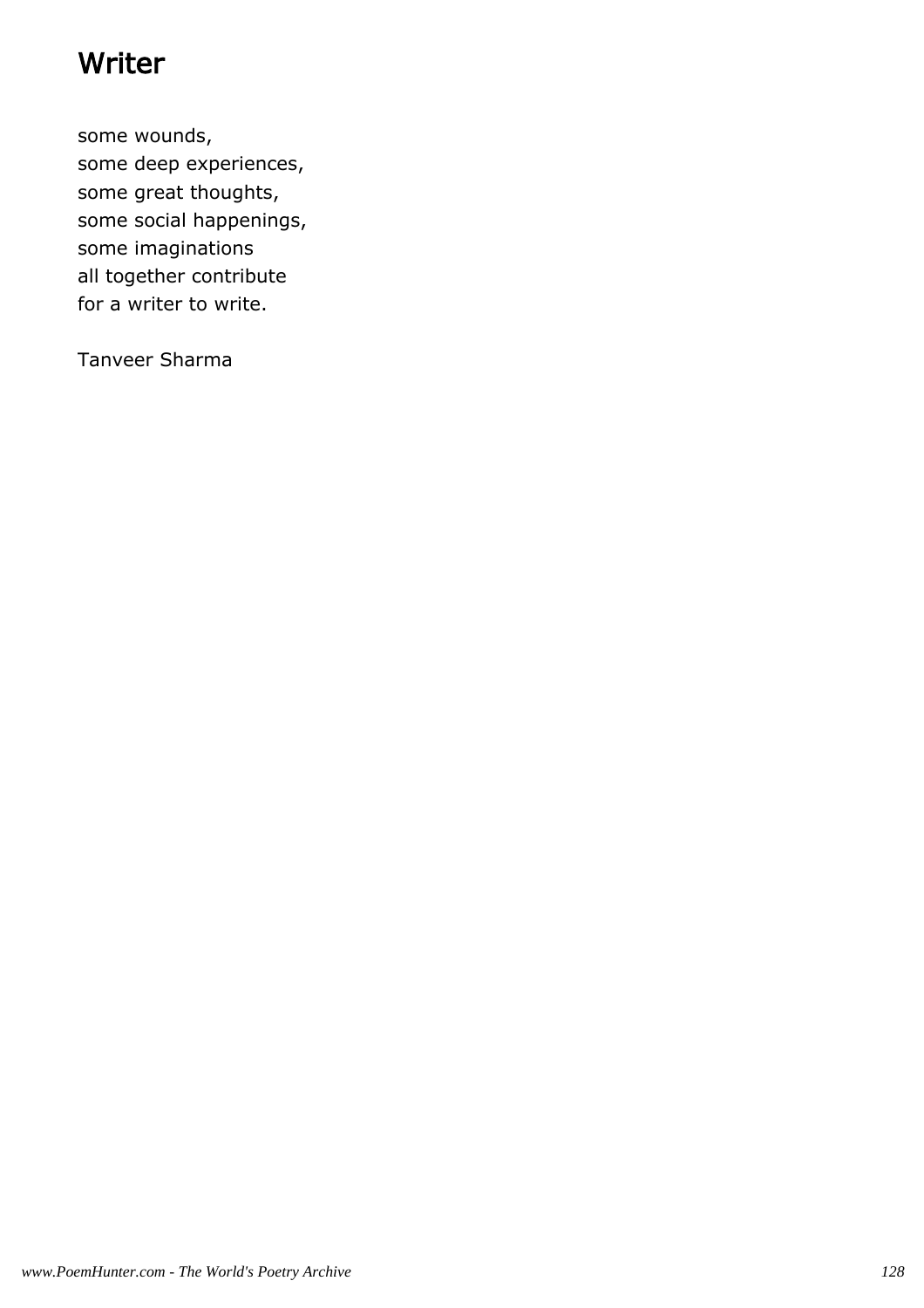# Writer

some wounds,  
some deep experiences,  
some great thoughts,  
some social happenings,  
some imaginations  
all together contribute  
for a writer to write.

Tanveer Sharma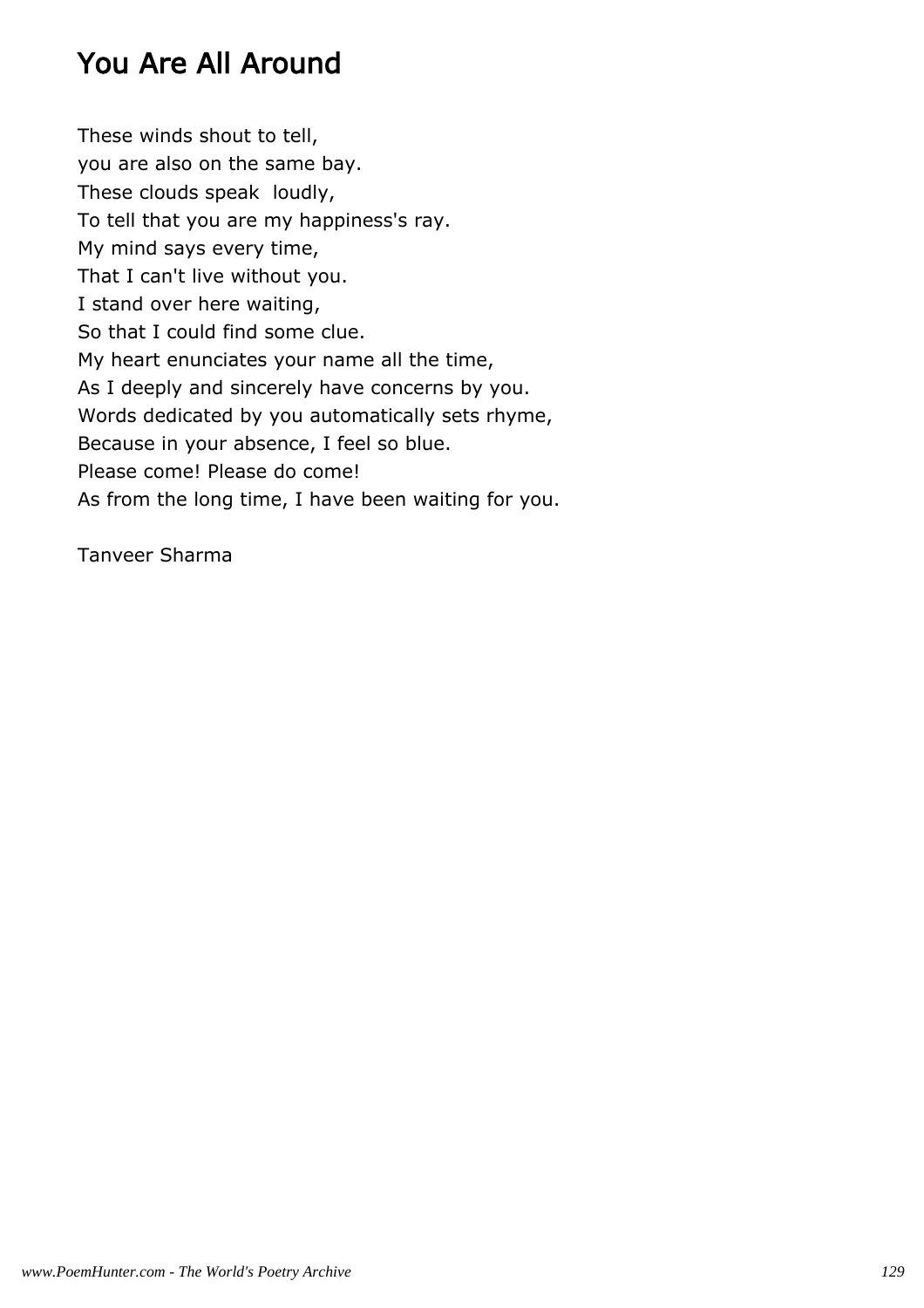# You Are All Around

These winds shout to tell,  
you are also on the same bay.  
These clouds speak  loudly,  
To tell that you are my happiness's ray.  
My mind says every time,  
That I can't live without you.  
I stand over here waiting,  
So that I could find some clue.  
My heart enunciates your name all the time,  
As I deeply and sincerely have concerns by you.  
Words dedicated by you automatically sets rhyme,  
Because in your absence, I feel so blue.  
Please come! Please do come!  
As from the long time, I have been waiting for you.

Tanveer Sharma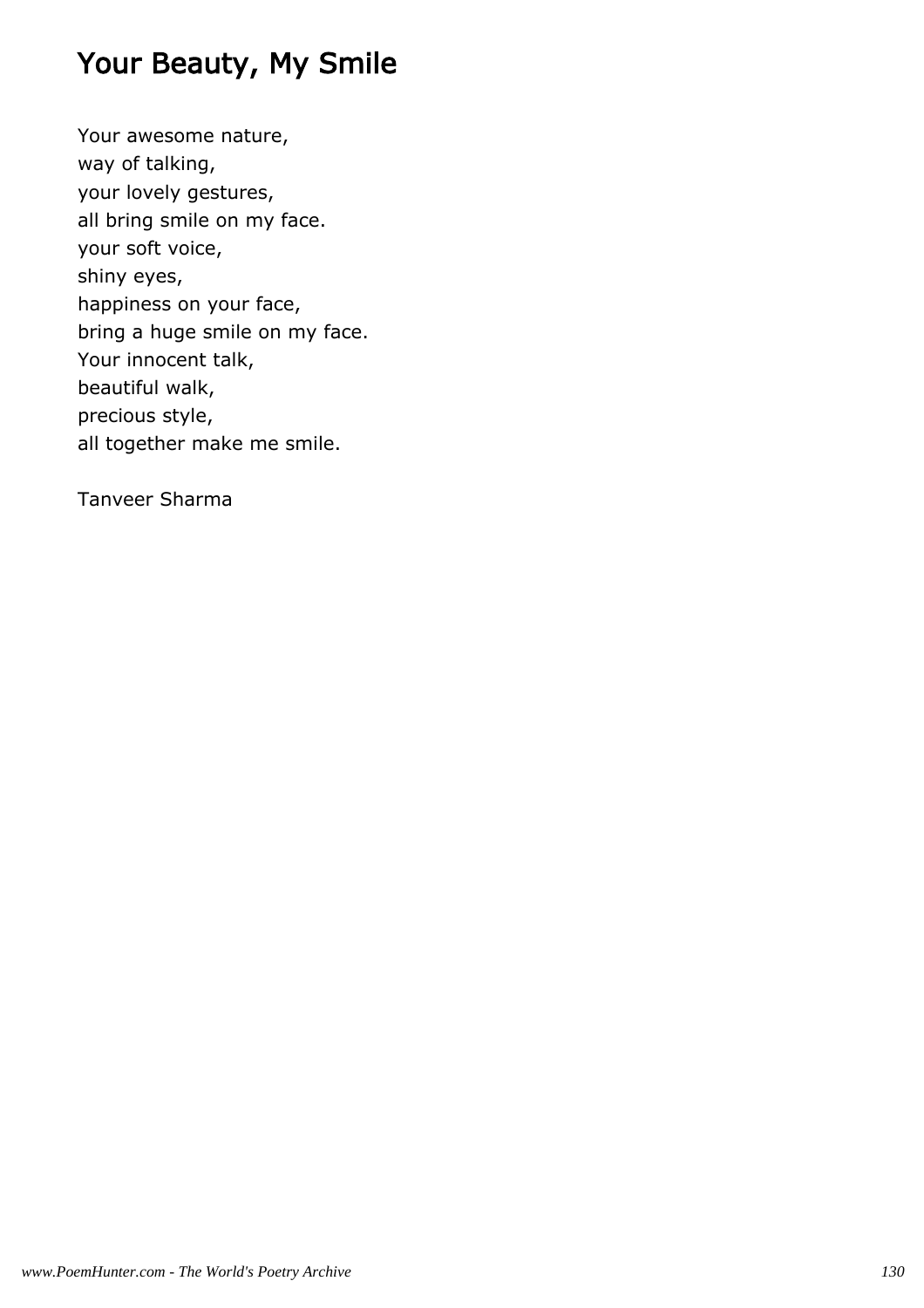# Your Beauty, My Smile

Your awesome nature,
way of talking,
your lovely gestures,
all bring smile on my face.
your soft voice,
shiny eyes,
happiness on your face,
bring a huge smile on my face.
Your innocent talk,
beautiful walk,
precious style,
all together make me smile.

Tanveer Sharma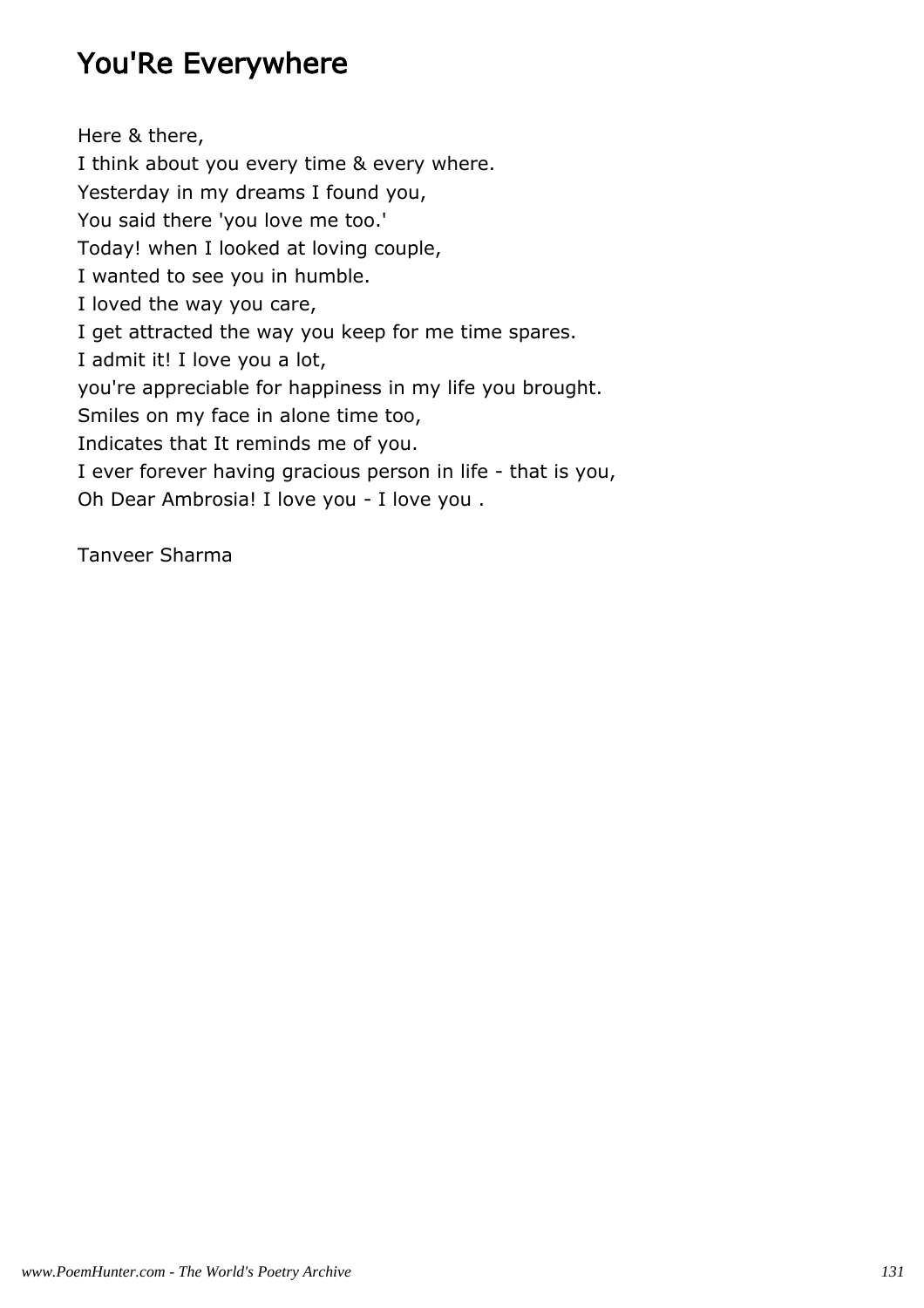# You'Re Everywhere

Here & there,  
I think about you every time & every where.  
Yesterday in my dreams I found you,  
You said there 'you love me too.'  
Today! when I looked at loving couple,  
I wanted to see you in humble.  
I loved the way you care,  
I get attracted the way you keep for me time spares.  
I admit it! I love you a lot,  
you're appreciable for happiness in my life you brought.  
Smiles on my face in alone time too,  
Indicates that It reminds me of you.  
I ever forever having gracious person in life - that is you,  
Oh Dear Ambrosia! I love you - I love you .

Tanveer Sharma